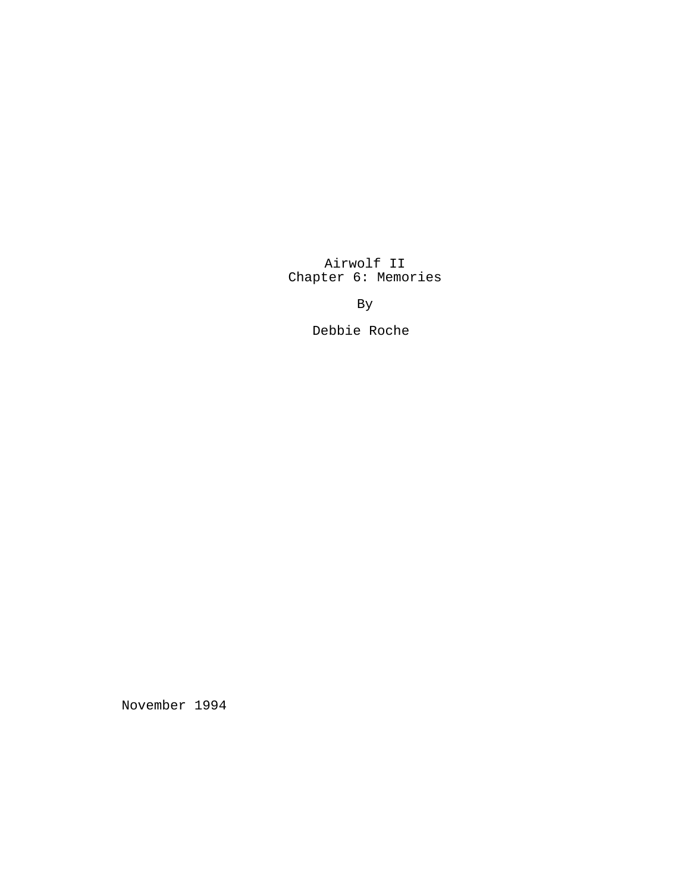# Airwolf II
## Chapter 6: Memories

By

Debbie Roche

November 1994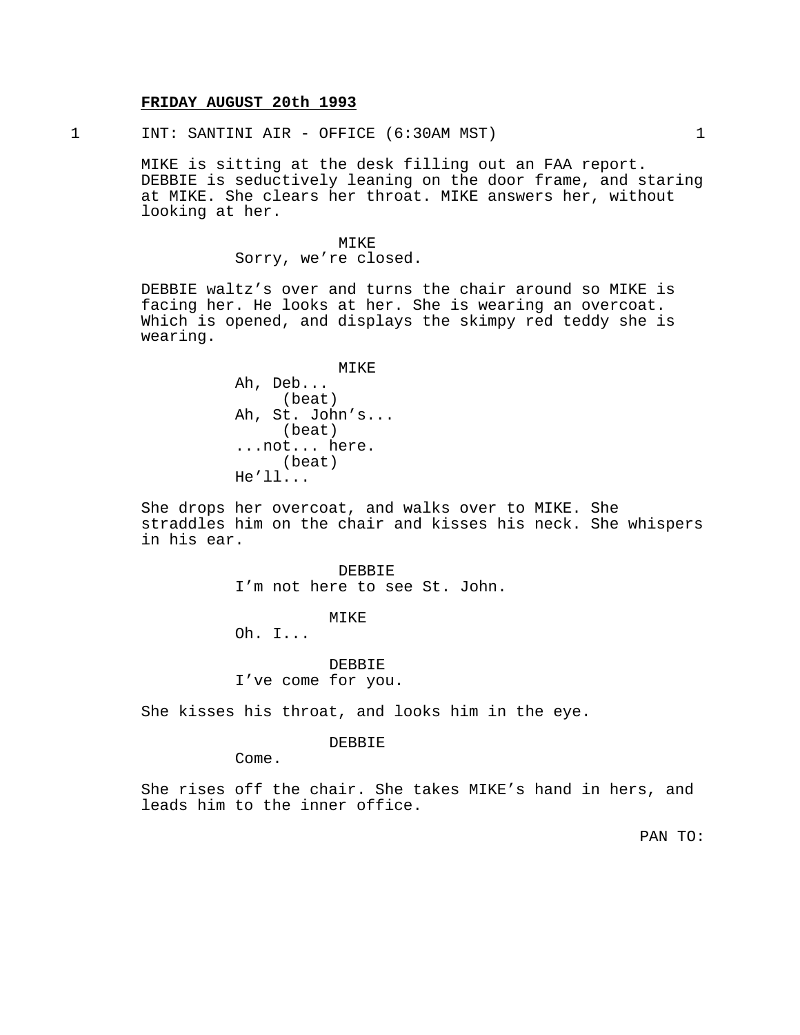**FRIDAY AUGUST 20th 1993**

1 INT: SANTINI AIR - OFFICE (6:30AM MST) 1

MIKE is sitting at the desk filling out an FAA report. DEBBIE is seductively leaning on the door frame, and staring at MIKE. She clears her throat. MIKE answers her, without looking at her.

MIKE
Sorry, we're closed.

DEBBIE waltz's over and turns the chair around so MIKE is facing her. He looks at her. She is wearing an overcoat. Which is opened, and displays the skimpy red teddy she is wearing.

MIKE
Ah, Deb...
(beat)
Ah, St. John's...
(beat)
...not... here.
(beat)
He'll...

She drops her overcoat, and walks over to MIKE. She straddles him on the chair and kisses his neck. She whispers in his ear.

DEBBIE
I'm not here to see St. John.

MIKE
Oh. I...

DEBBIE
I've come for you.

She kisses his throat, and looks him in the eye.

DEBBIE
Come.

She rises off the chair. She takes MIKE's hand in hers, and leads him to the inner office.

PAN TO: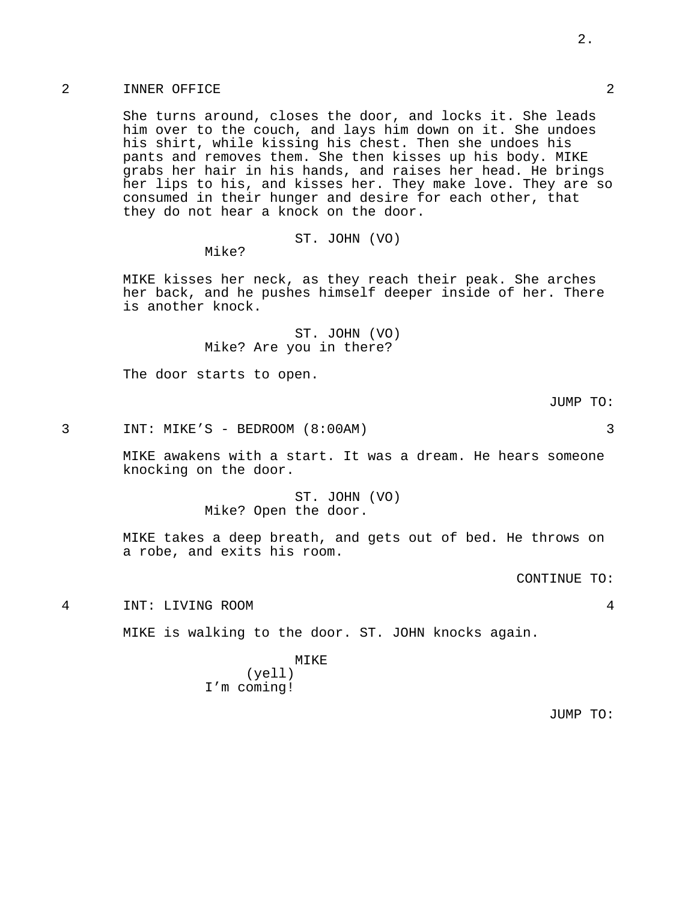2 INNER OFFICE 2

She turns around, closes the door, and locks it. She leads him over to the couch, and lays him down on it. She undoes his shirt, while kissing his chest. Then she undoes his pants and removes them. She then kisses up his body. MIKE grabs her hair in his hands, and raises her head. He brings her lips to his, and kisses her. They make love. They are so consumed in their hunger and desire for each other, that they do not hear a knock on the door.

ST. JOHN (VO)
Mike?

MIKE kisses her neck, as they reach their peak. She arches her back, and he pushes himself deeper inside of her. There is another knock.

ST. JOHN (VO)
Mike? Are you in there?

The door starts to open.

JUMP TO:

3 INT: MIKE'S - BEDROOM (8:00AM) 3

MIKE awakens with a start. It was a dream. He hears someone knocking on the door.

ST. JOHN (VO)
Mike? Open the door.

MIKE takes a deep breath, and gets out of bed. He throws on a robe, and exits his room.

CONTINUE TO:

4 INT: LIVING ROOM 4

MIKE is walking to the door. ST. JOHN knocks again.

MIKE
(yell)
I'm coming!

JUMP TO: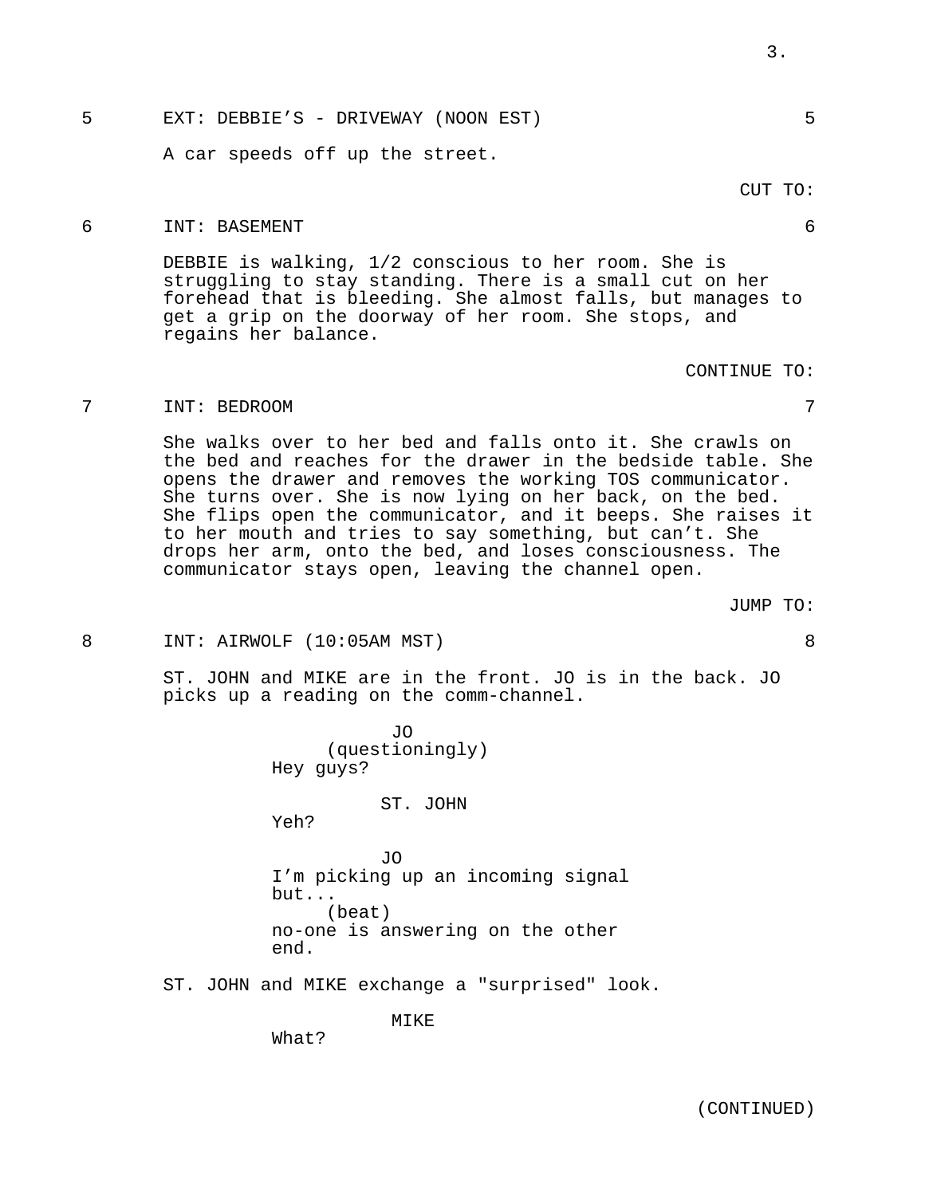5 EXT: DEBBIE'S - DRIVEWAY (NOON EST) 5

A car speeds off up the street.

CUT TO:

6 INT: BASEMENT 6

DEBBIE is walking, 1/2 conscious to her room. She is struggling to stay standing. There is a small cut on her forehead that is bleeding. She almost falls, but manages to get a grip on the doorway of her room. She stops, and regains her balance.

CONTINUE TO:

7 INT: BEDROOM 7

She walks over to her bed and falls onto it. She crawls on the bed and reaches for the drawer in the bedside table. She opens the drawer and removes the working TOS communicator. She turns over. She is now lying on her back, on the bed. She flips open the communicator, and it beeps. She raises it to her mouth and tries to say something, but can't. She drops her arm, onto the bed, and loses consciousness. The communicator stays open, leaving the channel open.

JUMP TO:

8 INT: AIRWOLF (10:05AM MST) 8

ST. JOHN and MIKE are in the front. JO is in the back. JO picks up a reading on the comm-channel.

JO
(questioningly)
Hey guys?

ST. JOHN
Yeh?

JO
I'm picking up an incoming signal but...
(beat)
no-one is answering on the other end.

ST. JOHN and MIKE exchange a "surprised" look.

MIKE
What?

(CONTINUED)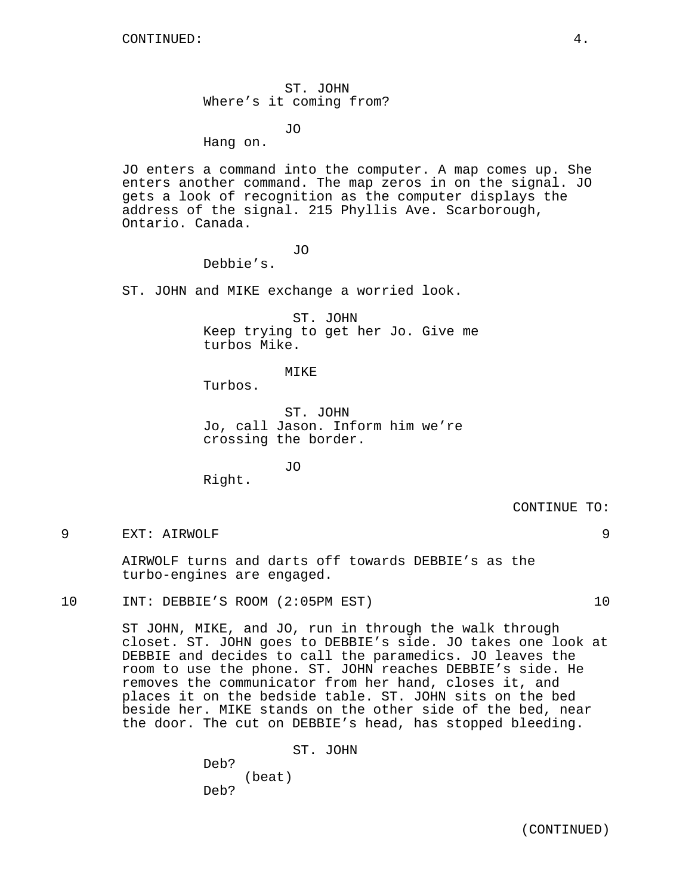ST. JOHN
Where's it coming from?

JO
Hang on.

JO enters a command into the computer. A map comes up. She enters another command. The map zeros in on the signal. JO gets a look of recognition as the computer displays the address of the signal. 215 Phyllis Ave. Scarborough, Ontario. Canada.

JO
Debbie's.

ST. JOHN and MIKE exchange a worried look.

ST. JOHN
Keep trying to get her Jo. Give me turbos Mike.

MIKE
Turbos.

ST. JOHN
Jo, call Jason. Inform him we're crossing the border.

JO
Right.

CONTINUE TO:

9 EXT: AIRWOLF 9

AIRWOLF turns and darts off towards DEBBIE's as the turbo-engines are engaged.

10 INT: DEBBIE'S ROOM (2:05PM EST) 10

ST JOHN, MIKE, and JO, run in through the walk through closet. ST. JOHN goes to DEBBIE's side. JO takes one look at DEBBIE and decides to call the paramedics. JO leaves the room to use the phone. ST. JOHN reaches DEBBIE's side. He removes the communicator from her hand, closes it, and places it on the bedside table. ST. JOHN sits on the bed beside her. MIKE stands on the other side of the bed, near the door. The cut on DEBBIE's head, has stopped bleeding.

ST. JOHN
Deb?
(beat)
Deb?

(CONTINUED)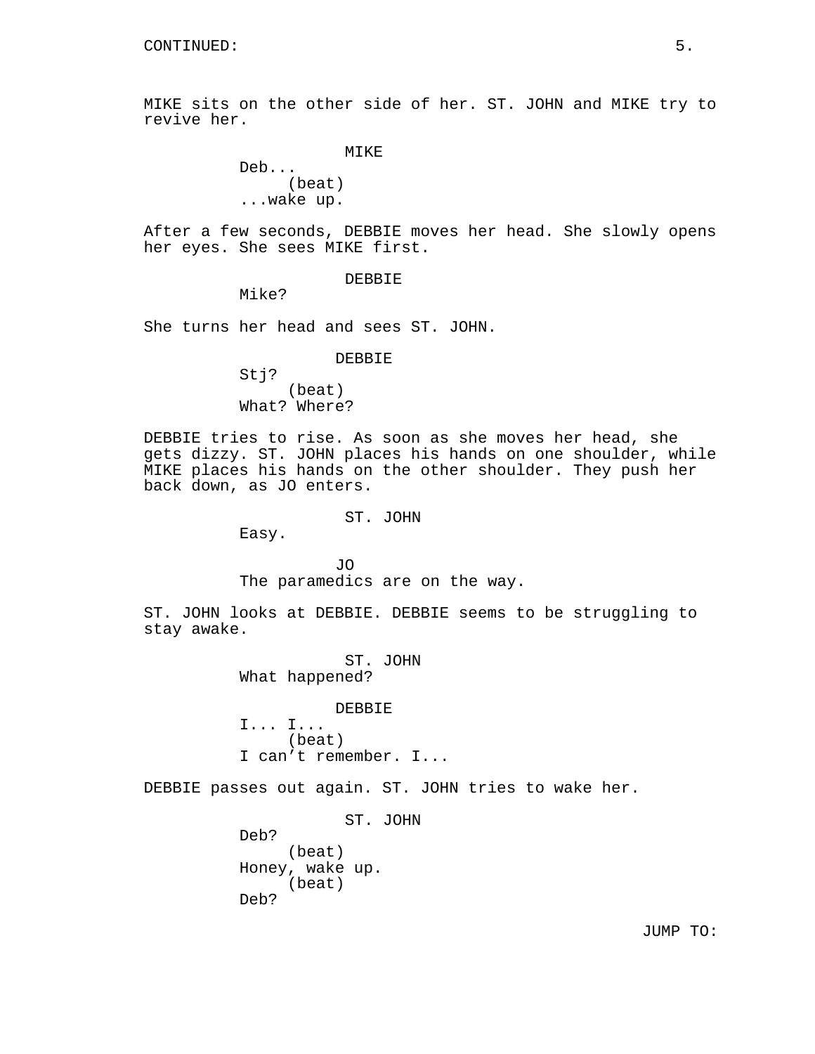CONTINUED:

MIKE sits on the other side of her. ST. JOHN and MIKE try to revive her.

MIKE
Deb...
(beat)
...wake up.

After a few seconds, DEBBIE moves her head. She slowly opens her eyes. She sees MIKE first.

DEBBIE
Mike?

She turns her head and sees ST. JOHN.

DEBBIE
Stj?
(beat)
What? Where?

DEBBIE tries to rise. As soon as she moves her head, she gets dizzy. ST. JOHN places his hands on one shoulder, while MIKE places his hands on the other shoulder. They push her back down, as JO enters.

ST. JOHN
Easy.

JO
The paramedics are on the way.

ST. JOHN looks at DEBBIE. DEBBIE seems to be struggling to stay awake.

ST. JOHN
What happened?

DEBBIE
I... I...
(beat)
I can't remember. I...

DEBBIE passes out again. ST. JOHN tries to wake her.

ST. JOHN
Deb?
(beat)
Honey, wake up.
(beat)
Deb?

JUMP TO: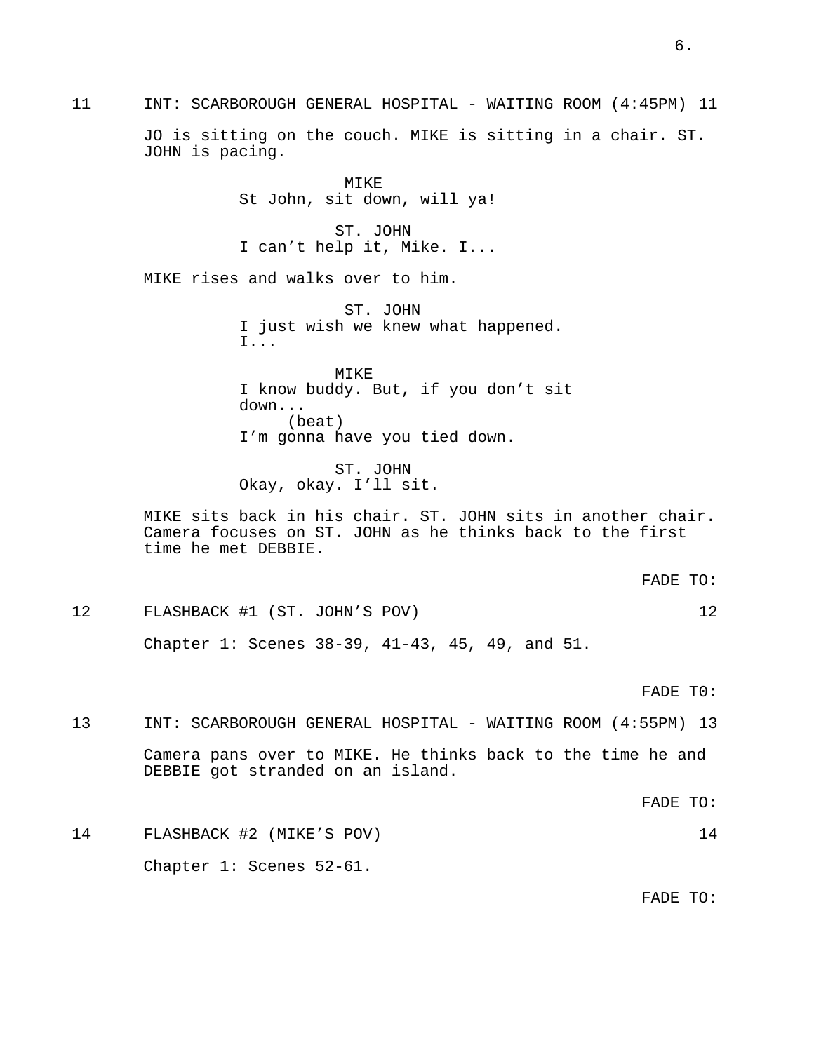11 INT: SCARBOROUGH GENERAL HOSPITAL - WAITING ROOM (4:45PM) 11

JO is sitting on the couch. MIKE is sitting in a chair. ST. JOHN is pacing.

MIKE
St John, sit down, will ya!

ST. JOHN
I can't help it, Mike. I...

MIKE rises and walks over to him.

ST. JOHN
I just wish we knew what happened. I...

MIKE
I know buddy. But, if you don't sit down...
(beat)
I'm gonna have you tied down.

ST. JOHN
Okay, okay. I'll sit.

MIKE sits back in his chair. ST. JOHN sits in another chair. Camera focuses on ST. JOHN as he thinks back to the first time he met DEBBIE.

FADE TO:

12 FLASHBACK #1 (ST. JOHN'S POV) 12

Chapter 1: Scenes 38-39, 41-43, 45, 49, and 51.

FADE T0:

13 INT: SCARBOROUGH GENERAL HOSPITAL - WAITING ROOM (4:55PM) 13

Camera pans over to MIKE. He thinks back to the time he and DEBBIE got stranded on an island.

FADE TO:

14 FLASHBACK #2 (MIKE'S POV) 14

Chapter 1: Scenes 52-61.

FADE TO: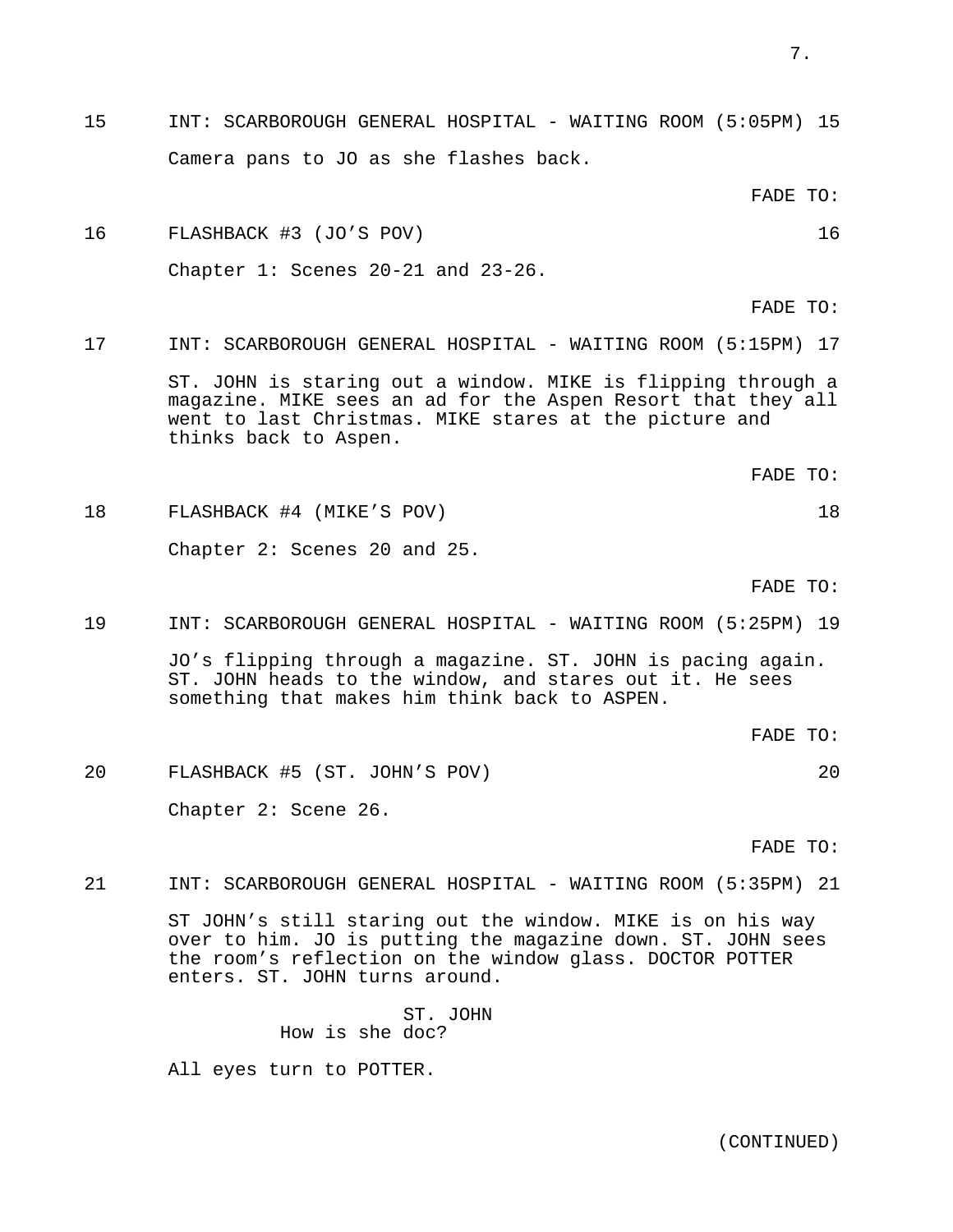15 INT: SCARBOROUGH GENERAL HOSPITAL - WAITING ROOM (5:05PM) 15

Camera pans to JO as she flashes back.

FADE TO:

16 FLASHBACK #3 (JO'S POV) 16

Chapter 1: Scenes 20-21 and 23-26.

FADE TO:

17 INT: SCARBOROUGH GENERAL HOSPITAL - WAITING ROOM (5:15PM) 17

ST. JOHN is staring out a window. MIKE is flipping through a magazine. MIKE sees an ad for the Aspen Resort that they all went to last Christmas. MIKE stares at the picture and thinks back to Aspen.

FADE TO:

18 FLASHBACK #4 (MIKE'S POV) 18

Chapter 2: Scenes 20 and 25.

FADE TO:

19 INT: SCARBOROUGH GENERAL HOSPITAL - WAITING ROOM (5:25PM) 19

JO's flipping through a magazine. ST. JOHN is pacing again. ST. JOHN heads to the window, and stares out it. He sees something that makes him think back to ASPEN.

FADE TO:

20 FLASHBACK #5 (ST. JOHN'S POV) 20

Chapter 2: Scene 26.

FADE TO:

21 INT: SCARBOROUGH GENERAL HOSPITAL - WAITING ROOM (5:35PM) 21

ST JOHN's still staring out the window. MIKE is on his way over to him. JO is putting the magazine down. ST. JOHN sees the room's reflection on the window glass. DOCTOR POTTER enters. ST. JOHN turns around.

ST. JOHN

How is she doc?

All eyes turn to POTTER.

(CONTINUED)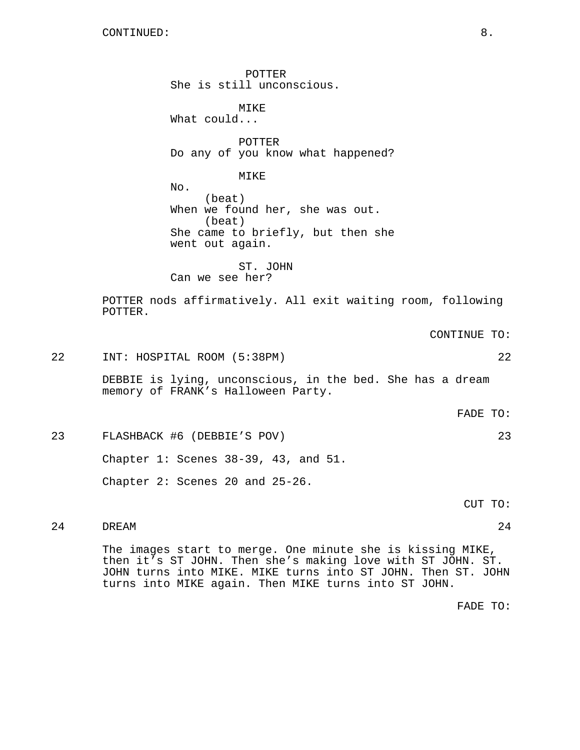POTTER
She is still unconscious.

MIKE
What could...

POTTER
Do any of you know what happened?

MIKE
No.
(beat)
When we found her, she was out.
(beat)
She came to briefly, but then she went out again.

ST. JOHN
Can we see her?

POTTER nods affirmatively. All exit waiting room, following POTTER.

CONTINUE TO:

22 INT: HOSPITAL ROOM (5:38PM) 22

DEBBIE is lying, unconscious, in the bed. She has a dream memory of FRANK's Halloween Party.

FADE TO:

23 FLASHBACK #6 (DEBBIE'S POV) 23

Chapter 1: Scenes 38-39, 43, and 51.

Chapter 2: Scenes 20 and 25-26.

CUT TO:

24 DREAM 24

The images start to merge. One minute she is kissing MIKE, then it's ST JOHN. Then she's making love with ST JOHN. ST. JOHN turns into MIKE. MIKE turns into ST JOHN. Then ST. JOHN turns into MIKE again. Then MIKE turns into ST JOHN.

FADE TO: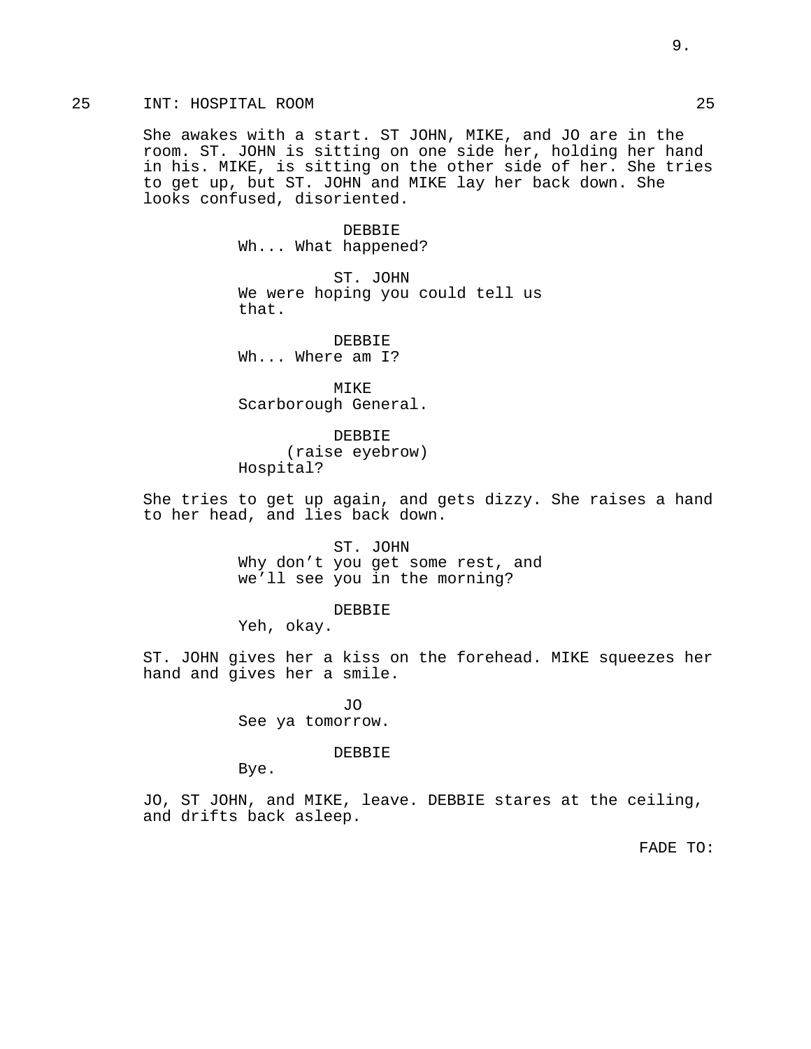25 INT: HOSPITAL ROOM 25

She awakes with a start. ST JOHN, MIKE, and JO are in the room. ST. JOHN is sitting on one side her, holding her hand in his. MIKE, is sitting on the other side of her. She tries to get up, but ST. JOHN and MIKE lay her back down. She looks confused, disoriented.

DEBBIE
Wh... What happened?

ST. JOHN
We were hoping you could tell us that.

DEBBIE
Wh... Where am I?

MIKE
Scarborough General.

DEBBIE
(raise eyebrow)
Hospital?

She tries to get up again, and gets dizzy. She raises a hand to her head, and lies back down.

ST. JOHN
Why don't you get some rest, and we'll see you in the morning?

DEBBIE
Yeh, okay.

ST. JOHN gives her a kiss on the forehead. MIKE squeezes her hand and gives her a smile.

JO
See ya tomorrow.

DEBBIE
Bye.

JO, ST JOHN, and MIKE, leave. DEBBIE stares at the ceiling, and drifts back asleep.

FADE TO: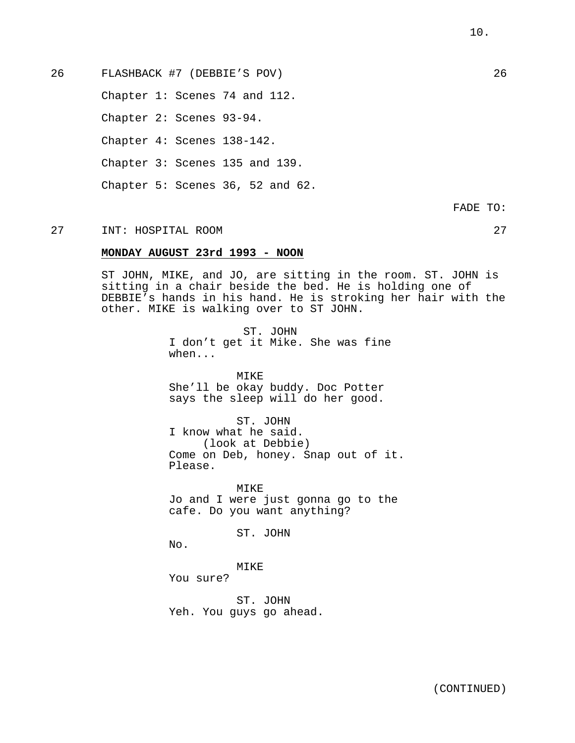26 FLASHBACK #7 (DEBBIE'S POV) 26

Chapter 1: Scenes 74 and 112.

Chapter 2: Scenes 93-94.

Chapter 4: Scenes 138-142.

Chapter 3: Scenes 135 and 139.

Chapter 5: Scenes 36, 52 and 62.

FADE TO:

27 INT: HOSPITAL ROOM 27

**MONDAY AUGUST 23rd 1993 - NOON**

ST JOHN, MIKE, and JO, are sitting in the room. ST. JOHN is sitting in a chair beside the bed. He is holding one of DEBBIE's hands in his hand. He is stroking her hair with the other. MIKE is walking over to ST JOHN.

ST. JOHN
I don't get it Mike. She was fine when...

MIKE
She'll be okay buddy. Doc Potter says the sleep will do her good.

ST. JOHN
I know what he said.
(look at Debbie)
Come on Deb, honey. Snap out of it. Please.

MIKE
Jo and I were just gonna go to the cafe. Do you want anything?

ST. JOHN
No.

MIKE
You sure?

ST. JOHN
Yeh. You guys go ahead.

(CONTINUED)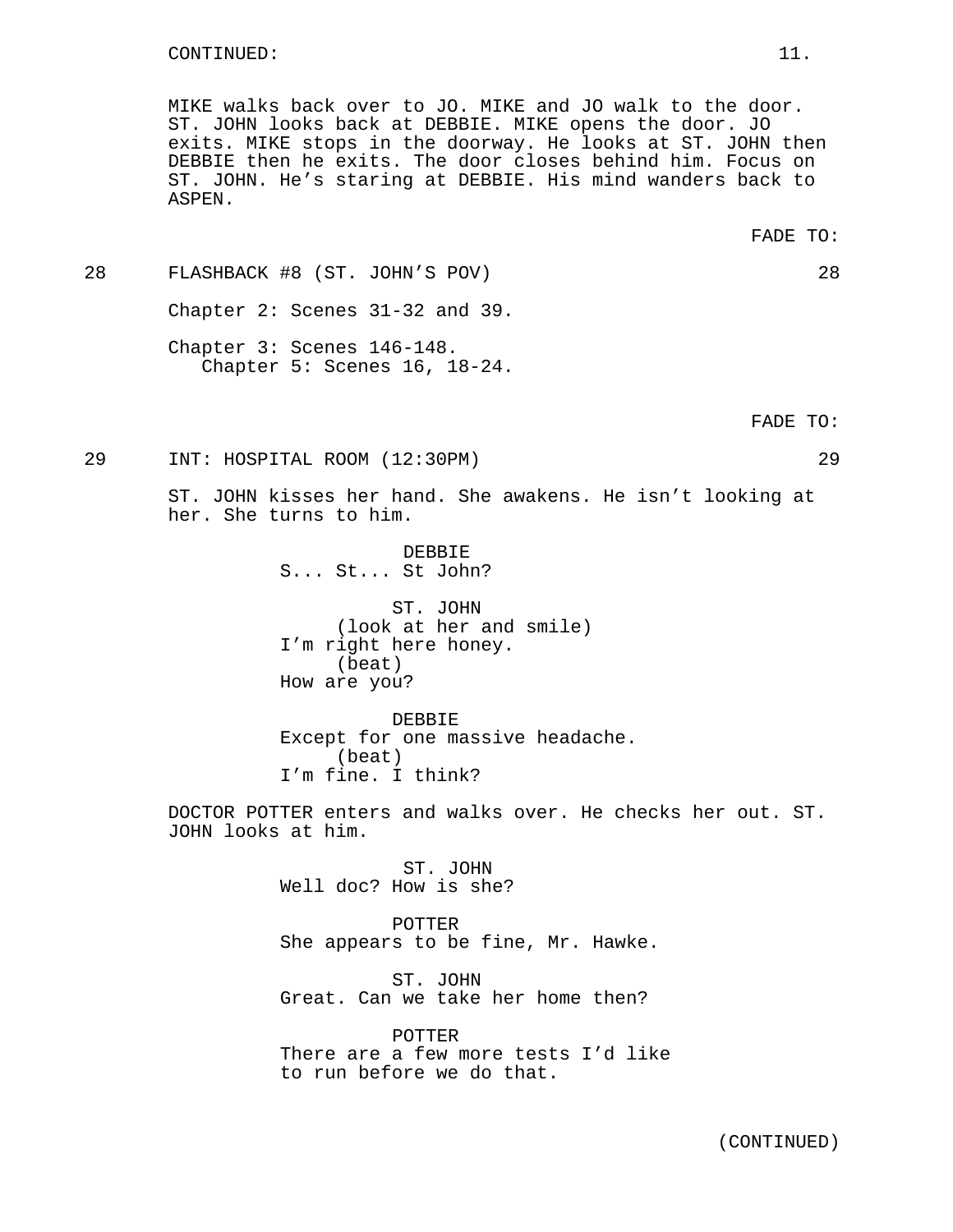CONTINUED:

MIKE walks back over to JO. MIKE and JO walk to the door. ST. JOHN looks back at DEBBIE. MIKE opens the door. JO exits. MIKE stops in the doorway. He looks at ST. JOHN then DEBBIE then he exits. The door closes behind him. Focus on ST. JOHN. He's staring at DEBBIE. His mind wanders back to ASPEN.

FADE TO:

28 FLASHBACK #8 (ST. JOHN'S POV) 28

Chapter 2: Scenes 31-32 and 39.

Chapter 3: Scenes 146-148.
Chapter 5: Scenes 16, 18-24.

FADE TO:

29 INT: HOSPITAL ROOM (12:30PM) 29

ST. JOHN kisses her hand. She awakens. He isn't looking at her. She turns to him.

DEBBIE
S... St... St John?

ST. JOHN
(look at her and smile)
I'm right here honey.
(beat)
How are you?

DEBBIE
Except for one massive headache.
(beat)
I'm fine. I think?

DOCTOR POTTER enters and walks over. He checks her out. ST. JOHN looks at him.

ST. JOHN
Well doc? How is she?

POTTER
She appears to be fine, Mr. Hawke.

ST. JOHN
Great. Can we take her home then?

POTTER
There are a few more tests I'd like to run before we do that.

(CONTINUED)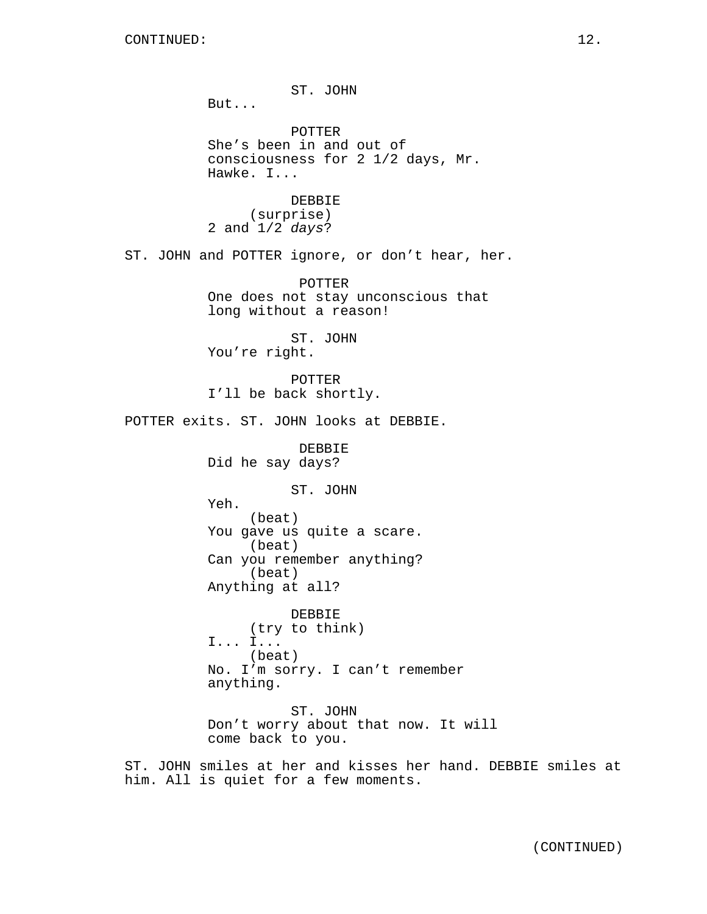CONTINUED:

ST. JOHN
But...

POTTER
She's been in and out of consciousness for 2 1/2 days, Mr. Hawke. I...

DEBBIE
(surprise)
2 and 1/2 *days*?

ST. JOHN and POTTER ignore, or don't hear, her.

POTTER
One does not stay unconscious that long without a reason!

ST. JOHN
You're right.

POTTER
I'll be back shortly.

POTTER exits. ST. JOHN looks at DEBBIE.

DEBBIE
Did he say days?

ST. JOHN
Yeh.
(beat)
You gave us quite a scare.
(beat)
Can you remember anything?
(beat)
Anything at all?

DEBBIE
(try to think)
I... I...
(beat)
No. I'm sorry. I can't remember anything.

ST. JOHN
Don't worry about that now. It will come back to you.

ST. JOHN smiles at her and kisses her hand. DEBBIE smiles at him. All is quiet for a few moments.

(CONTINUED)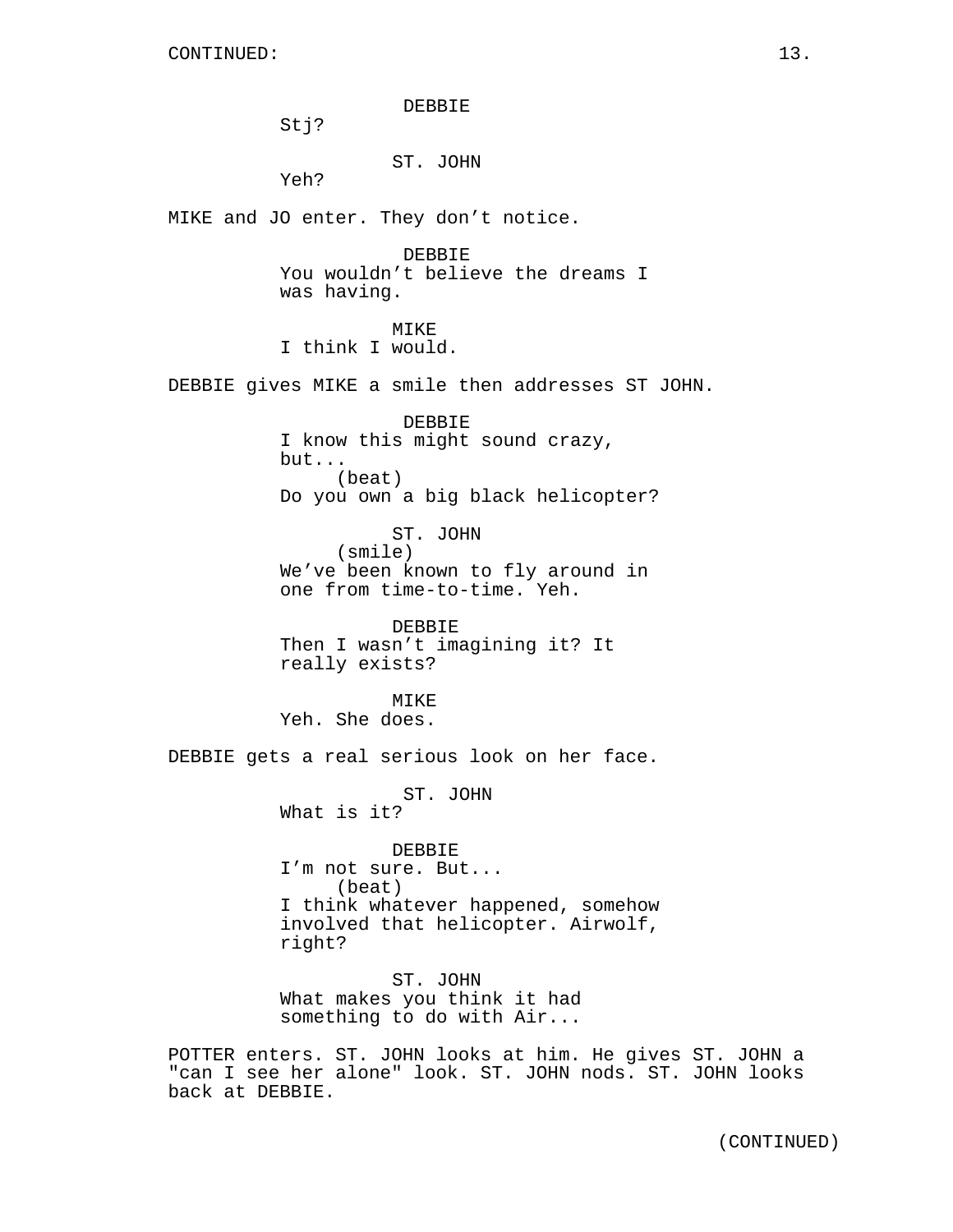CONTINUED:

DEBBIE
Stj?

ST. JOHN
Yeh?

MIKE and JO enter. They don't notice.

DEBBIE
You wouldn't believe the dreams I was having.

MIKE
I think I would.

DEBBIE gives MIKE a smile then addresses ST JOHN.

DEBBIE
I know this might sound crazy, but...
(beat)
Do you own a big black helicopter?

ST. JOHN
(smile)
We've been known to fly around in one from time-to-time. Yeh.

DEBBIE
Then I wasn't imagining it? It really exists?

MIKE
Yeh. She does.

DEBBIE gets a real serious look on her face.

ST. JOHN
What is it?

DEBBIE
I'm not sure. But...
(beat)
I think whatever happened, somehow involved that helicopter. Airwolf, right?

ST. JOHN
What makes you think it had something to do with Air...

POTTER enters. ST. JOHN looks at him. He gives ST. JOHN a "can I see her alone" look. ST. JOHN nods. ST. JOHN looks back at DEBBIE.

(CONTINUED)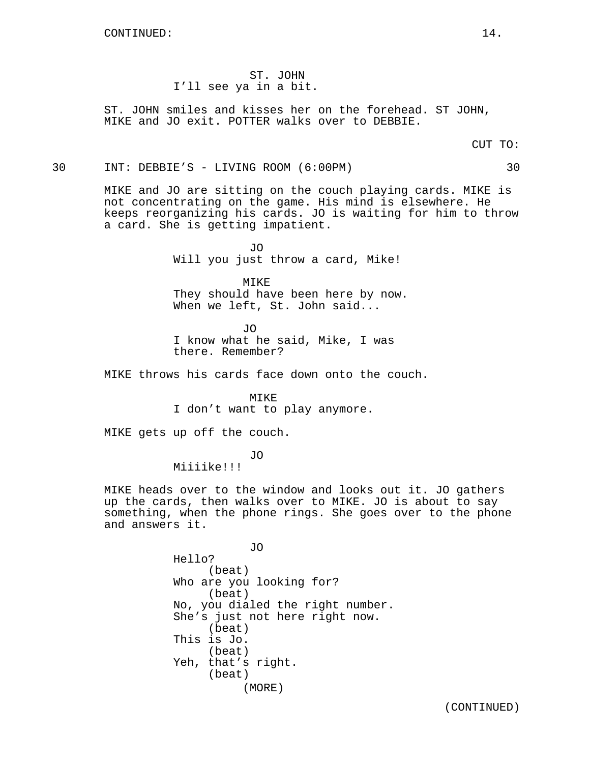CONTINUED:

ST. JOHN
I'll see ya in a bit.

ST. JOHN smiles and kisses her on the forehead. ST JOHN, MIKE and JO exit. POTTER walks over to DEBBIE.

CUT TO:

30 INT: DEBBIE'S - LIVING ROOM (6:00PM) 30

MIKE and JO are sitting on the couch playing cards. MIKE is not concentrating on the game. His mind is elsewhere. He keeps reorganizing his cards. JO is waiting for him to throw a card. She is getting impatient.

JO
Will you just throw a card, Mike!

MIKE
They should have been here by now. When we left, St. John said...

JO
I know what he said, Mike, I was there. Remember?

MIKE throws his cards face down onto the couch.

MIKE
I don't want to play anymore.

MIKE gets up off the couch.

JO
Miiiike!!!

MIKE heads over to the window and looks out it. JO gathers up the cards, then walks over to MIKE. JO is about to say something, when the phone rings. She goes over to the phone and answers it.

JO
Hello?
(beat)
Who are you looking for?
(beat)
No, you dialed the right number. She's just not here right now.
(beat)
This is Jo.
(beat)
Yeh, that's right.
(beat)
(MORE)

(CONTINUED)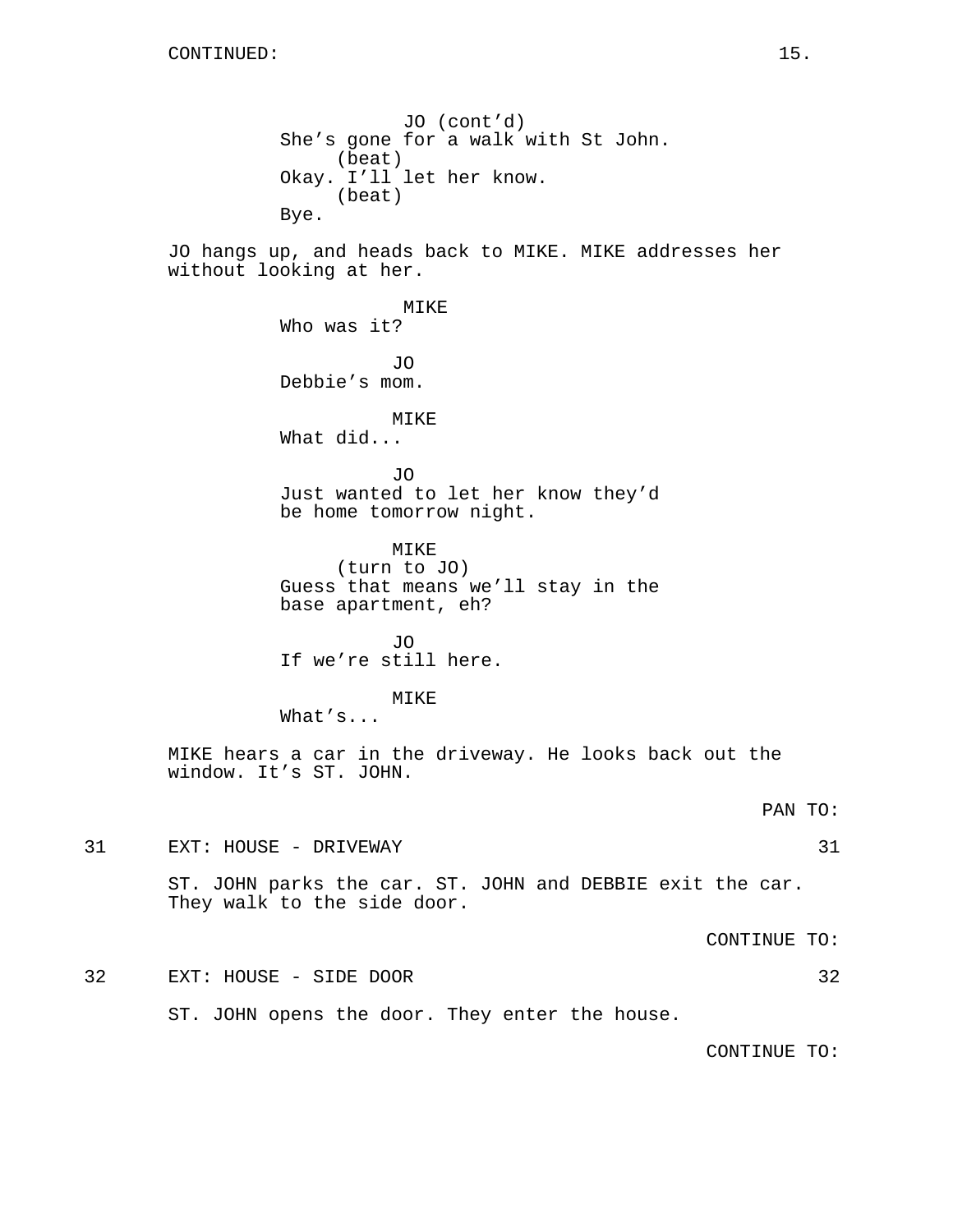CONTINUED:

JO (cont'd)
She's gone for a walk with St John.
(beat)
Okay. I'll let her know.
(beat)
Bye.

JO hangs up, and heads back to MIKE. MIKE addresses her without looking at her.

MIKE
Who was it?

JO
Debbie's mom.

MIKE
What did...

JO
Just wanted to let her know they'd be home tomorrow night.

MIKE
(turn to JO)
Guess that means we'll stay in the base apartment, eh?

JO
If we're still here.

MIKE
What's...

MIKE hears a car in the driveway. He looks back out the window. It's ST. JOHN.

PAN TO:

31 EXT: HOUSE - DRIVEWAY 31

ST. JOHN parks the car. ST. JOHN and DEBBIE exit the car. They walk to the side door.

CONTINUE TO:

32 EXT: HOUSE - SIDE DOOR 32

ST. JOHN opens the door. They enter the house.

CONTINUE TO: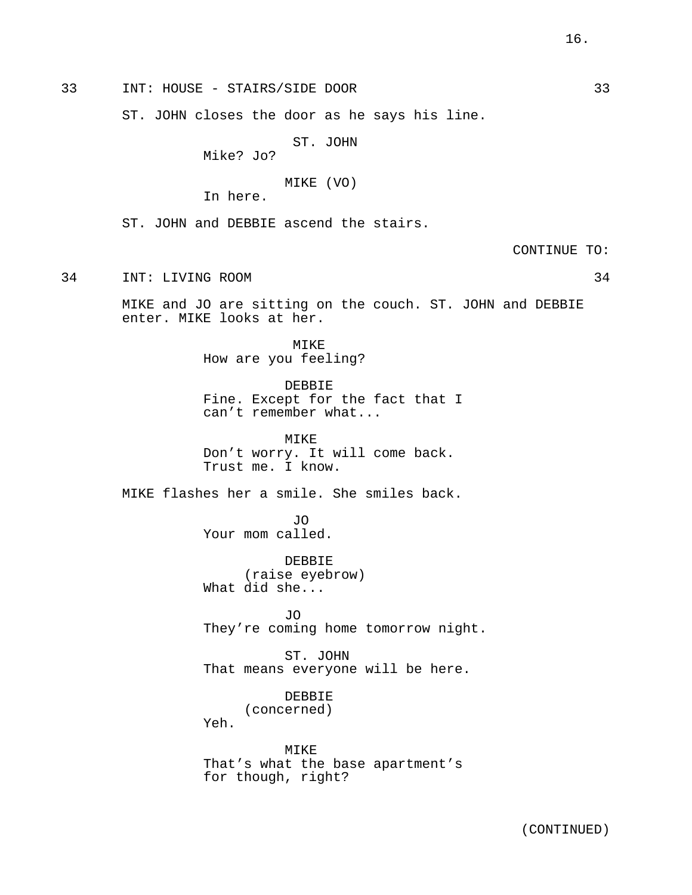33 INT: HOUSE - STAIRS/SIDE DOOR 33

ST. JOHN closes the door as he says his line.

ST. JOHN
Mike? Jo?

MIKE (VO)
In here.

ST. JOHN and DEBBIE ascend the stairs.

CONTINUE TO:

34 INT: LIVING ROOM 34

MIKE and JO are sitting on the couch. ST. JOHN and DEBBIE enter. MIKE looks at her.

MIKE
How are you feeling?

DEBBIE
Fine. Except for the fact that I can't remember what...

MIKE
Don't worry. It will come back. Trust me. I know.

MIKE flashes her a smile. She smiles back.

JO
Your mom called.

DEBBIE
(raise eyebrow)
What did she...

JO
They're coming home tomorrow night.

ST. JOHN
That means everyone will be here.

DEBBIE
(concerned)
Yeh.

MIKE
That's what the base apartment's for though, right?

(CONTINUED)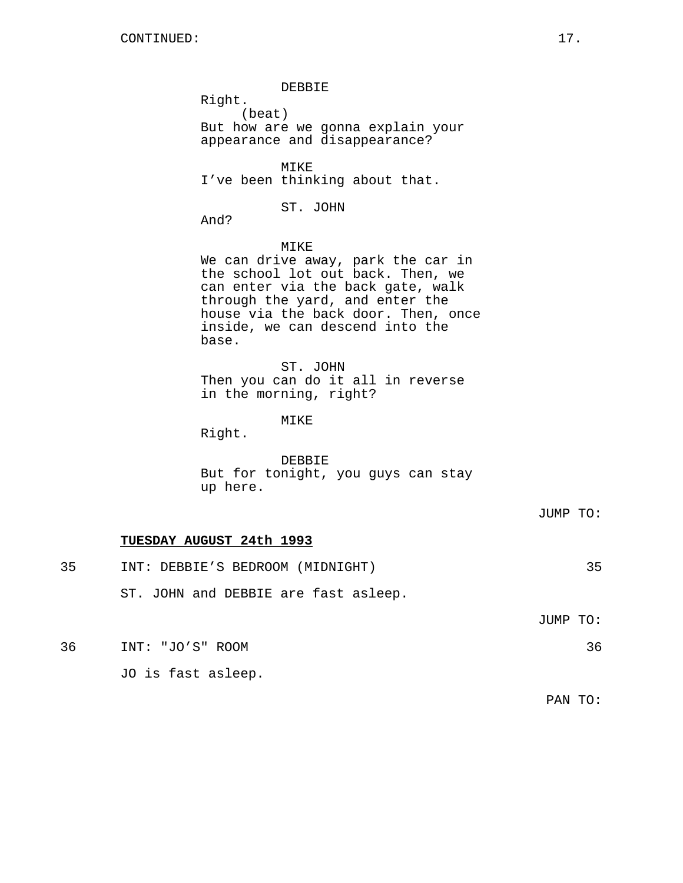CONTINUED:

DEBBIE
Right.
(beat)
But how are we gonna explain your appearance and disappearance?

MIKE
I've been thinking about that.

ST. JOHN
And?

MIKE
We can drive away, park the car in the school lot out back. Then, we can enter via the back gate, walk through the yard, and enter the house via the back door. Then, once inside, we can descend into the base.

ST. JOHN
Then you can do it all in reverse in the morning, right?

MIKE
Right.

DEBBIE
But for tonight, you guys can stay up here.

JUMP TO:

**TUESDAY AUGUST 24th 1993**

35 INT: DEBBIE'S BEDROOM (MIDNIGHT) 35

ST. JOHN and DEBBIE are fast asleep.

JUMP TO:

36 INT: "JO'S" ROOM 36

JO is fast asleep.

PAN TO: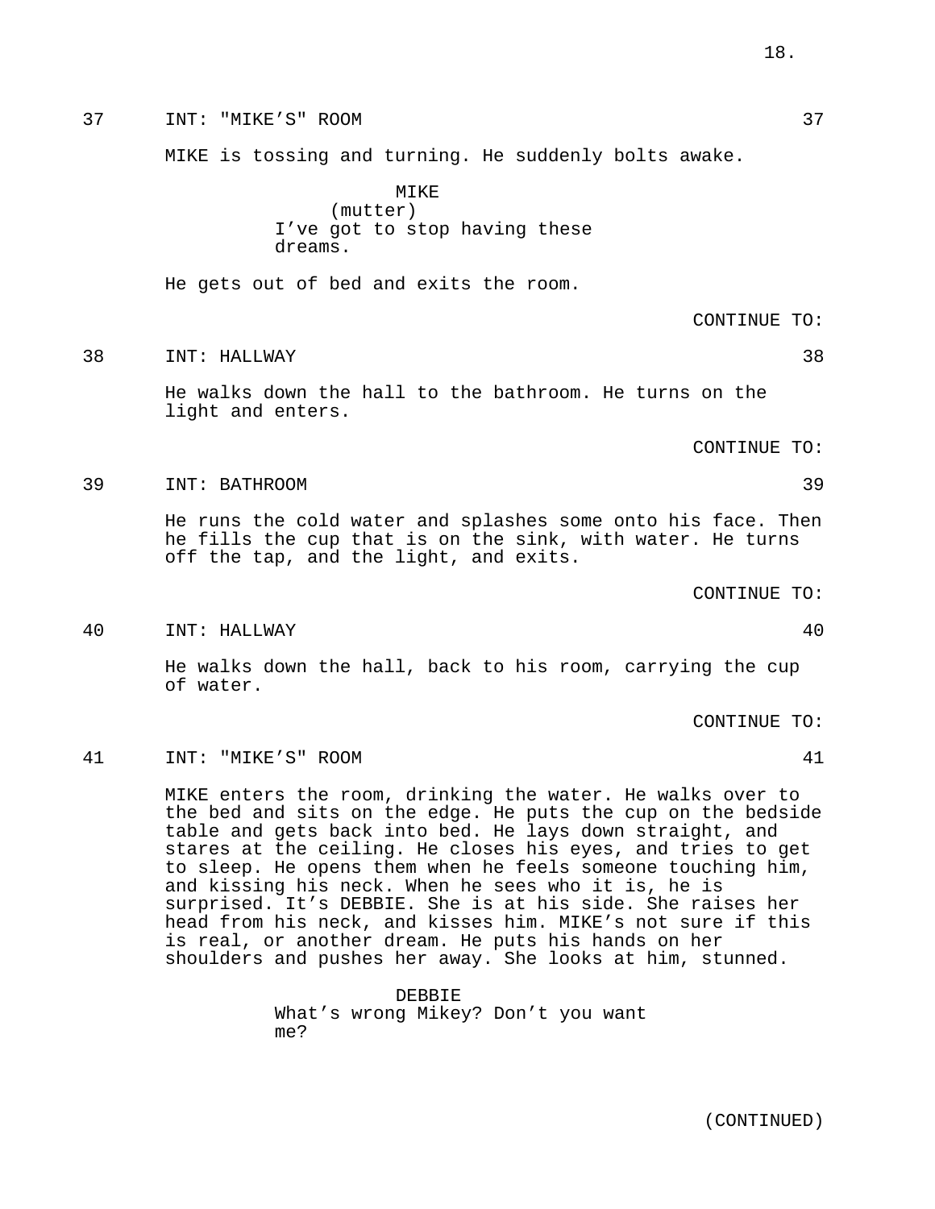37 INT: "MIKE'S" ROOM 37

MIKE is tossing and turning. He suddenly bolts awake.

MIKE
(mutter)
I've got to stop having these dreams.

He gets out of bed and exits the room.

CONTINUE TO:

38 INT: HALLWAY 38

He walks down the hall to the bathroom. He turns on the light and enters.

CONTINUE TO:

39 INT: BATHROOM 39

He runs the cold water and splashes some onto his face. Then he fills the cup that is on the sink, with water. He turns off the tap, and the light, and exits.

CONTINUE TO:

40 INT: HALLWAY 40

He walks down the hall, back to his room, carrying the cup of water.

CONTINUE TO:

41 INT: "MIKE'S" ROOM 41

MIKE enters the room, drinking the water. He walks over to the bed and sits on the edge. He puts the cup on the bedside table and gets back into bed. He lays down straight, and stares at the ceiling. He closes his eyes, and tries to get to sleep. He opens them when he feels someone touching him, and kissing his neck. When he sees who it is, he is surprised. It's DEBBIE. She is at his side. She raises her head from his neck, and kisses him. MIKE's not sure if this is real, or another dream. He puts his hands on her shoulders and pushes her away. She looks at him, stunned.

DEBBIE
What's wrong Mikey? Don't you want me?

(CONTINUED)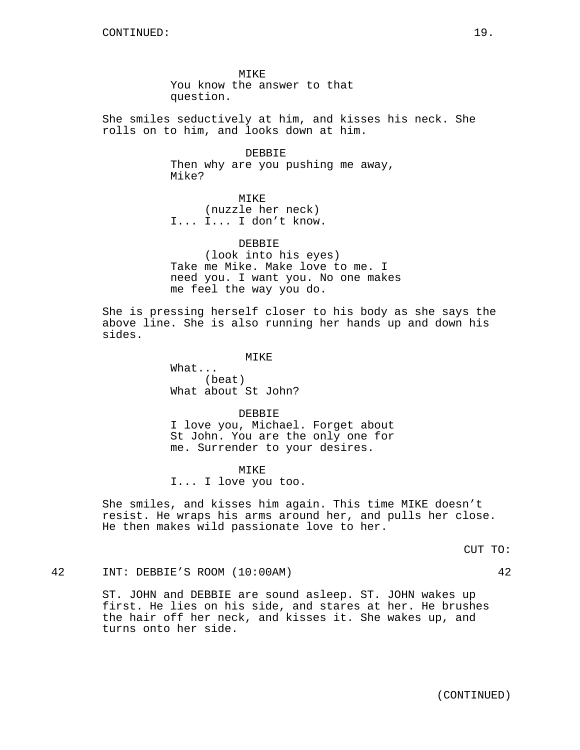CONTINUED:

MIKE
You know the answer to that question.

She smiles seductively at him, and kisses his neck. She rolls on to him, and looks down at him.

DEBBIE
Then why are you pushing me away, Mike?

MIKE
(nuzzle her neck)
I... I... I don't know.

DEBBIE
(look into his eyes)
Take me Mike. Make love to me. I need you. I want you. No one makes me feel the way you do.

She is pressing herself closer to his body as she says the above line. She is also running her hands up and down his sides.

MIKE
What...
(beat)
What about St John?

DEBBIE
I love you, Michael. Forget about St John. You are the only one for me. Surrender to your desires.

MIKE
I... I love you too.

She smiles, and kisses him again. This time MIKE doesn't resist. He wraps his arms around her, and pulls her close. He then makes wild passionate love to her.

CUT TO:

42 INT: DEBBIE'S ROOM (10:00AM) 42

ST. JOHN and DEBBIE are sound asleep. ST. JOHN wakes up first. He lies on his side, and stares at her. He brushes the hair off her neck, and kisses it. She wakes up, and turns onto her side.

(CONTINUED)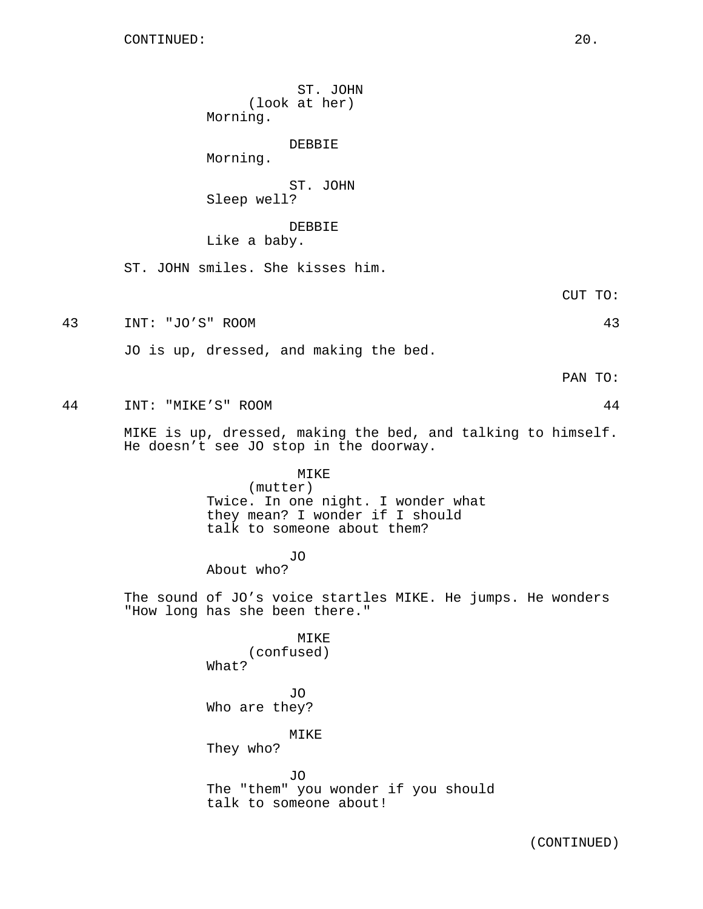ST. JOHN
(look at her)
Morning.

DEBBIE
Morning.

ST. JOHN
Sleep well?

DEBBIE
Like a baby.

ST. JOHN smiles. She kisses him.

CUT TO:

43 INT: "JO'S" ROOM 43

JO is up, dressed, and making the bed.

PAN TO:

44 INT: "MIKE'S" ROOM 44

MIKE is up, dressed, making the bed, and talking to himself. He doesn't see JO stop in the doorway.

MIKE
(mutter)
Twice. In one night. I wonder what they mean? I wonder if I should talk to someone about them?

JO
About who?

The sound of JO's voice startles MIKE. He jumps. He wonders "How long has she been there."

MIKE
(confused)
What?

JO
Who are they?

MIKE
They who?

JO
The "them" you wonder if you should talk to someone about!

(CONTINUED)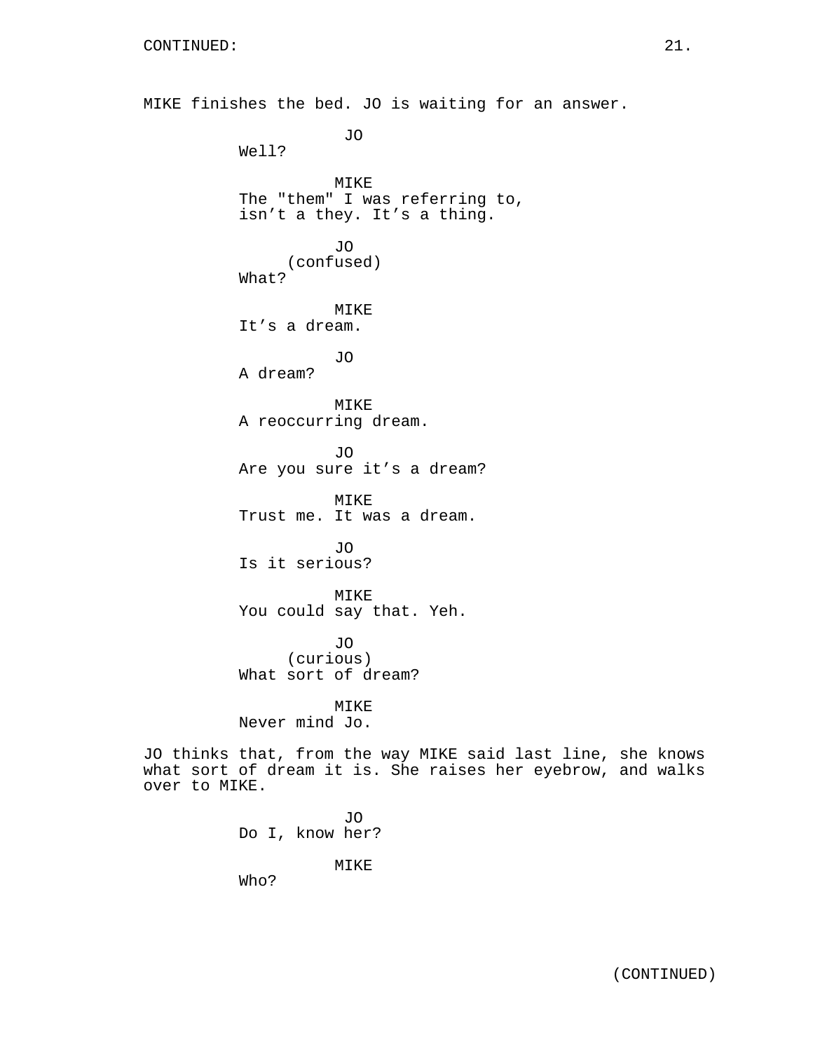CONTINUED:

MIKE finishes the bed. JO is waiting for an answer.

JO
Well?

MIKE
The "them" I was referring to, isn't a they. It's a thing.

JO
(confused)
What?

MIKE
It's a dream.

JO
A dream?

MIKE
A reoccurring dream.

JO
Are you sure it's a dream?

MIKE
Trust me. It was a dream.

JO
Is it serious?

MIKE
You could say that. Yeh.

JO
(curious)
What sort of dream?

MIKE
Never mind Jo.

JO thinks that, from the way MIKE said last line, she knows what sort of dream it is. She raises her eyebrow, and walks over to MIKE.

JO
Do I, know her?

MIKE
Who?

(CONTINUED)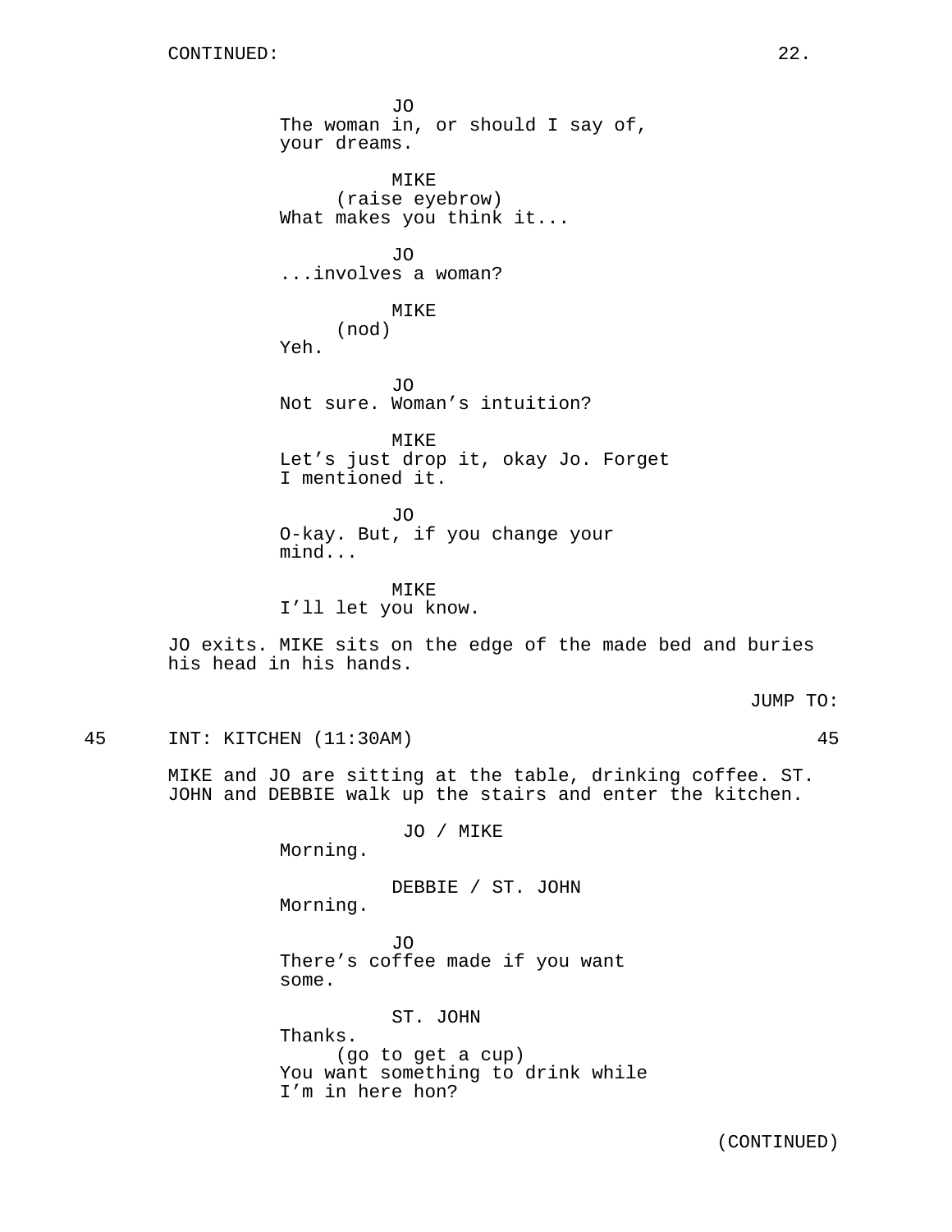CONTINUED:

JO
The woman in, or should I say of, your dreams.

MIKE
(raise eyebrow)
What makes you think it...

JO
...involves a woman?

MIKE
(nod)
Yeh.

JO
Not sure. Woman's intuition?

MIKE
Let's just drop it, okay Jo. Forget I mentioned it.

JO
O-kay. But, if you change your mind...

MIKE
I'll let you know.

JO exits. MIKE sits on the edge of the made bed and buries his head in his hands.

JUMP TO:

45 INT: KITCHEN (11:30AM) 45

MIKE and JO are sitting at the table, drinking coffee. ST. JOHN and DEBBIE walk up the stairs and enter the kitchen.

JO / MIKE
Morning.

DEBBIE / ST. JOHN
Morning.

JO
There's coffee made if you want some.

ST. JOHN
Thanks.
(go to get a cup)
You want something to drink while I'm in here hon?

(CONTINUED)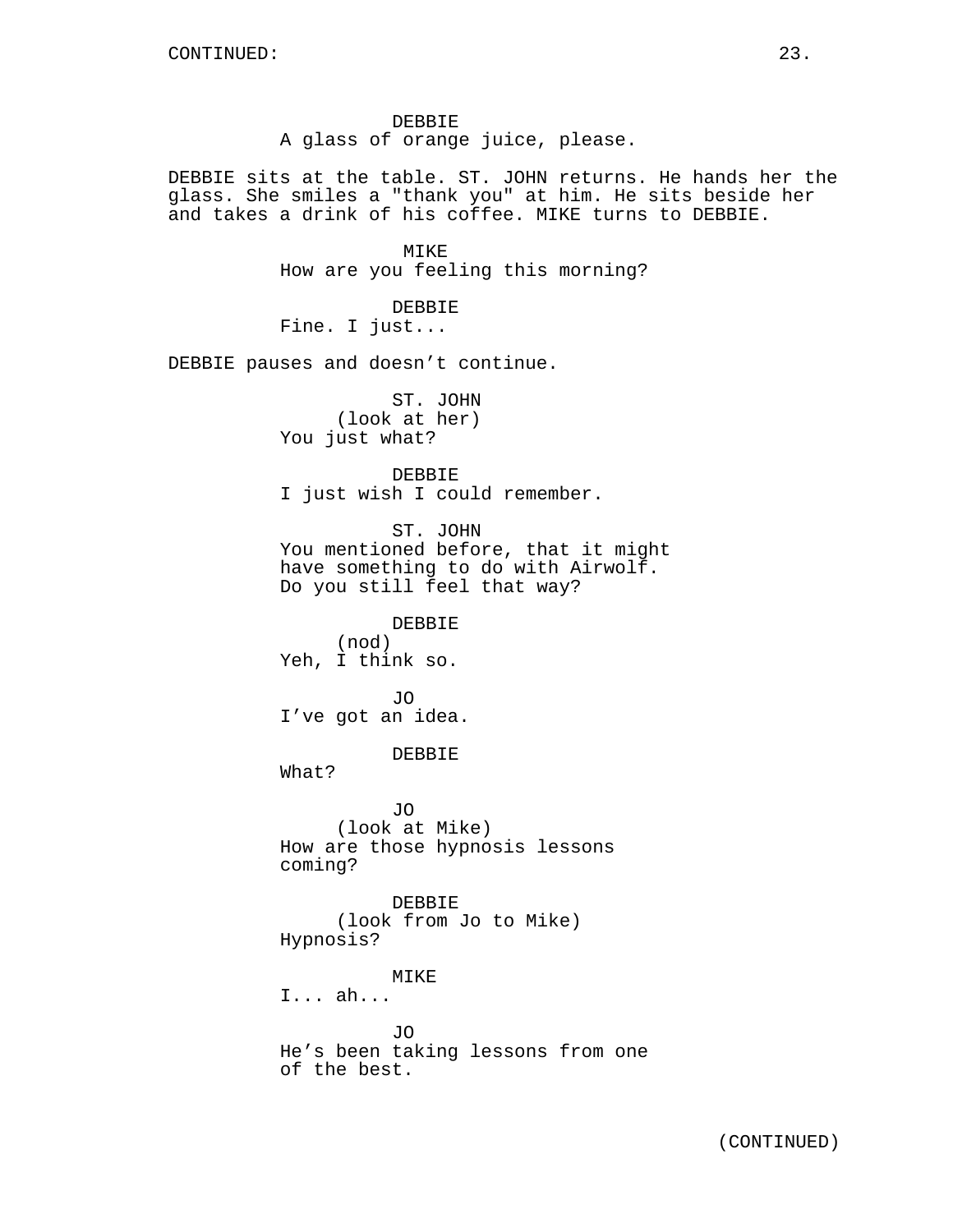CONTINUED:

DEBBIE
A glass of orange juice, please.

DEBBIE sits at the table. ST. JOHN returns. He hands her the glass. She smiles a "thank you" at him. He sits beside her and takes a drink of his coffee. MIKE turns to DEBBIE.

MIKE
How are you feeling this morning?

DEBBIE
Fine. I just...

DEBBIE pauses and doesn't continue.

ST. JOHN
(look at her)
You just what?

DEBBIE
I just wish I could remember.

ST. JOHN
You mentioned before, that it might have something to do with Airwolf. Do you still feel that way?

DEBBIE
(nod)
Yeh, I think so.

JO
I've got an idea.

DEBBIE
What?

JO
(look at Mike)
How are those hypnosis lessons coming?

DEBBIE
(look from Jo to Mike)
Hypnosis?

MIKE
I... ah...

JO
He's been taking lessons from one of the best.

(CONTINUED)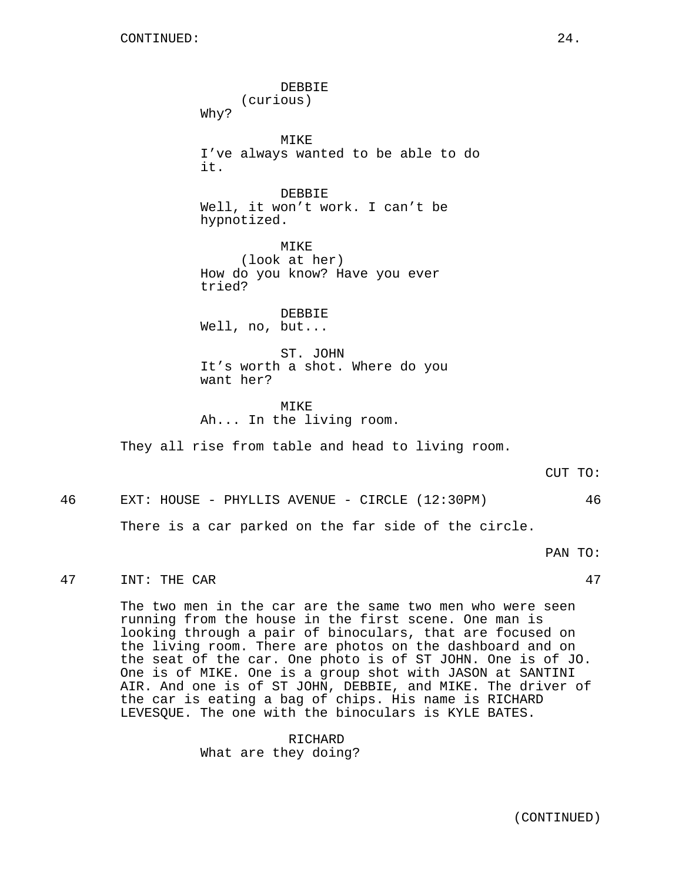CONTINUED:

DEBBIE
(curious)
Why?

MIKE
I've always wanted to be able to do it.

DEBBIE
Well, it won't work. I can't be hypnotized.

MIKE
(look at her)
How do you know? Have you ever tried?

DEBBIE
Well, no, but...

ST. JOHN
It's worth a shot. Where do you want her?

MIKE
Ah... In the living room.

They all rise from table and head to living room.

CUT TO:

46 EXT: HOUSE - PHYLLIS AVENUE - CIRCLE (12:30PM) 46

There is a car parked on the far side of the circle.

PAN TO:

47 INT: THE CAR 47

The two men in the car are the same two men who were seen running from the house in the first scene. One man is looking through a pair of binoculars, that are focused on the living room. There are photos on the dashboard and on the seat of the car. One photo is of ST JOHN. One is of JO. One is of MIKE. One is a group shot with JASON at SANTINI AIR. And one is of ST JOHN, DEBBIE, and MIKE. The driver of the car is eating a bag of chips. His name is RICHARD LEVESQUE. The one with the binoculars is KYLE BATES.

RICHARD
What are they doing?

(CONTINUED)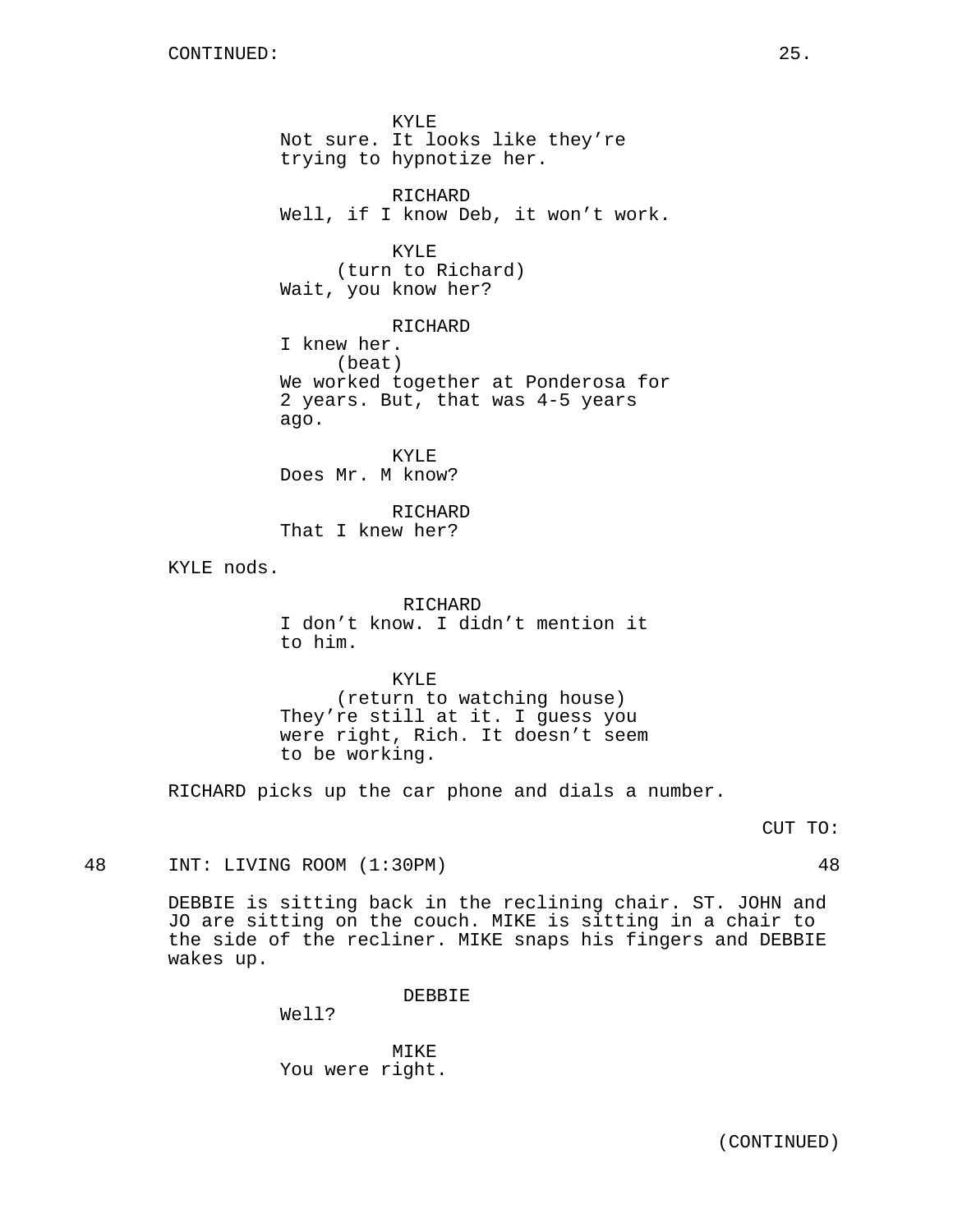CONTINUED:

KYLE
Not sure. It looks like they're trying to hypnotize her.

RICHARD
Well, if I know Deb, it won't work.

KYLE
(turn to Richard)
Wait, you know her?

RICHARD
I knew her.
(beat)
We worked together at Ponderosa for 2 years. But, that was 4-5 years ago.

KYLE
Does Mr. M know?

RICHARD
That I knew her?

KYLE nods.

RICHARD
I don't know. I didn't mention it to him.

KYLE
(return to watching house)
They're still at it. I guess you were right, Rich. It doesn't seem to be working.

RICHARD picks up the car phone and dials a number.

CUT TO:

48 INT: LIVING ROOM (1:30PM) 48

DEBBIE is sitting back in the reclining chair. ST. JOHN and JO are sitting on the couch. MIKE is sitting in a chair to the side of the recliner. MIKE snaps his fingers and DEBBIE wakes up.

DEBBIE
Well?

MIKE
You were right.

(CONTINUED)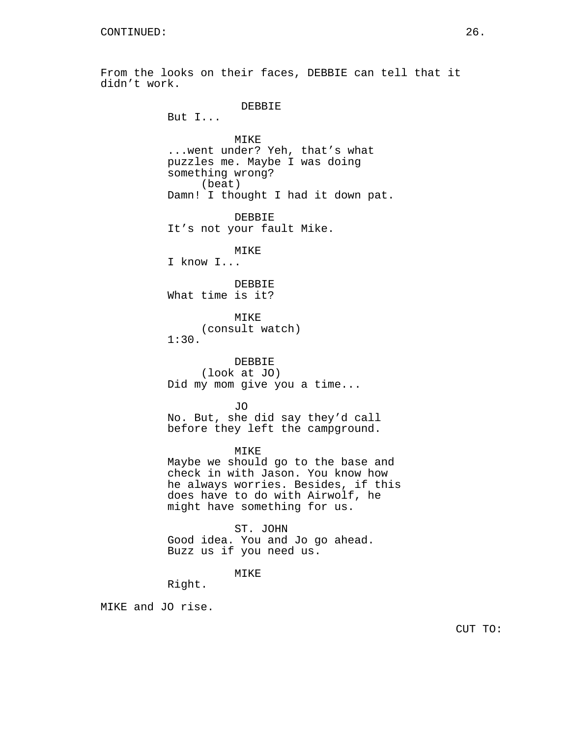CONTINUED:

From the looks on their faces, DEBBIE can tell that it didn't work.

DEBBIE
But I...

MIKE
...went under? Yeh, that's what puzzles me. Maybe I was doing something wrong?
(beat)
Damn! I thought I had it down pat.

DEBBIE
It's not your fault Mike.

MIKE
I know I...

DEBBIE
What time is it?

MIKE
(consult watch)
1:30.

DEBBIE
(look at JO)
Did my mom give you a time...

JO
No. But, she did say they'd call before they left the campground.

MIKE
Maybe we should go to the base and check in with Jason. You know how he always worries. Besides, if this does have to do with Airwolf, he might have something for us.

ST. JOHN
Good idea. You and Jo go ahead. Buzz us if you need us.

MIKE
Right.

MIKE and JO rise.

CUT TO: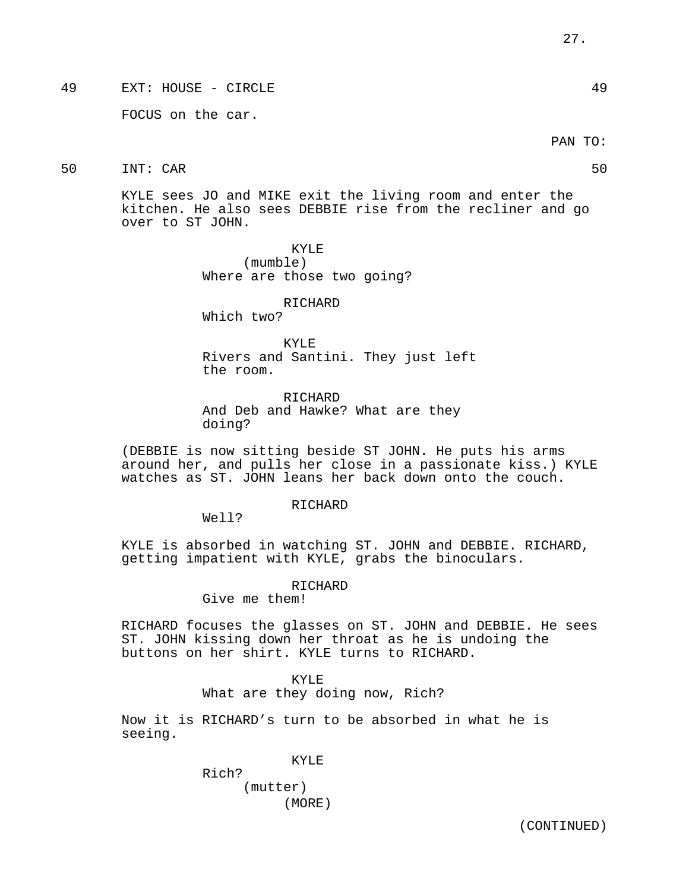49 EXT: HOUSE - CIRCLE 49

FOCUS on the car.

PAN TO:

50 INT: CAR 50

KYLE sees JO and MIKE exit the living room and enter the kitchen. He also sees DEBBIE rise from the recliner and go over to ST JOHN.

KYLE
(mumble)
Where are those two going?

RICHARD
Which two?

KYLE
Rivers and Santini. They just left the room.

RICHARD
And Deb and Hawke? What are they doing?

(DEBBIE is now sitting beside ST JOHN. He puts his arms around her, and pulls her close in a passionate kiss.) KYLE watches as ST. JOHN leans her back down onto the couch.

RICHARD
Well?

KYLE is absorbed in watching ST. JOHN and DEBBIE. RICHARD, getting impatient with KYLE, grabs the binoculars.

RICHARD
Give me them!

RICHARD focuses the glasses on ST. JOHN and DEBBIE. He sees ST. JOHN kissing down her throat as he is undoing the buttons on her shirt. KYLE turns to RICHARD.

KYLE
What are they doing now, Rich?

Now it is RICHARD's turn to be absorbed in what he is seeing.

KYLE
Rich?
(mutter)
(MORE)

(CONTINUED)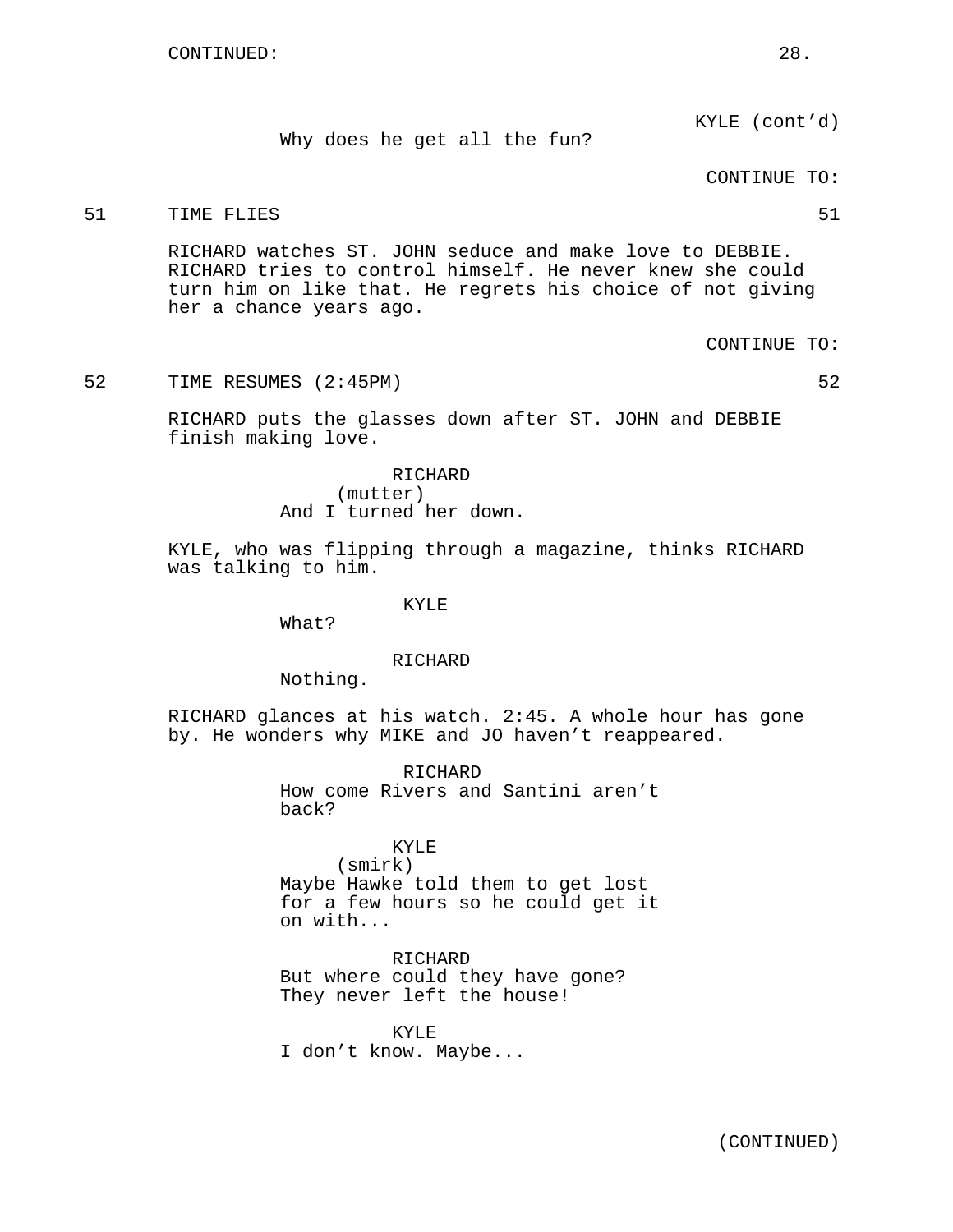CONTINUED:

KYLE (cont'd)
Why does he get all the fun?

CONTINUE TO:

51 TIME FLIES 51

RICHARD watches ST. JOHN seduce and make love to DEBBIE. RICHARD tries to control himself. He never knew she could turn him on like that. He regrets his choice of not giving her a chance years ago.

CONTINUE TO:

52 TIME RESUMES (2:45PM) 52

RICHARD puts the glasses down after ST. JOHN and DEBBIE finish making love.

RICHARD
(mutter)
And I turned her down.

KYLE, who was flipping through a magazine, thinks RICHARD was talking to him.

KYLE
What?

RICHARD
Nothing.

RICHARD glances at his watch. 2:45. A whole hour has gone by. He wonders why MIKE and JO haven't reappeared.

RICHARD
How come Rivers and Santini aren't back?

KYLE
(smirk)
Maybe Hawke told them to get lost for a few hours so he could get it on with...

RICHARD
But where could they have gone? They never left the house!

KYLE
I don't know. Maybe...

(CONTINUED)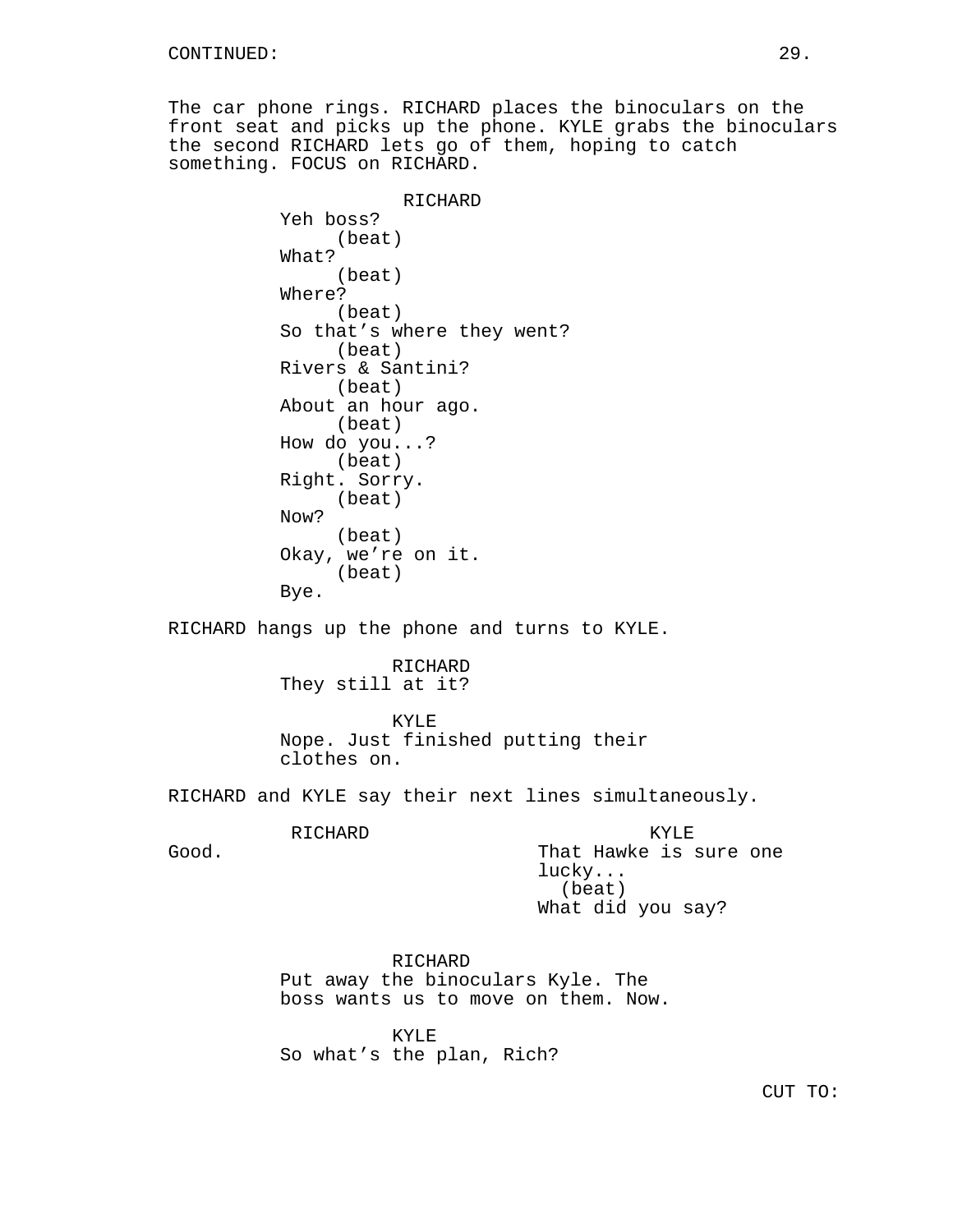CONTINUED:

The car phone rings. RICHARD places the binoculars on the front seat and picks up the phone. KYLE grabs the binoculars the second RICHARD lets go of them, hoping to catch something. FOCUS on RICHARD.

RICHARD
Yeh boss?
(beat)
What?
(beat)
Where?
(beat)
So that's where they went?
(beat)
Rivers & Santini?
(beat)
About an hour ago.
(beat)
How do you...?
(beat)
Right. Sorry.
(beat)
Now?
(beat)
Okay, we're on it.
(beat)
Bye.

RICHARD hangs up the phone and turns to KYLE.

RICHARD
They still at it?

KYLE
Nope. Just finished putting their clothes on.

RICHARD and KYLE say their next lines simultaneously.

RICHARD
Good.

KYLE
That Hawke is sure one lucky...
(beat)
What did you say?

RICHARD
Put away the binoculars Kyle. The boss wants us to move on them. Now.

KYLE
So what's the plan, Rich?

CUT TO: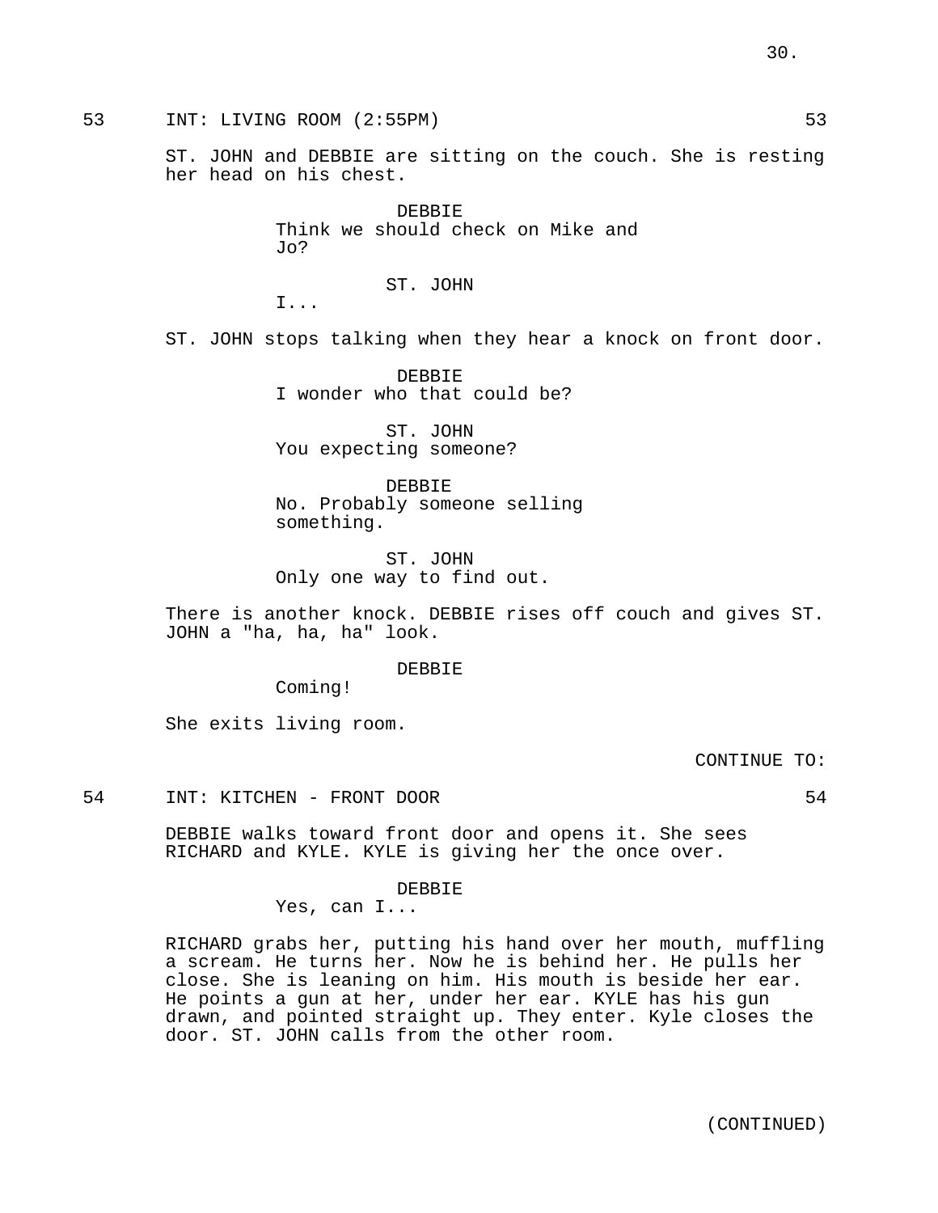53 INT: LIVING ROOM (2:55PM) 53

ST. JOHN and DEBBIE are sitting on the couch. She is resting her head on his chest.

DEBBIE
Think we should check on Mike and Jo?

ST. JOHN
I...

ST. JOHN stops talking when they hear a knock on front door.

DEBBIE
I wonder who that could be?

ST. JOHN
You expecting someone?

DEBBIE
No. Probably someone selling something.

ST. JOHN
Only one way to find out.

There is another knock. DEBBIE rises off couch and gives ST. JOHN a "ha, ha, ha" look.

DEBBIE
Coming!

She exits living room.

CONTINUE TO:

54 INT: KITCHEN - FRONT DOOR 54

DEBBIE walks toward front door and opens it. She sees RICHARD and KYLE. KYLE is giving her the once over.

DEBBIE
Yes, can I...

RICHARD grabs her, putting his hand over her mouth, muffling a scream. He turns her. Now he is behind her. He pulls her close. She is leaning on him. His mouth is beside her ear. He points a gun at her, under her ear. KYLE has his gun drawn, and pointed straight up. They enter. Kyle closes the door. ST. JOHN calls from the other room.

(CONTINUED)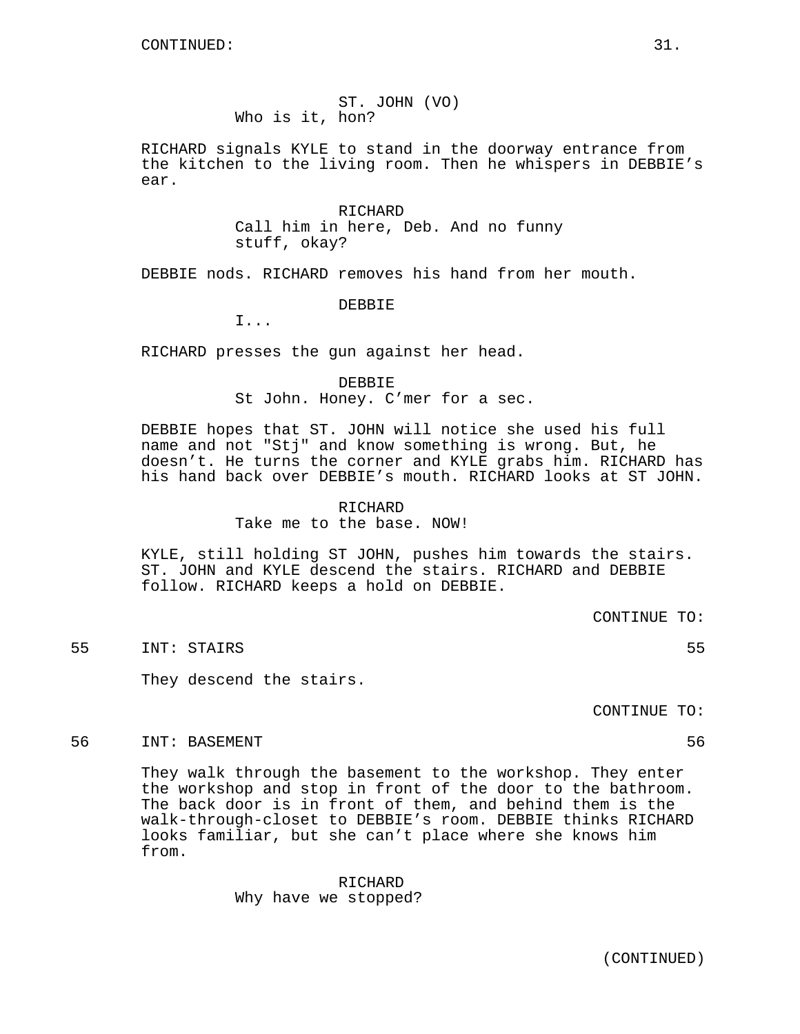CONTINUED:

ST. JOHN (VO)
Who is it, hon?

RICHARD signals KYLE to stand in the doorway entrance from the kitchen to the living room. Then he whispers in DEBBIE’s ear.

RICHARD
Call him in here, Deb. And no funny stuff, okay?

DEBBIE nods. RICHARD removes his hand from her mouth.

DEBBIE
I...

RICHARD presses the gun against her head.

DEBBIE
St John. Honey. C’mer for a sec.

DEBBIE hopes that ST. JOHN will notice she used his full name and not "Stj" and know something is wrong. But, he doesn’t. He turns the corner and KYLE grabs him. RICHARD has his hand back over DEBBIE’s mouth. RICHARD looks at ST JOHN.

RICHARD
Take me to the base. NOW!

KYLE, still holding ST JOHN, pushes him towards the stairs. ST. JOHN and KYLE descend the stairs. RICHARD and DEBBIE follow. RICHARD keeps a hold on DEBBIE.

CONTINUE TO:

55 INT: STAIRS 55

They descend the stairs.

CONTINUE TO:

56 INT: BASEMENT 56

They walk through the basement to the workshop. They enter the workshop and stop in front of the door to the bathroom. The back door is in front of them, and behind them is the walk-through-closet to DEBBIE’s room. DEBBIE thinks RICHARD looks familiar, but she can’t place where she knows him from.

RICHARD
Why have we stopped?

(CONTINUED)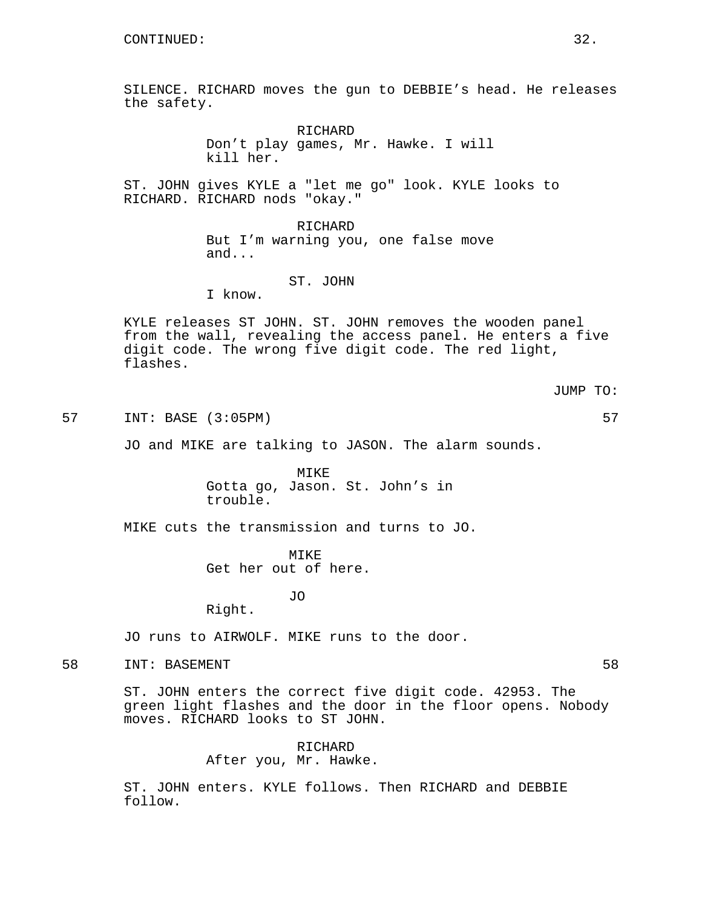CONTINUED:

SILENCE. RICHARD moves the gun to DEBBIE's head. He releases the safety.

RICHARD
Don't play games, Mr. Hawke. I will kill her.

ST. JOHN gives KYLE a "let me go" look. KYLE looks to RICHARD. RICHARD nods "okay."

RICHARD
But I'm warning you, one false move and...

ST. JOHN
I know.

KYLE releases ST JOHN. ST. JOHN removes the wooden panel from the wall, revealing the access panel. He enters a five digit code. The wrong five digit code. The red light, flashes.

JUMP TO:

57 INT: BASE (3:05PM) 57

JO and MIKE are talking to JASON. The alarm sounds.

MIKE
Gotta go, Jason. St. John's in trouble.

MIKE cuts the transmission and turns to JO.

MIKE
Get her out of here.

JO
Right.

JO runs to AIRWOLF. MIKE runs to the door.

58 INT: BASEMENT 58

ST. JOHN enters the correct five digit code. 42953. The green light flashes and the door in the floor opens. Nobody moves. RICHARD looks to ST JOHN.

RICHARD
After you, Mr. Hawke.

ST. JOHN enters. KYLE follows. Then RICHARD and DEBBIE follow.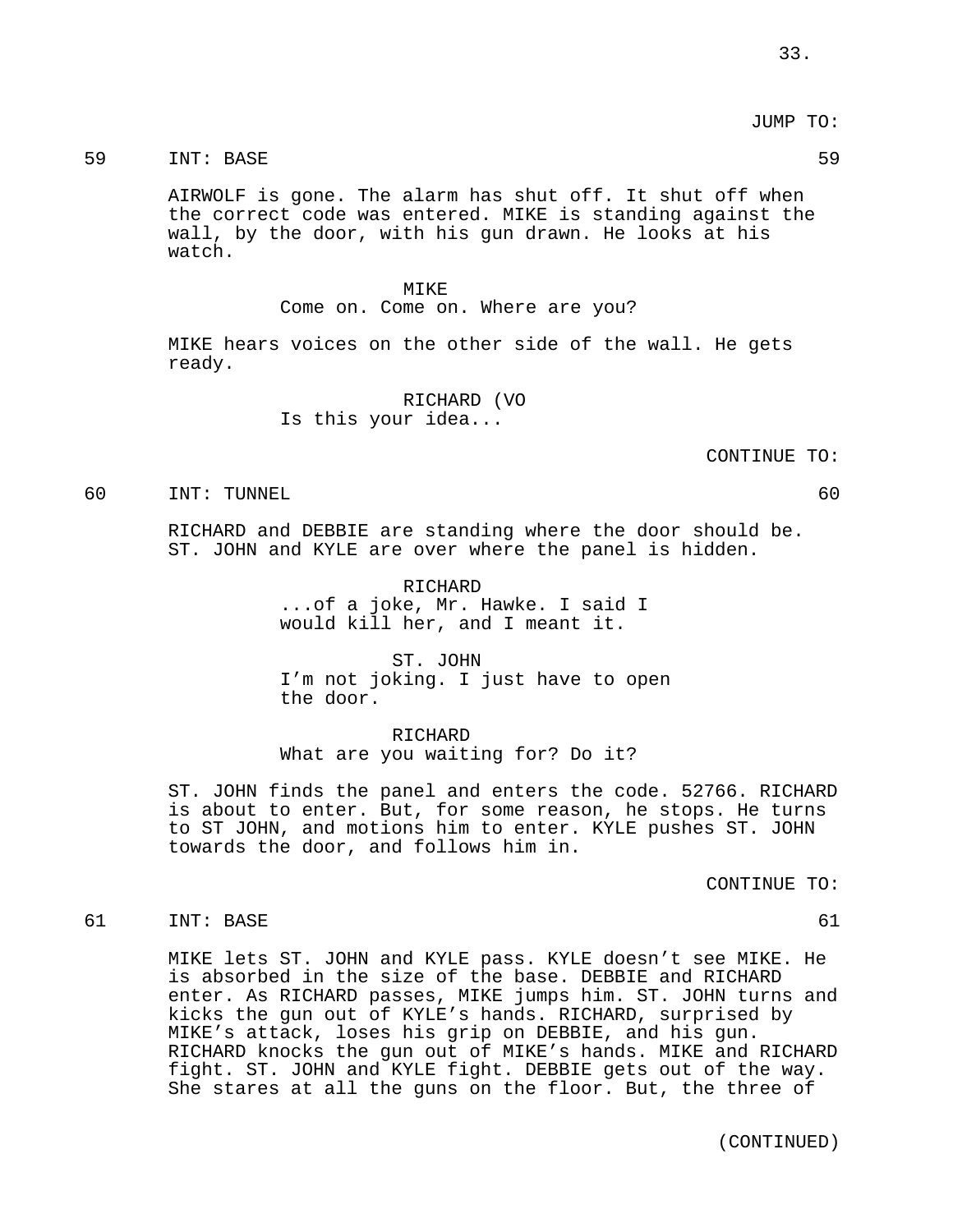JUMP TO:

59 INT: BASE 59

AIRWOLF is gone. The alarm has shut off. It shut off when the correct code was entered. MIKE is standing against the wall, by the door, with his gun drawn. He looks at his watch.

MIKE
Come on. Come on. Where are you?

MIKE hears voices on the other side of the wall. He gets ready.

RICHARD (VO
Is this your idea...

CONTINUE TO:

60 INT: TUNNEL 60

RICHARD and DEBBIE are standing where the door should be. ST. JOHN and KYLE are over where the panel is hidden.

RICHARD
...of a joke, Mr. Hawke. I said I would kill her, and I meant it.

ST. JOHN
I'm not joking. I just have to open the door.

RICHARD
What are you waiting for? Do it?

ST. JOHN finds the panel and enters the code. 52766. RICHARD is about to enter. But, for some reason, he stops. He turns to ST JOHN, and motions him to enter. KYLE pushes ST. JOHN towards the door, and follows him in.

CONTINUE TO:

61 INT: BASE 61

MIKE lets ST. JOHN and KYLE pass. KYLE doesn't see MIKE. He is absorbed in the size of the base. DEBBIE and RICHARD enter. As RICHARD passes, MIKE jumps him. ST. JOHN turns and kicks the gun out of KYLE's hands. RICHARD, surprised by MIKE's attack, loses his grip on DEBBIE, and his gun. RICHARD knocks the gun out of MIKE's hands. MIKE and RICHARD fight. ST. JOHN and KYLE fight. DEBBIE gets out of the way. She stares at all the guns on the floor. But, the three of

(CONTINUED)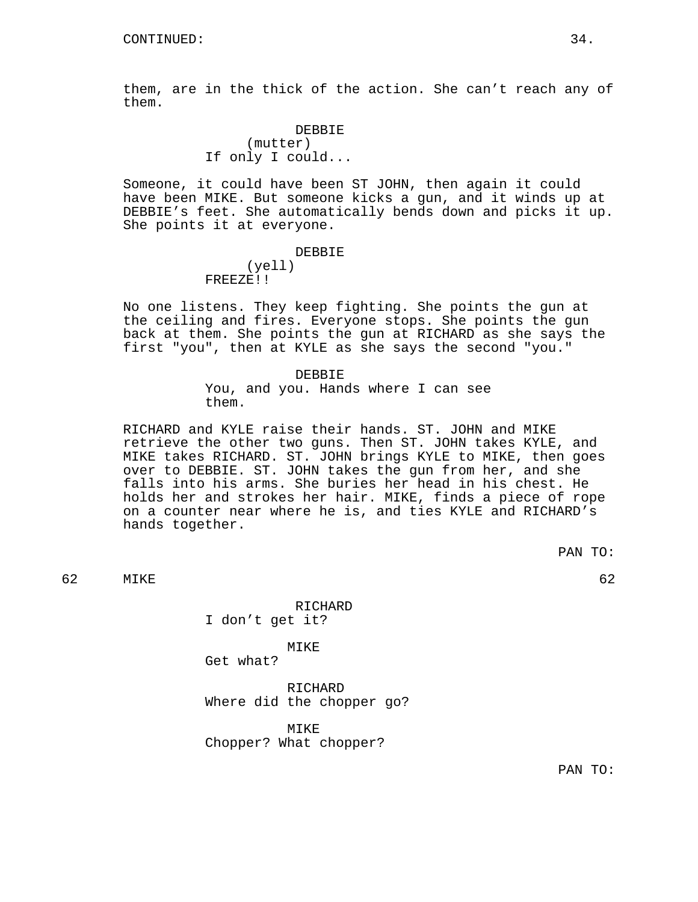them, are in the thick of the action. She can’t reach any of them.

DEBBIE
(mutter)
If only I could...

Someone, it could have been ST JOHN, then again it could have been MIKE. But someone kicks a gun, and it winds up at DEBBIE’s feet. She automatically bends down and picks it up. She points it at everyone.

DEBBIE
(yell)
FREEZE!!

No one listens. They keep fighting. She points the gun at the ceiling and fires. Everyone stops. She points the gun back at them. She points the gun at RICHARD as she says the first "you", then at KYLE as she says the second "you."

DEBBIE
You, and you. Hands where I can see them.

RICHARD and KYLE raise their hands. ST. JOHN and MIKE retrieve the other two guns. Then ST. JOHN takes KYLE, and MIKE takes RICHARD. ST. JOHN brings KYLE to MIKE, then goes over to DEBBIE. ST. JOHN takes the gun from her, and she falls into his arms. She buries her head in his chest. He holds her and strokes her hair. MIKE, finds a piece of rope on a counter near where he is, and ties KYLE and RICHARD’s hands together.

PAN TO:

62 MIKE 62

RICHARD
I don’t get it?

MIKE
Get what?

RICHARD
Where did the chopper go?

MIKE
Chopper? What chopper?

PAN TO: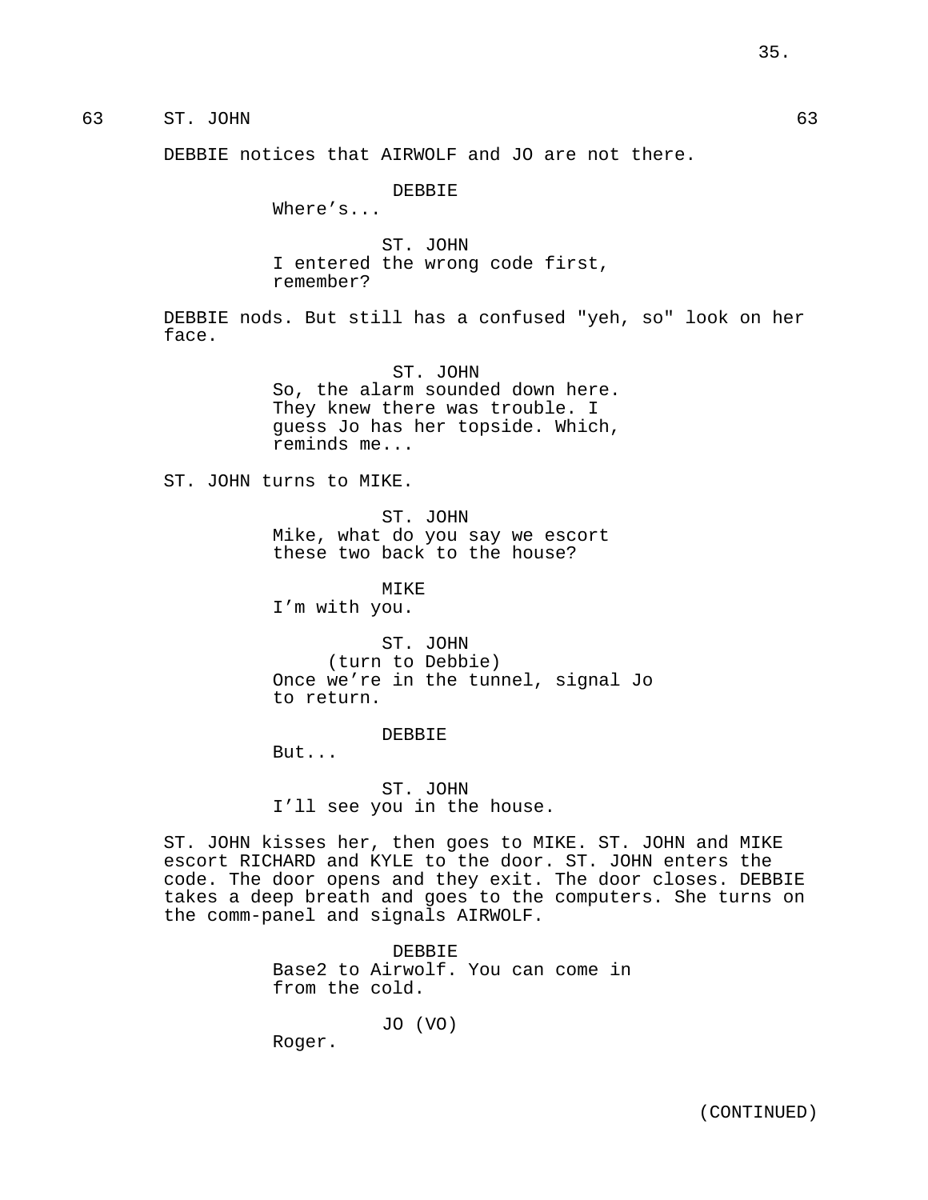63 ST. JOHN 63

DEBBIE notices that AIRWOLF and JO are not there.

DEBBIE
Where's...

ST. JOHN
I entered the wrong code first, remember?

DEBBIE nods. But still has a confused "yeh, so" look on her face.

ST. JOHN
So, the alarm sounded down here. They knew there was trouble. I guess Jo has her topside. Which, reminds me...

ST. JOHN turns to MIKE.

ST. JOHN
Mike, what do you say we escort these two back to the house?

MIKE
I'm with you.

ST. JOHN
(turn to Debbie)
Once we're in the tunnel, signal Jo to return.

DEBBIE
But...

ST. JOHN
I'll see you in the house.

ST. JOHN kisses her, then goes to MIKE. ST. JOHN and MIKE escort RICHARD and KYLE to the door. ST. JOHN enters the code. The door opens and they exit. The door closes. DEBBIE takes a deep breath and goes to the computers. She turns on the comm-panel and signals AIRWOLF.

DEBBIE
Base2 to Airwolf. You can come in from the cold.

JO (VO)
Roger.

(CONTINUED)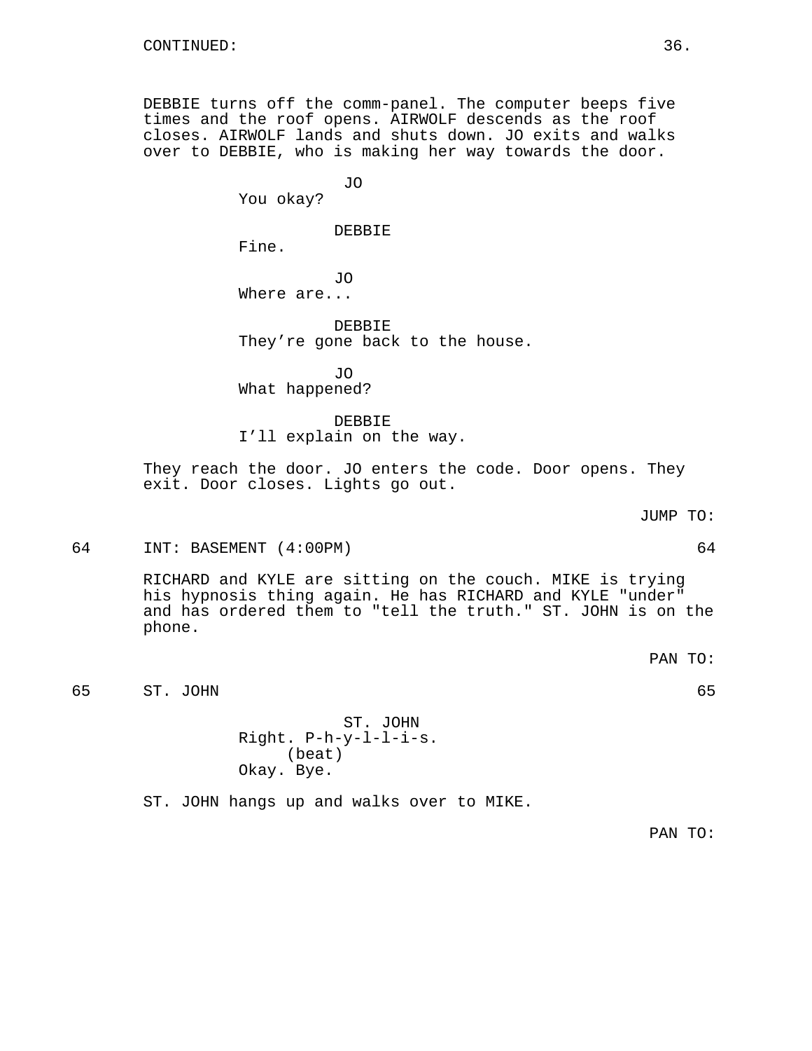CONTINUED:

DEBBIE turns off the comm-panel. The computer beeps five times and the roof opens. AIRWOLF descends as the roof closes. AIRWOLF lands and shuts down. JO exits and walks over to DEBBIE, who is making her way towards the door.

JO
You okay?

DEBBIE
Fine.

JO
Where are...

DEBBIE
They're gone back to the house.

JO
What happened?

DEBBIE
I'll explain on the way.

They reach the door. JO enters the code. Door opens. They exit. Door closes. Lights go out.

JUMP TO:

64 INT: BASEMENT (4:00PM) 64

RICHARD and KYLE are sitting on the couch. MIKE is trying his hypnosis thing again. He has RICHARD and KYLE "under" and has ordered them to "tell the truth." ST. JOHN is on the phone.

PAN TO:

65 ST. JOHN 65

ST. JOHN
Right. P-h-y-l-l-i-s.
(beat)
Okay. Bye.

ST. JOHN hangs up and walks over to MIKE.

PAN TO: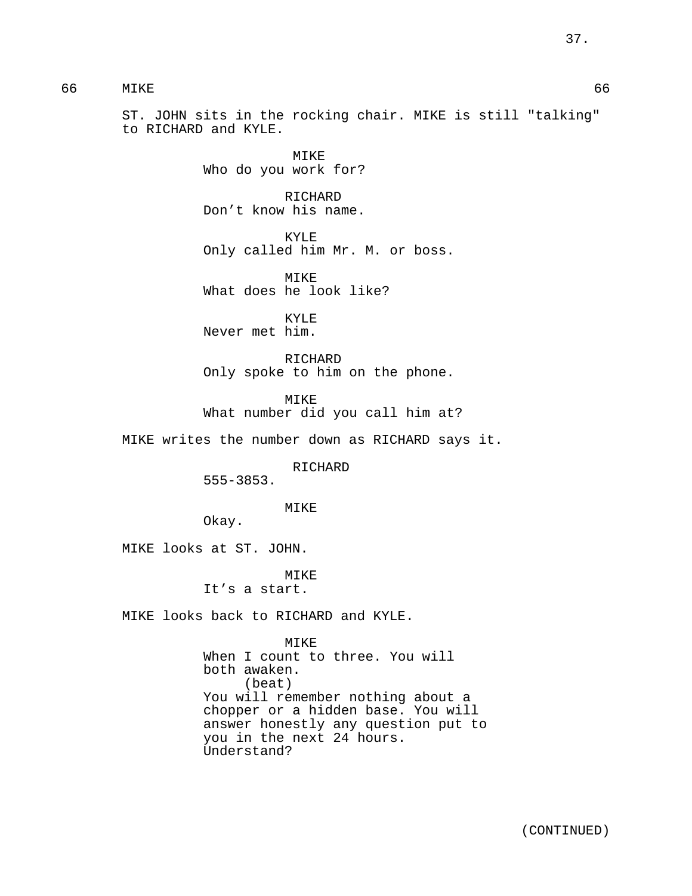66 MIKE 66

ST. JOHN sits in the rocking chair. MIKE is still "talking" to RICHARD and KYLE.

MIKE
Who do you work for?

RICHARD
Don’t know his name.

KYLE
Only called him Mr. M. or boss.

MIKE
What does he look like?

KYLE
Never met him.

RICHARD
Only spoke to him on the phone.

MIKE
What number did you call him at?

MIKE writes the number down as RICHARD says it.

RICHARD
555-3853.

MIKE
Okay.

MIKE looks at ST. JOHN.

MIKE
It’s a start.

MIKE looks back to RICHARD and KYLE.

MIKE
When I count to three. You will both awaken.
(beat)
You will remember nothing about a chopper or a hidden base. You will answer honestly any question put to you in the next 24 hours. Understand?

(CONTINUED)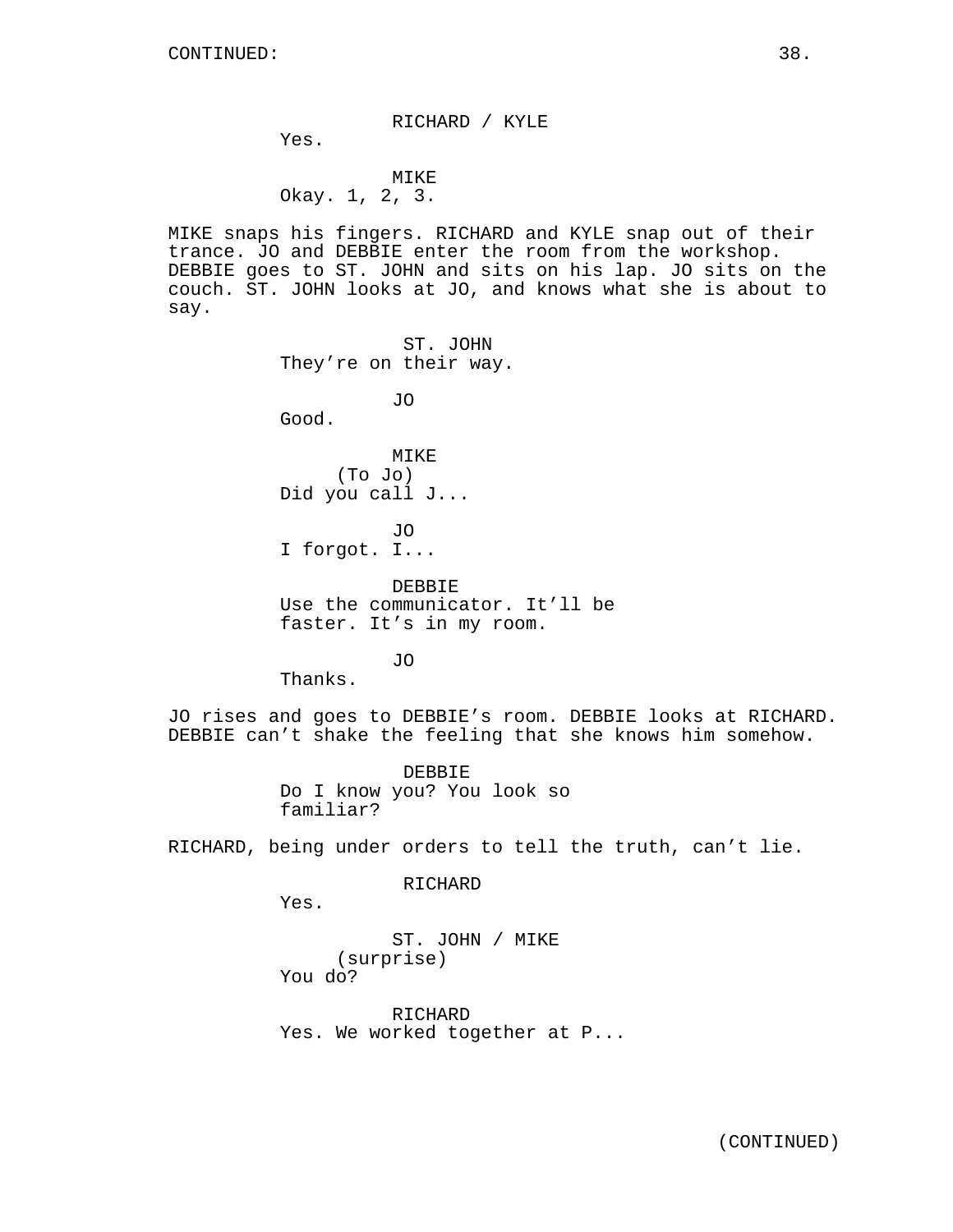RICHARD / KYLE
Yes.

MIKE
Okay. 1, 2, 3.

MIKE snaps his fingers. RICHARD and KYLE snap out of their trance. JO and DEBBIE enter the room from the workshop. DEBBIE goes to ST. JOHN and sits on his lap. JO sits on the couch. ST. JOHN looks at JO, and knows what she is about to say.

ST. JOHN
They're on their way.

JO
Good.

MIKE
(To Jo)
Did you call J...

JO
I forgot. I...

DEBBIE
Use the communicator. It'll be faster. It's in my room.

JO
Thanks.

JO rises and goes to DEBBIE's room. DEBBIE looks at RICHARD. DEBBIE can't shake the feeling that she knows him somehow.

DEBBIE
Do I know you? You look so familiar?

RICHARD, being under orders to tell the truth, can't lie.

RICHARD
Yes.

ST. JOHN / MIKE
(surprise)
You do?

RICHARD
Yes. We worked together at P...

(CONTINUED)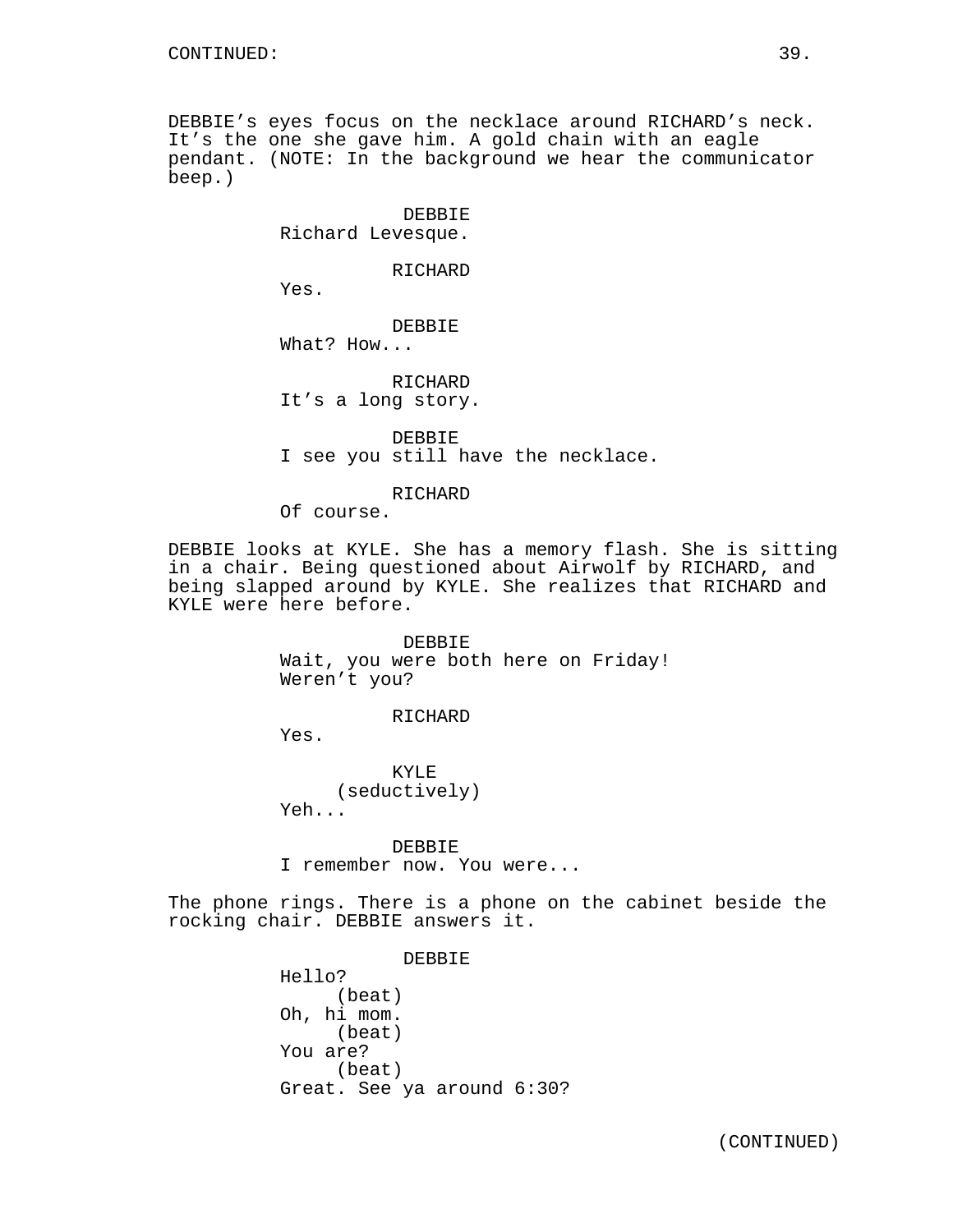CONTINUED:

DEBBIE's eyes focus on the necklace around RICHARD's neck. It's the one she gave him. A gold chain with an eagle pendant. (NOTE: In the background we hear the communicator beep.)

DEBBIE
Richard Levesque.

RICHARD
Yes.

DEBBIE
What? How...

RICHARD
It's a long story.

DEBBIE
I see you still have the necklace.

RICHARD
Of course.

DEBBIE looks at KYLE. She has a memory flash. She is sitting in a chair. Being questioned about Airwolf by RICHARD, and being slapped around by KYLE. She realizes that RICHARD and KYLE were here before.

DEBBIE
Wait, you were both here on Friday! Weren't you?

RICHARD
Yes.

KYLE
(seductively)
Yeh...

DEBBIE
I remember now. You were...

The phone rings. There is a phone on the cabinet beside the rocking chair. DEBBIE answers it.

DEBBIE
Hello?
(beat)
Oh, hi mom.
(beat)
You are?
(beat)
Great. See ya around 6:30?

(CONTINUED)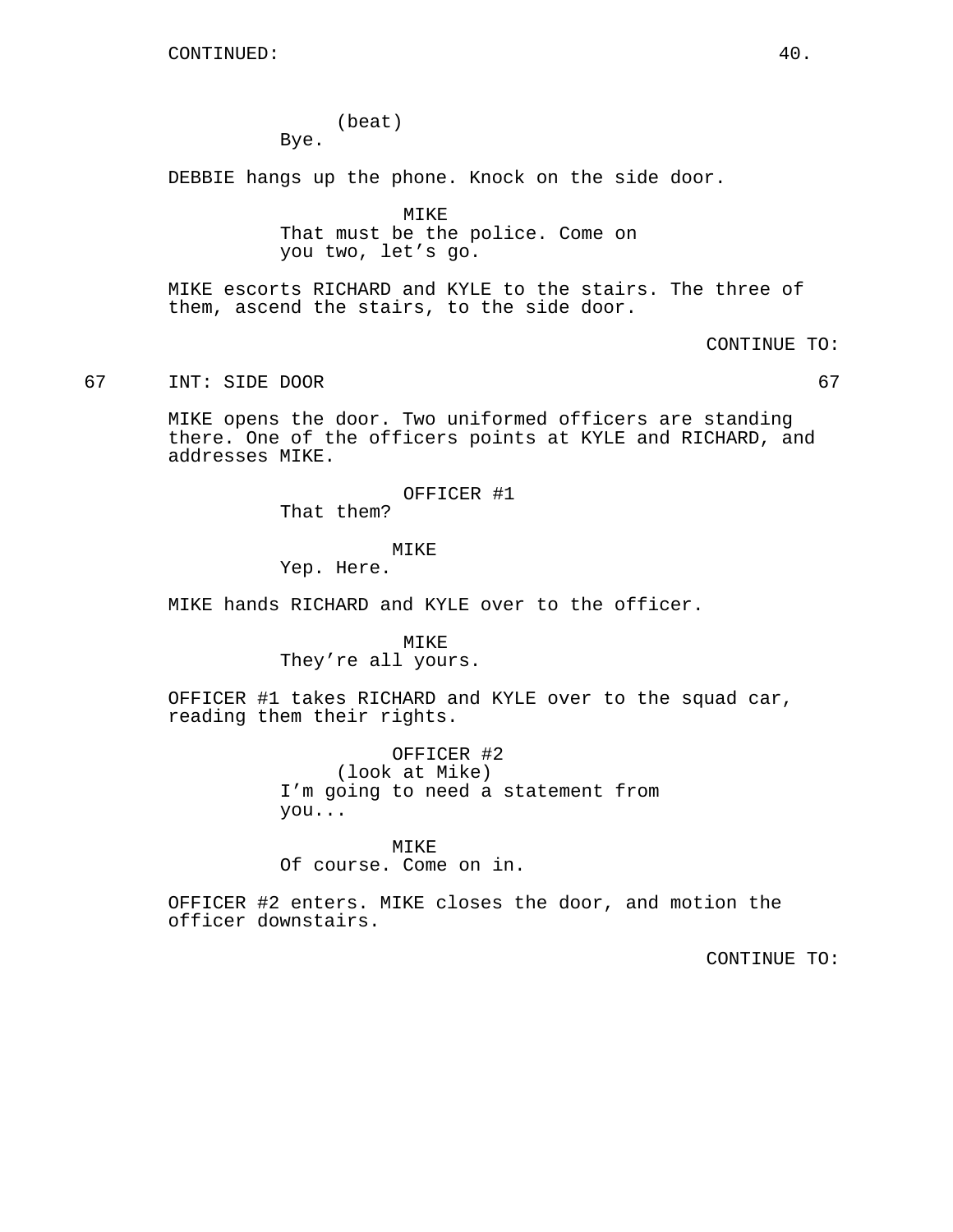CONTINUED:

(beat)
Bye.

DEBBIE hangs up the phone. Knock on the side door.

MIKE
That must be the police. Come on you two, let's go.

MIKE escorts RICHARD and KYLE to the stairs. The three of them, ascend the stairs, to the side door.

CONTINUE TO:

67 INT: SIDE DOOR 67

MIKE opens the door. Two uniformed officers are standing there. One of the officers points at KYLE and RICHARD, and addresses MIKE.

OFFICER #1
That them?

MIKE
Yep. Here.

MIKE hands RICHARD and KYLE over to the officer.

MIKE
They're all yours.

OFFICER #1 takes RICHARD and KYLE over to the squad car, reading them their rights.

OFFICER #2
(look at Mike)
I'm going to need a statement from you...

MIKE
Of course. Come on in.

OFFICER #2 enters. MIKE closes the door, and motion the officer downstairs.

CONTINUE TO: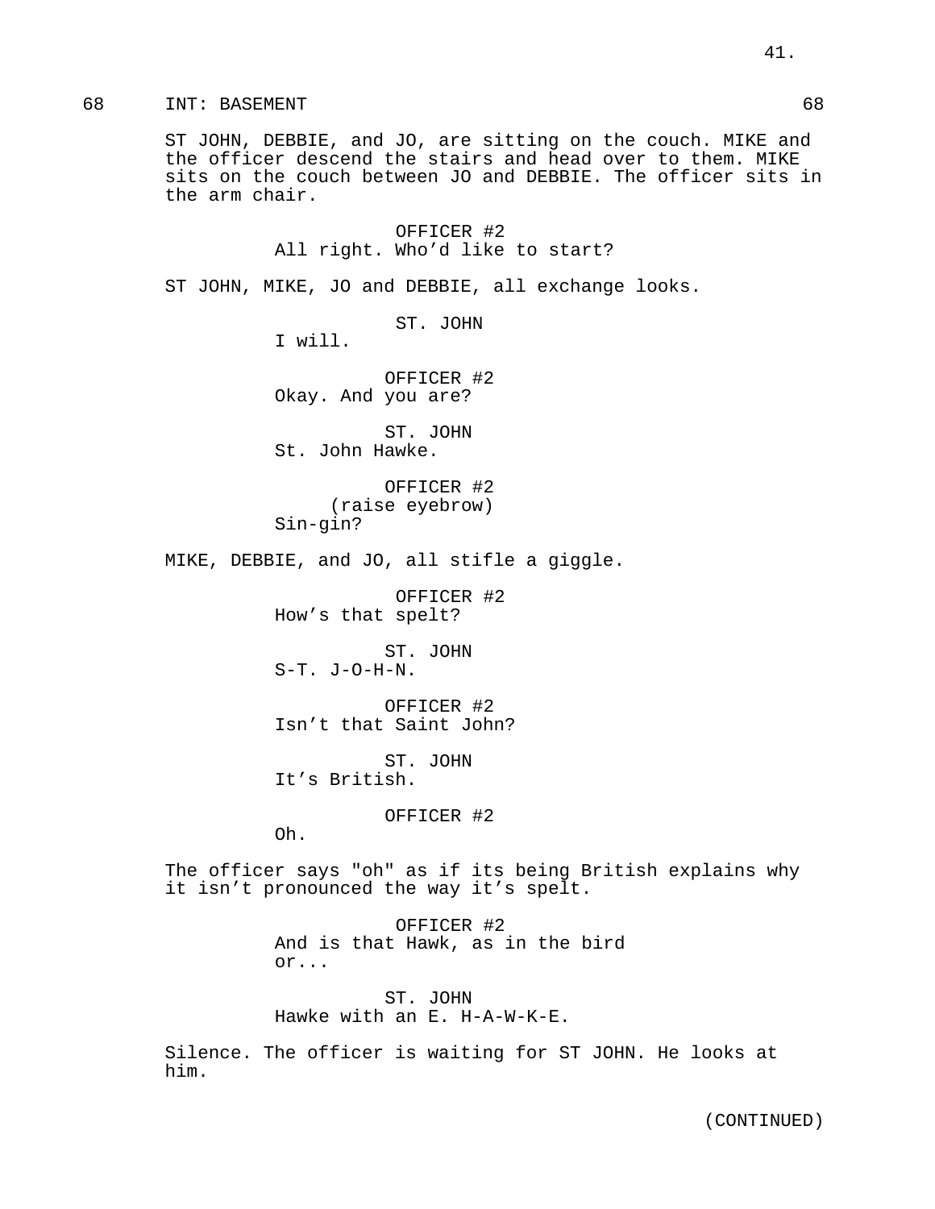68 INT: BASEMENT 68

ST JOHN, DEBBIE, and JO, are sitting on the couch. MIKE and the officer descend the stairs and head over to them. MIKE sits on the couch between JO and DEBBIE. The officer sits in the arm chair.

OFFICER #2
All right. Who'd like to start?

ST JOHN, MIKE, JO and DEBBIE, all exchange looks.

ST. JOHN
I will.

OFFICER #2
Okay. And you are?

ST. JOHN
St. John Hawke.

OFFICER #2
(raise eyebrow)
Sin-gin?

MIKE, DEBBIE, and JO, all stifle a giggle.

OFFICER #2
How's that spelt?

ST. JOHN
S-T. J-O-H-N.

OFFICER #2
Isn't that Saint John?

ST. JOHN
It's British.

OFFICER #2
Oh.

The officer says "oh" as if its being British explains why it isn't pronounced the way it's spelt.

OFFICER #2
And is that Hawk, as in the bird or...

ST. JOHN
Hawke with an E. H-A-W-K-E.

Silence. The officer is waiting for ST JOHN. He looks at him.

(CONTINUED)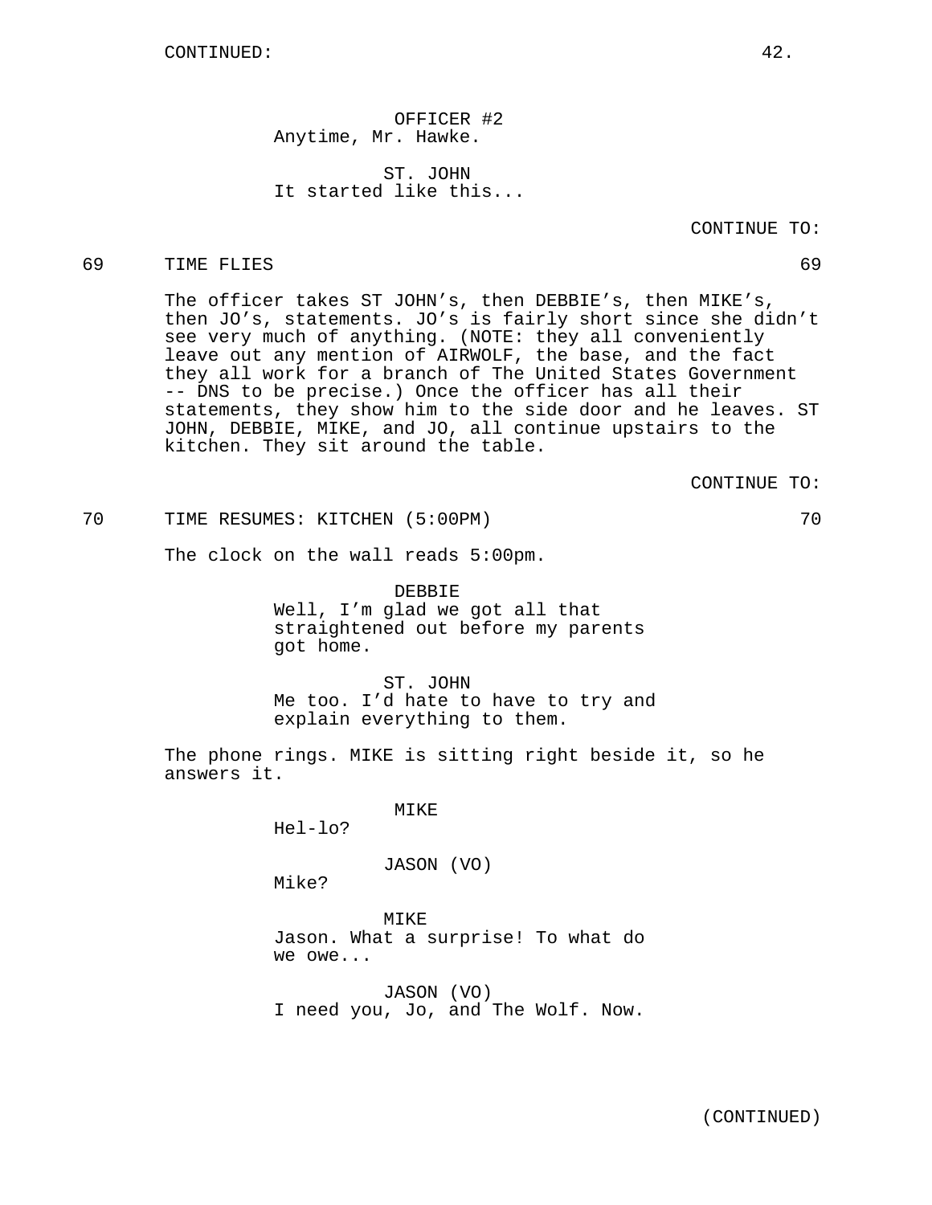OFFICER #2
Anytime, Mr. Hawke.

ST. JOHN
It started like this...

CONTINUE TO:

69 TIME FLIES 69

The officer takes ST JOHN's, then DEBBIE's, then MIKE's, then JO's, statements. JO's is fairly short since she didn't see very much of anything. (NOTE: they all conveniently leave out any mention of AIRWOLF, the base, and the fact they all work for a branch of The United States Government -- DNS to be precise.) Once the officer has all their statements, they show him to the side door and he leaves. ST JOHN, DEBBIE, MIKE, and JO, all continue upstairs to the kitchen. They sit around the table.

CONTINUE TO:

70 TIME RESUMES: KITCHEN (5:00PM) 70

The clock on the wall reads 5:00pm.

DEBBIE
Well, I'm glad we got all that straightened out before my parents got home.

ST. JOHN
Me too. I'd hate to have to try and explain everything to them.

The phone rings. MIKE is sitting right beside it, so he answers it.

MIKE
Hel-lo?

JASON (VO)
Mike?

MIKE
Jason. What a surprise! To what do we owe...

JASON (VO)
I need you, Jo, and The Wolf. Now.

(CONTINUED)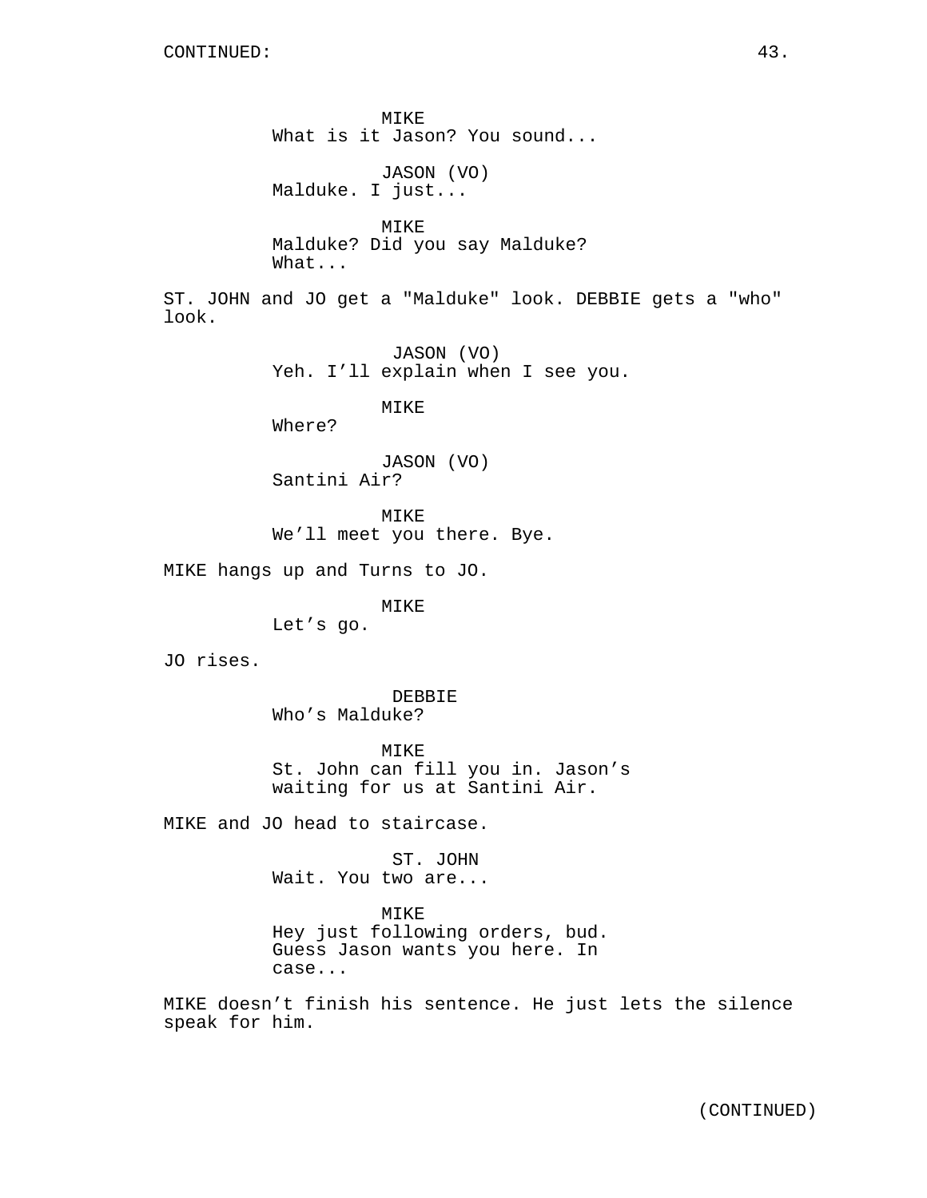CONTINUED:

MIKE
What is it Jason? You sound...

JASON (VO)
Malduke. I just...

MIKE
Malduke? Did you say Malduke?
What...

ST. JOHN and JO get a "Malduke" look. DEBBIE gets a "who" look.

JASON (VO)
Yeh. I'll explain when I see you.

MIKE
Where?

JASON (VO)
Santini Air?

MIKE
We'll meet you there. Bye.

MIKE hangs up and Turns to JO.

MIKE
Let's go.

JO rises.

DEBBIE
Who's Malduke?

MIKE
St. John can fill you in. Jason's
waiting for us at Santini Air.

MIKE and JO head to staircase.

ST. JOHN
Wait. You two are...

MIKE
Hey just following orders, bud.
Guess Jason wants you here. In
case...

MIKE doesn't finish his sentence. He just lets the silence speak for him.

(CONTINUED)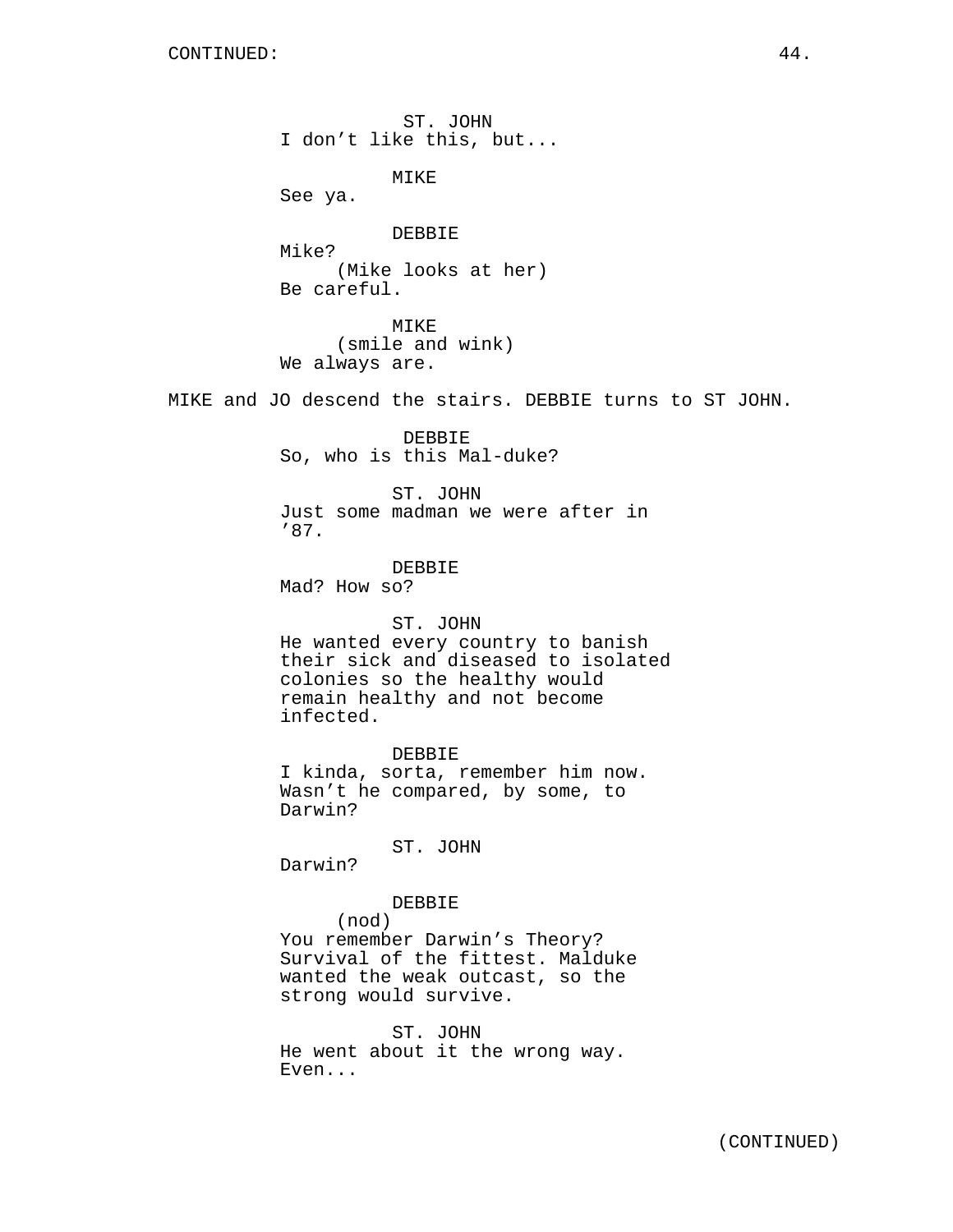ST. JOHN
I don’t like this, but...

MIKE
See ya.

DEBBIE
Mike?
(Mike looks at her)
Be careful.

MIKE
(smile and wink)
We always are.

MIKE and JO descend the stairs. DEBBIE turns to ST JOHN.

DEBBIE
So, who is this Mal-duke?

ST. JOHN
Just some madman we were after in ’87.

DEBBIE
Mad? How so?

ST. JOHN
He wanted every country to banish their sick and diseased to isolated colonies so the healthy would remain healthy and not become infected.

DEBBIE
I kinda, sorta, remember him now. Wasn’t he compared, by some, to Darwin?

ST. JOHN
Darwin?

DEBBIE
(nod)
You remember Darwin’s Theory? Survival of the fittest. Malduke wanted the weak outcast, so the strong would survive.

ST. JOHN
He went about it the wrong way. Even...

(CONTINUED)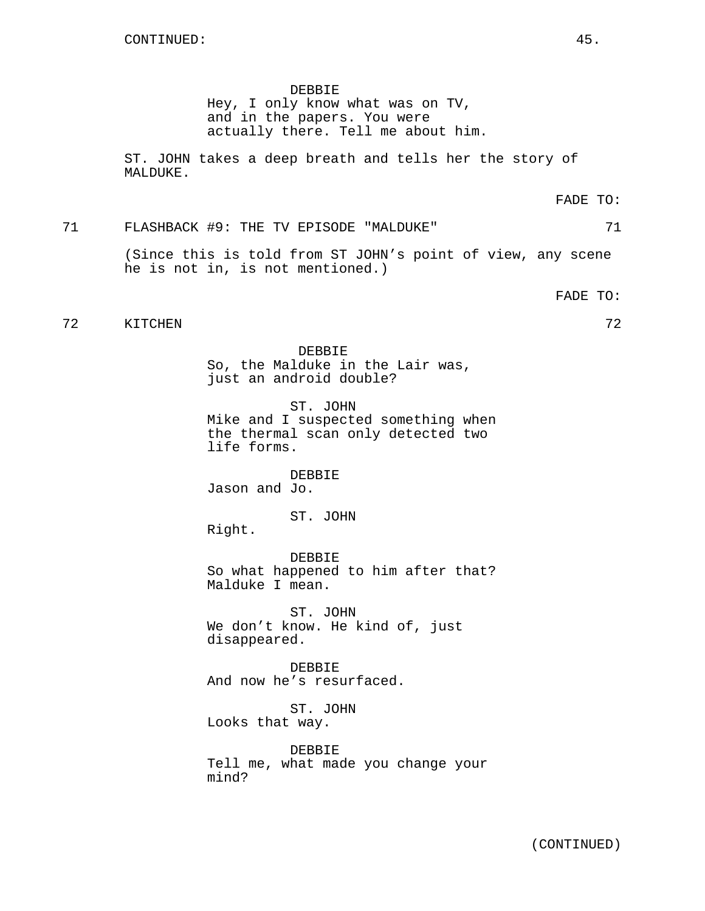CONTINUED:

DEBBIE
Hey, I only know what was on TV, and in the papers. You were actually there. Tell me about him.

ST. JOHN takes a deep breath and tells her the story of MALDUKE.

FADE TO:

71 FLASHBACK #9: THE TV EPISODE "MALDUKE" 71

(Since this is told from ST JOHN's point of view, any scene he is not in, is not mentioned.)

FADE TO:

72 KITCHEN 72

DEBBIE
So, the Malduke in the Lair was, just an android double?

ST. JOHN
Mike and I suspected something when the thermal scan only detected two life forms.

DEBBIE
Jason and Jo.

ST. JOHN
Right.

DEBBIE
So what happened to him after that? Malduke I mean.

ST. JOHN
We don't know. He kind of, just disappeared.

DEBBIE
And now he's resurfaced.

ST. JOHN
Looks that way.

DEBBIE
Tell me, what made you change your mind?

(CONTINUED)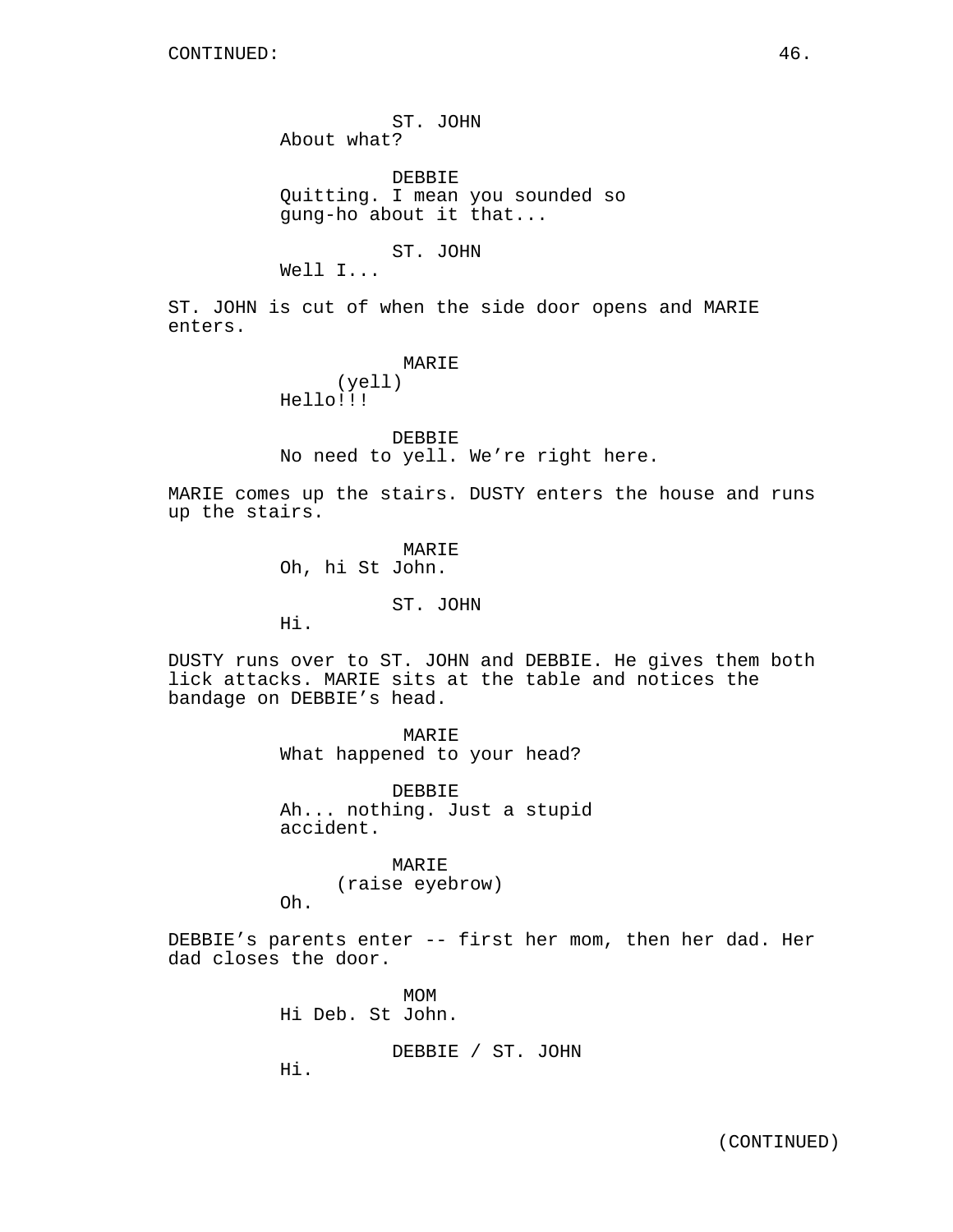ST. JOHN
About what?

DEBBIE
Quitting. I mean you sounded so gung-ho about it that...

ST. JOHN
Well I...

ST. JOHN is cut of when the side door opens and MARIE enters.

MARIE
(yell)
Hello!!!

DEBBIE
No need to yell. We're right here.

MARIE comes up the stairs. DUSTY enters the house and runs up the stairs.

MARIE
Oh, hi St John.

ST. JOHN
Hi.

DUSTY runs over to ST. JOHN and DEBBIE. He gives them both lick attacks. MARIE sits at the table and notices the bandage on DEBBIE's head.

MARIE
What happened to your head?

DEBBIE
Ah... nothing. Just a stupid accident.

MARIE
(raise eyebrow)
Oh.

DEBBIE's parents enter -- first her mom, then her dad. Her dad closes the door.

MOM
Hi Deb. St John.

DEBBIE / ST. JOHN
Hi.

(CONTINUED)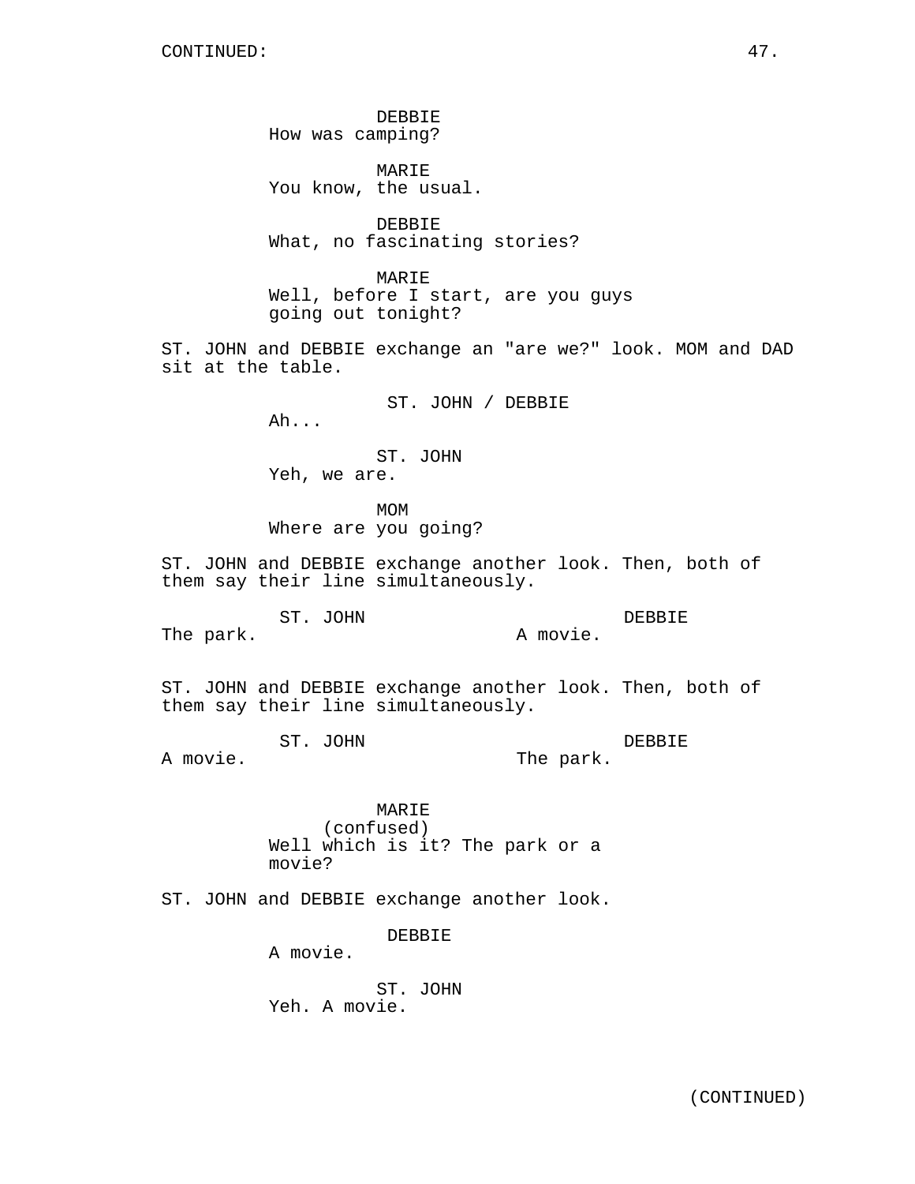CONTINUED:

DEBBIE
How was camping?

MARIE
You know, the usual.

DEBBIE
What, no fascinating stories?

MARIE
Well, before I start, are you guys going out tonight?

ST. JOHN and DEBBIE exchange an "are we?" look. MOM and DAD sit at the table.

ST. JOHN / DEBBIE
Ah...

ST. JOHN
Yeh, we are.

MOM
Where are you going?

ST. JOHN and DEBBIE exchange another look. Then, both of them say their line simultaneously.

| ST. JOHN | DEBBIE |
|---|---|
| The park. | A movie. |

ST. JOHN and DEBBIE exchange another look. Then, both of them say their line simultaneously.

| ST. JOHN | DEBBIE |
|---|---|
| A movie. | The park. |

MARIE
(confused)
Well which is it? The park or a movie?

ST. JOHN and DEBBIE exchange another look.

DEBBIE
A movie.

ST. JOHN
Yeh. A movie.

(CONTINUED)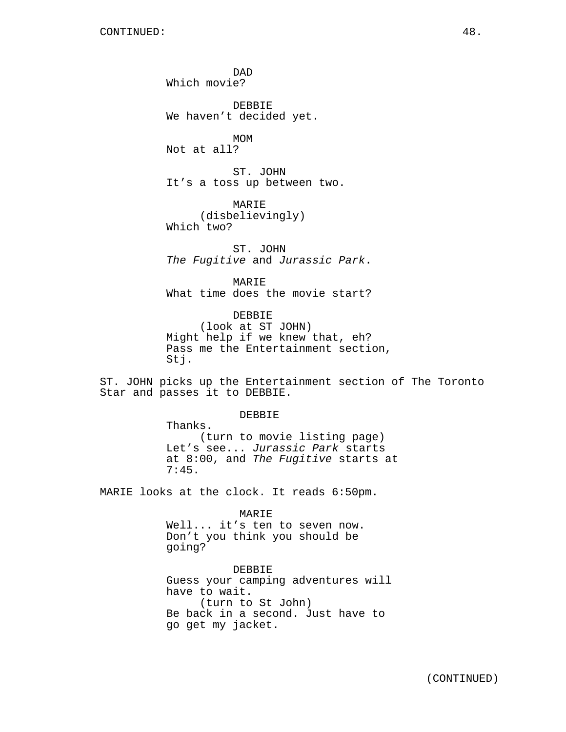CONTINUED:

DAD
Which movie?

DEBBIE
We haven’t decided yet.

MOM
Not at all?

ST. JOHN
It’s a toss up between two.

MARIE
(disbelievingly)
Which two?

ST. JOHN
*The Fugitive* and *Jurassic Park*.

MARIE
What time does the movie start?

DEBBIE
(look at ST JOHN)
Might help if we knew that, eh?
Pass me the Entertainment section,
Stj.

ST. JOHN picks up the Entertainment section of The Toronto Star and passes it to DEBBIE.

DEBBIE
Thanks.
(turn to movie listing page)
Let’s see... *Jurassic Park* starts
at 8:00, and *The Fugitive* starts at
7:45.

MARIE looks at the clock. It reads 6:50pm.

MARIE
Well... it’s ten to seven now.
Don’t you think you should be
going?

DEBBIE
Guess your camping adventures will
have to wait.
(turn to St John)
Be back in a second. Just have to
go get my jacket.

(CONTINUED)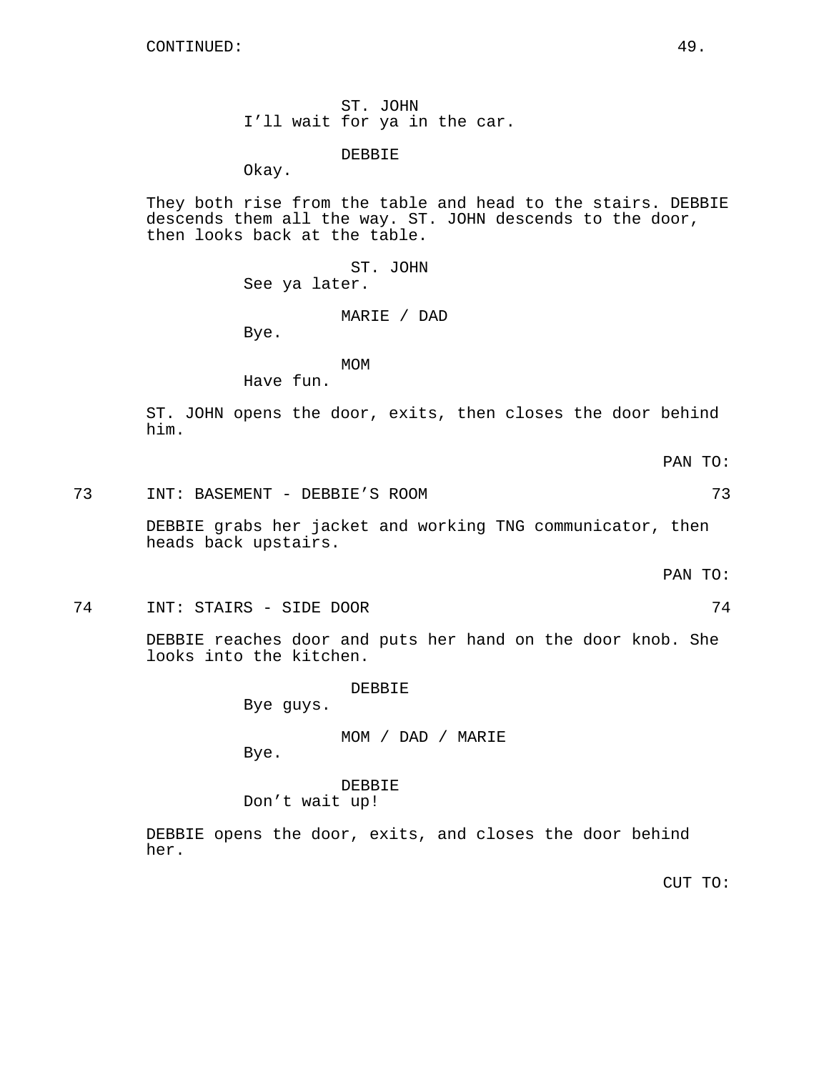CONTINUED:

ST. JOHN
I'll wait for ya in the car.

DEBBIE
Okay.

They both rise from the table and head to the stairs. DEBBIE descends them all the way. ST. JOHN descends to the door, then looks back at the table.

ST. JOHN
See ya later.

MARIE / DAD
Bye.

MOM
Have fun.

ST. JOHN opens the door, exits, then closes the door behind him.

PAN TO:

73 INT: BASEMENT - DEBBIE'S ROOM 73

DEBBIE grabs her jacket and working TNG communicator, then heads back upstairs.

PAN TO:

74 INT: STAIRS - SIDE DOOR 74

DEBBIE reaches door and puts her hand on the door knob. She looks into the kitchen.

DEBBIE
Bye guys.

MOM / DAD / MARIE
Bye.

DEBBIE
Don't wait up!

DEBBIE opens the door, exits, and closes the door behind her.

CUT TO: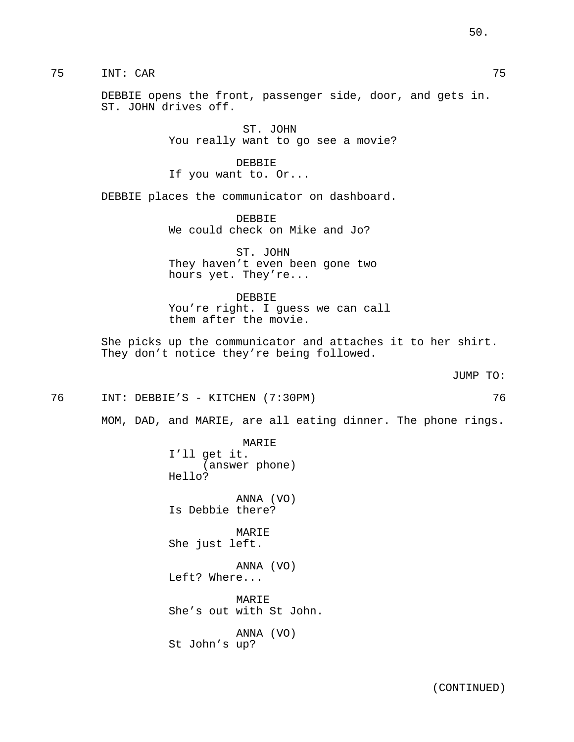75 INT: CAR 75

DEBBIE opens the front, passenger side, door, and gets in. ST. JOHN drives off.

ST. JOHN
You really want to go see a movie?

DEBBIE
If you want to. Or...

DEBBIE places the communicator on dashboard.

DEBBIE
We could check on Mike and Jo?

ST. JOHN
They haven't even been gone two hours yet. They're...

DEBBIE
You're right. I guess we can call them after the movie.

She picks up the communicator and attaches it to her shirt. They don't notice they're being followed.

JUMP TO:

76 INT: DEBBIE'S - KITCHEN (7:30PM) 76

MOM, DAD, and MARIE, are all eating dinner. The phone rings.

MARIE
I'll get it.
(answer phone)
Hello?

ANNA (VO)
Is Debbie there?

MARIE
She just left.

ANNA (VO)
Left? Where...

MARIE
She's out with St John.

ANNA (VO)
St John's up?

(CONTINUED)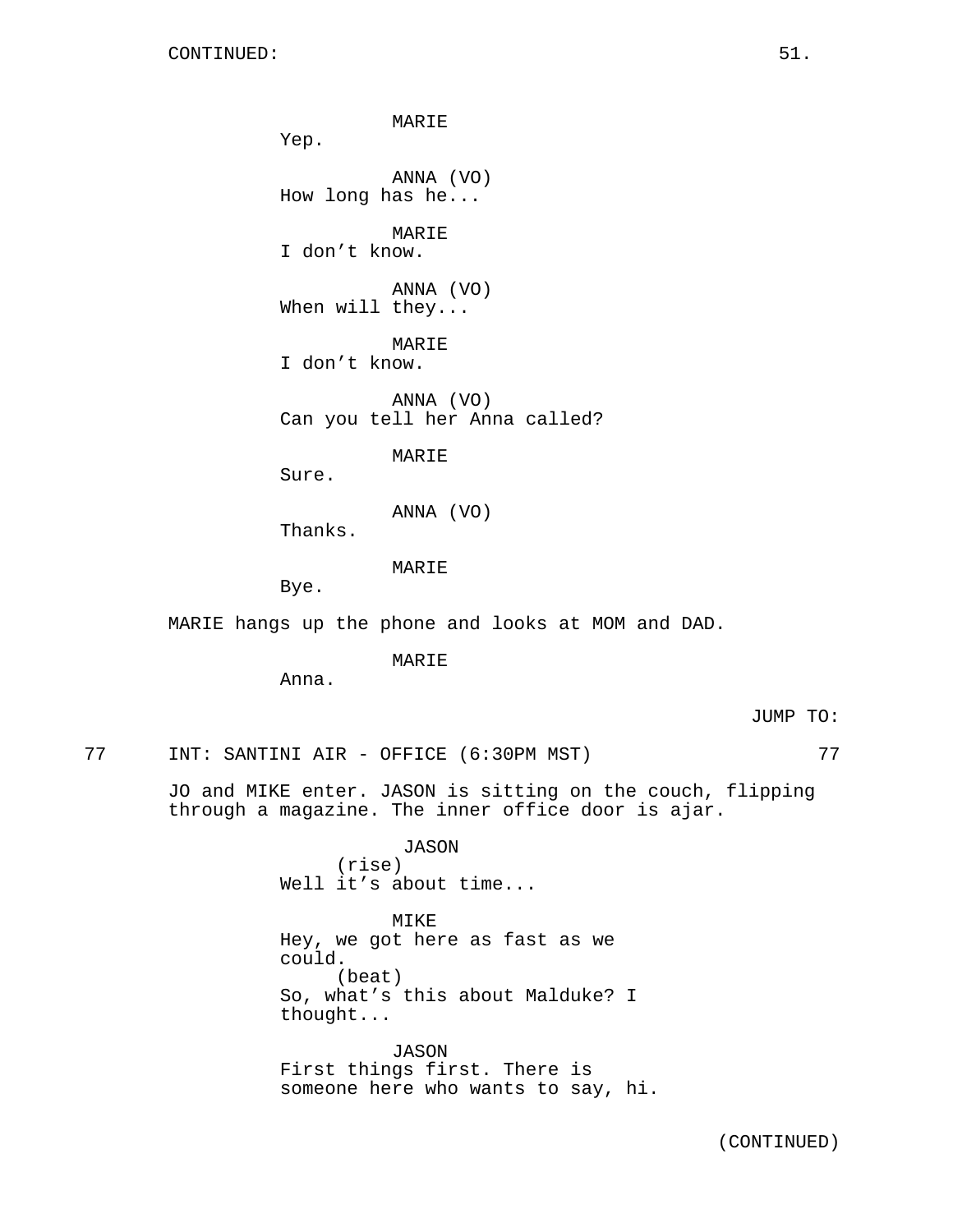MARIE
Yep.

ANNA (VO)
How long has he...

MARIE
I don't know.

ANNA (VO)
When will they...

MARIE
I don't know.

ANNA (VO)
Can you tell her Anna called?

MARIE
Sure.

ANNA (VO)
Thanks.

MARIE
Bye.

MARIE hangs up the phone and looks at MOM and DAD.

MARIE
Anna.

JUMP TO:

77 INT: SANTINI AIR - OFFICE (6:30PM MST) 77

JO and MIKE enter. JASON is sitting on the couch, flipping through a magazine. The inner office door is ajar.

JASON
(rise)
Well it's about time...

MIKE
Hey, we got here as fast as we could.
(beat)
So, what's this about Malduke? I thought...

JASON
First things first. There is someone here who wants to say, hi.

(CONTINUED)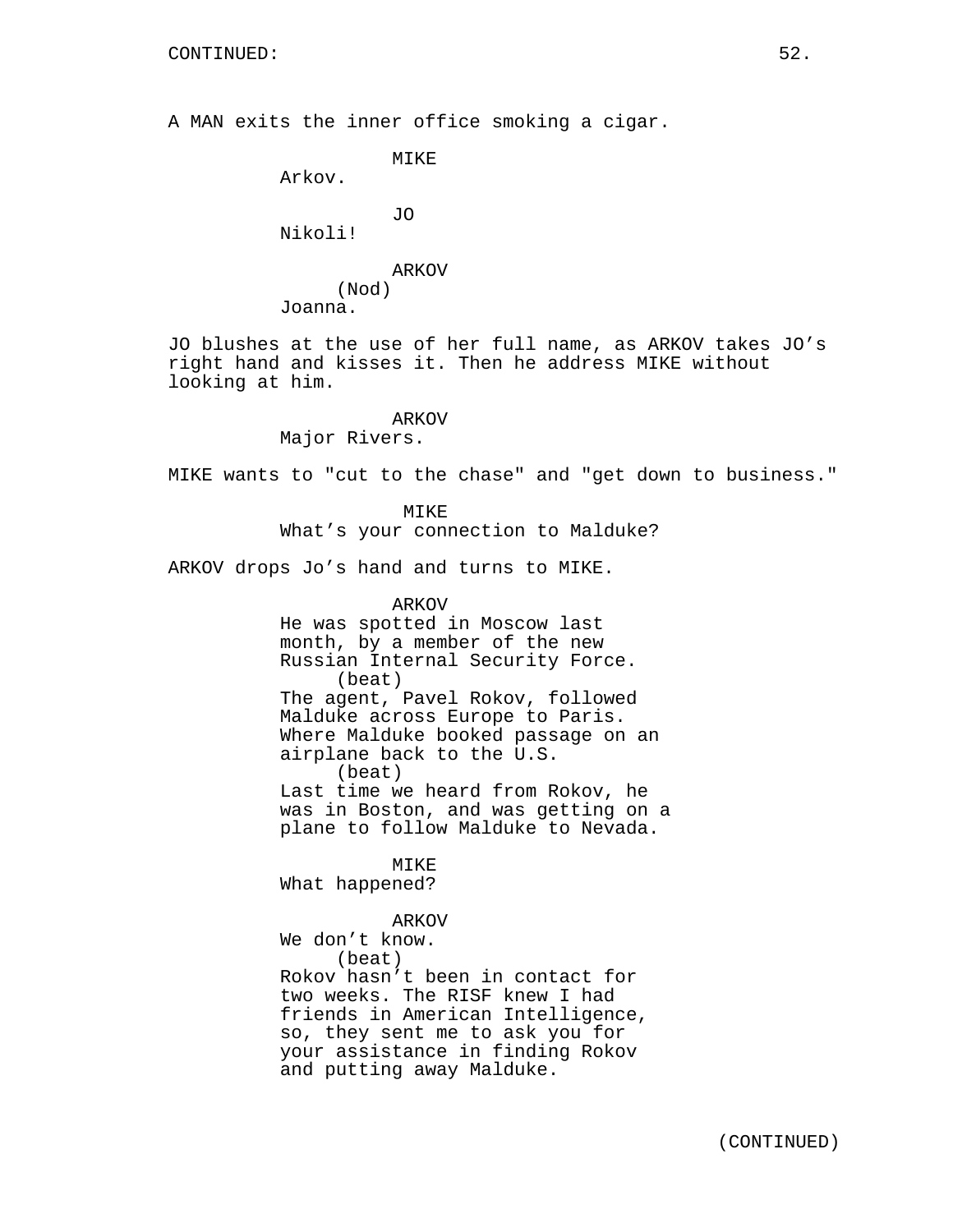CONTINUED:

A MAN exits the inner office smoking a cigar.

MIKE
Arkov.

JO
Nikoli!

ARKOV
(Nod)
Joanna.

JO blushes at the use of her full name, as ARKOV takes JO's right hand and kisses it. Then he address MIKE without looking at him.

ARKOV
Major Rivers.

MIKE wants to "cut to the chase" and "get down to business."

MIKE
What's your connection to Malduke?

ARKOV drops Jo's hand and turns to MIKE.

ARKOV
He was spotted in Moscow last month, by a member of the new Russian Internal Security Force.
(beat)
The agent, Pavel Rokov, followed Malduke across Europe to Paris. Where Malduke booked passage on an airplane back to the U.S.
(beat)
Last time we heard from Rokov, he was in Boston, and was getting on a plane to follow Malduke to Nevada.

MIKE
What happened?

ARKOV
We don't know.
(beat)
Rokov hasn't been in contact for two weeks. The RISF knew I had friends in American Intelligence, so, they sent me to ask you for your assistance in finding Rokov and putting away Malduke.

(CONTINUED)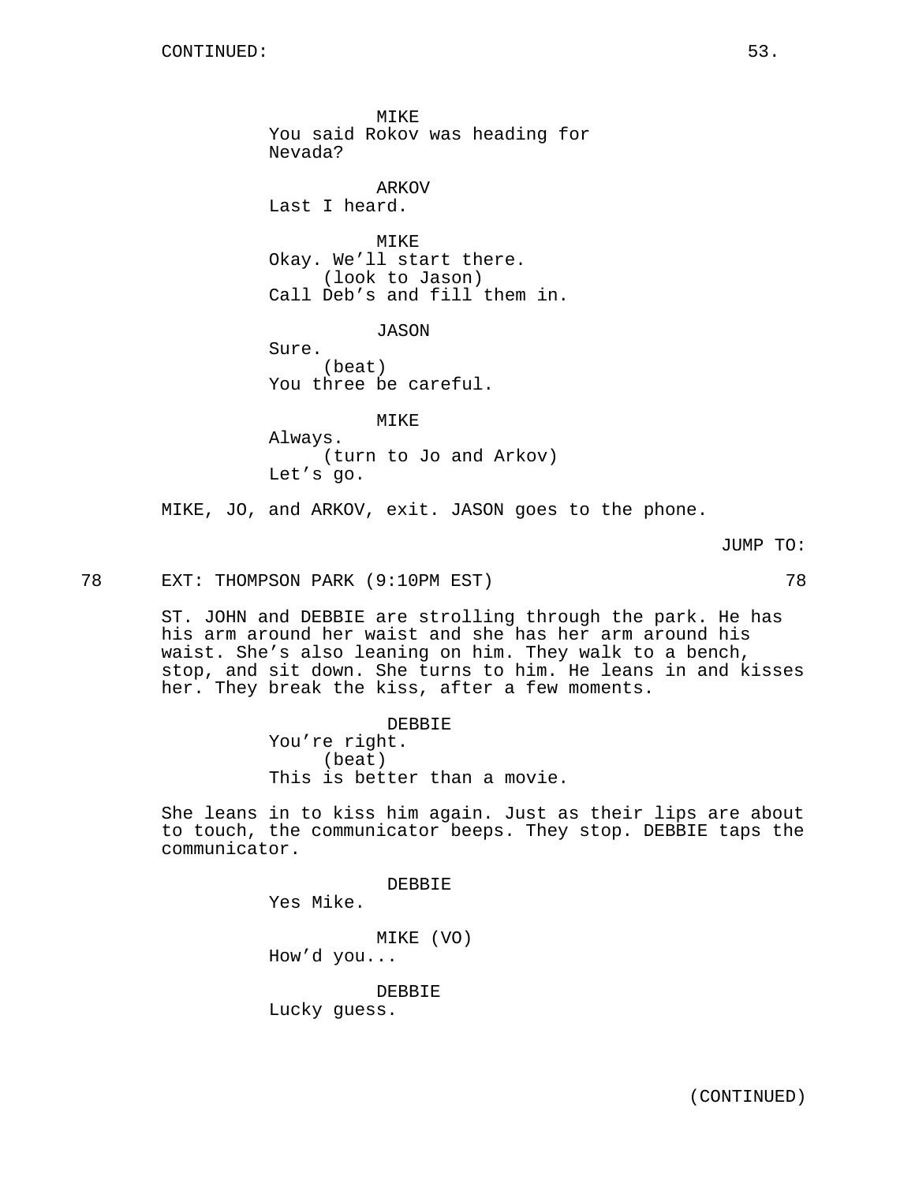CONTINUED:

MIKE
You said Rokov was heading for Nevada?

ARKOV
Last I heard.

MIKE
Okay. We'll start there.
(look to Jason)
Call Deb's and fill them in.

JASON
Sure.
(beat)
You three be careful.

MIKE
Always.
(turn to Jo and Arkov)
Let's go.

MIKE, JO, and ARKOV, exit. JASON goes to the phone.

JUMP TO:

78 EXT: THOMPSON PARK (9:10PM EST) 78

ST. JOHN and DEBBIE are strolling through the park. He has his arm around her waist and she has her arm around his waist. She's also leaning on him. They walk to a bench, stop, and sit down. She turns to him. He leans in and kisses her. They break the kiss, after a few moments.

DEBBIE
You're right.
(beat)
This is better than a movie.

She leans in to kiss him again. Just as their lips are about to touch, the communicator beeps. They stop. DEBBIE taps the communicator.

DEBBIE
Yes Mike.

MIKE (VO)
How'd you...

DEBBIE
Lucky guess.

(CONTINUED)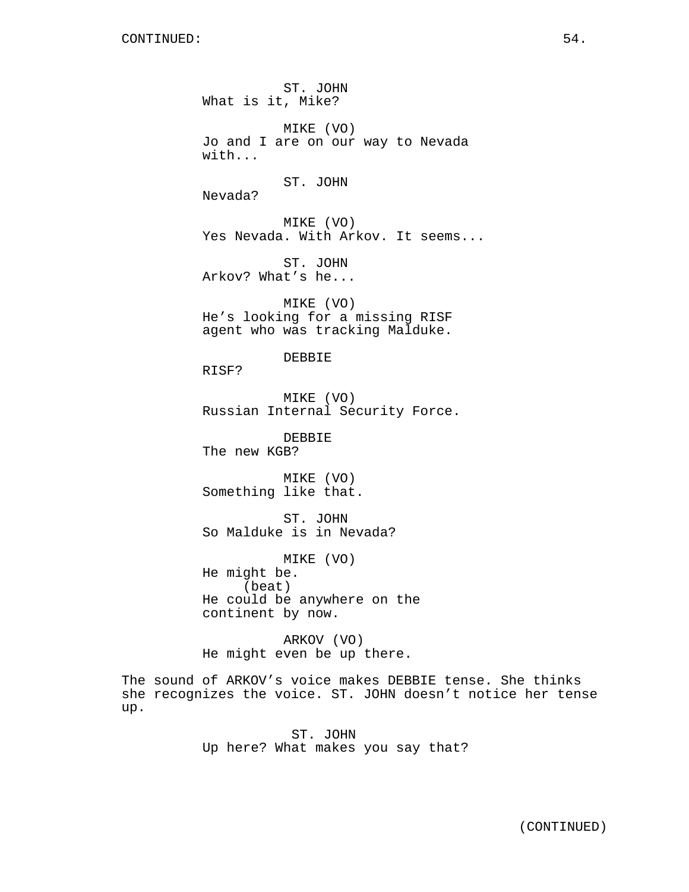CONTINUED:

ST. JOHN
What is it, Mike?

MIKE (VO)
Jo and I are on our way to Nevada with...

ST. JOHN
Nevada?

MIKE (VO)
Yes Nevada. With Arkov. It seems...

ST. JOHN
Arkov? What's he...

MIKE (VO)
He's looking for a missing RISF agent who was tracking Malduke.

DEBBIE
RISF?

MIKE (VO)
Russian Internal Security Force.

DEBBIE
The new KGB?

MIKE (VO)
Something like that.

ST. JOHN
So Malduke is in Nevada?

MIKE (VO)
He might be.
(beat)
He could be anywhere on the continent by now.

ARKOV (VO)
He might even be up there.

The sound of ARKOV's voice makes DEBBIE tense. She thinks she recognizes the voice. ST. JOHN doesn't notice her tense up.

ST. JOHN
Up here? What makes you say that?

(CONTINUED)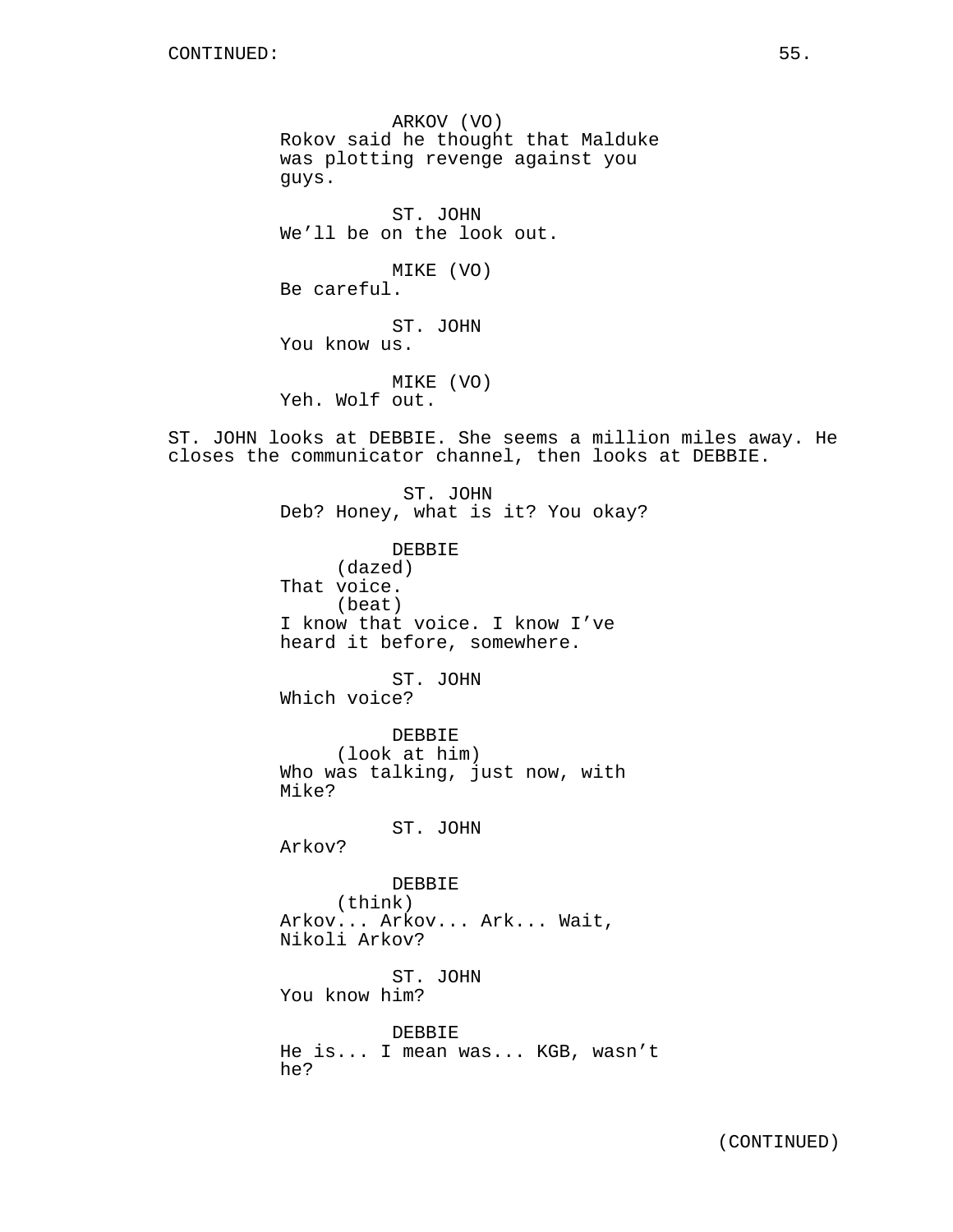ARKOV (VO)
Rokov said he thought that Malduke was plotting revenge against you guys.

ST. JOHN
We'll be on the look out.

MIKE (VO)
Be careful.

ST. JOHN
You know us.

MIKE (VO)
Yeh. Wolf out.

ST. JOHN looks at DEBBIE. She seems a million miles away. He closes the communicator channel, then looks at DEBBIE.

ST. JOHN
Deb? Honey, what is it? You okay?

DEBBIE
(dazed)
That voice.
(beat)
I know that voice. I know I've heard it before, somewhere.

ST. JOHN
Which voice?

DEBBIE
(look at him)
Who was talking, just now, with Mike?

ST. JOHN
Arkov?

DEBBIE
(think)
Arkov... Arkov... Ark... Wait, Nikoli Arkov?

ST. JOHN
You know him?

DEBBIE
He is... I mean was... KGB, wasn't he?

(CONTINUED)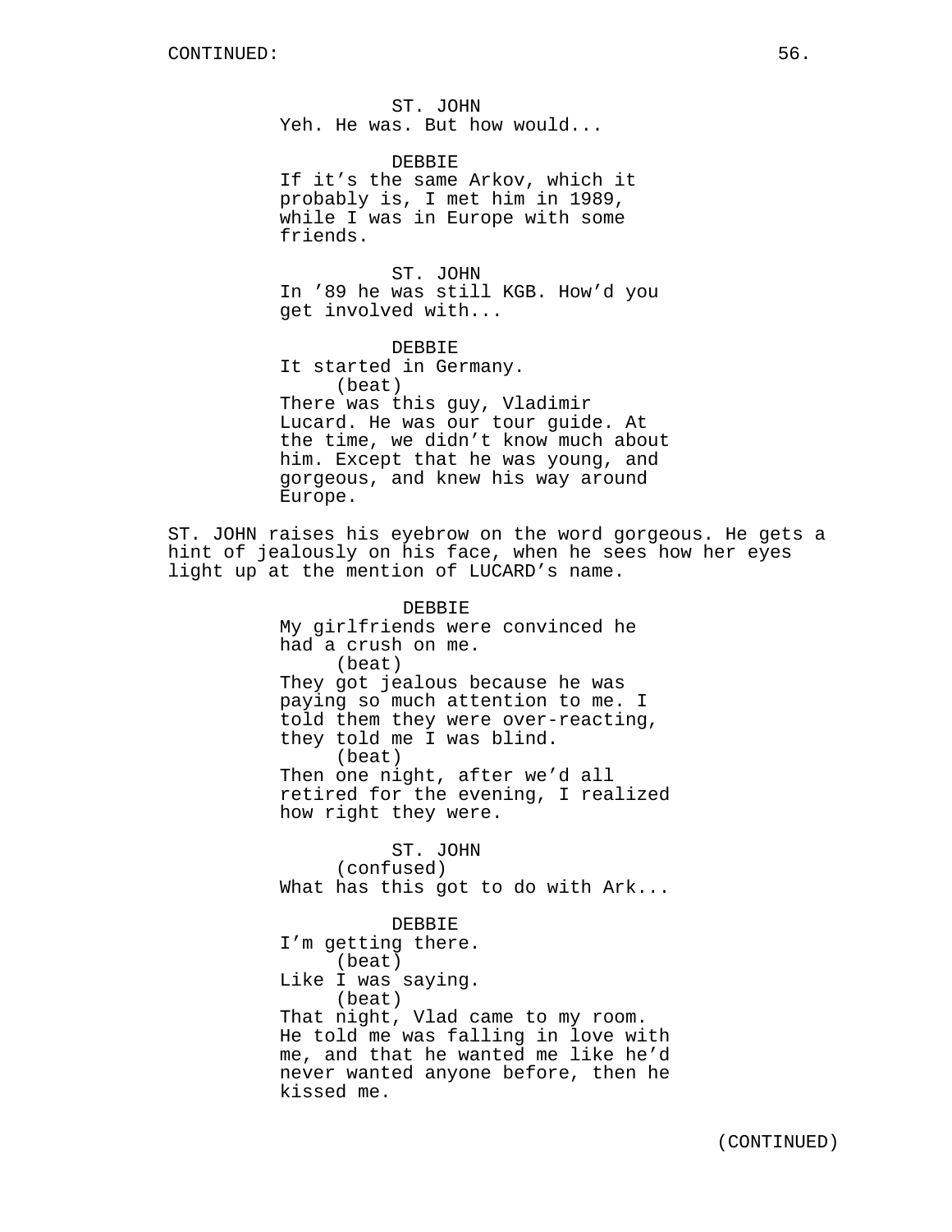ST. JOHN
Yeh. He was. But how would...

DEBBIE
If it's the same Arkov, which it probably is, I met him in 1989, while I was in Europe with some friends.

ST. JOHN
In '89 he was still KGB. How'd you get involved with...

DEBBIE
It started in Germany.
(beat)
There was this guy, Vladimir Lucard. He was our tour guide. At the time, we didn't know much about him. Except that he was young, and gorgeous, and knew his way around Europe.

ST. JOHN raises his eyebrow on the word gorgeous. He gets a hint of jealously on his face, when he sees how her eyes light up at the mention of LUCARD's name.

DEBBIE
My girlfriends were convinced he had a crush on me.
(beat)
They got jealous because he was paying so much attention to me. I told them they were over-reacting, they told me I was blind.
(beat)
Then one night, after we'd all retired for the evening, I realized how right they were.

ST. JOHN
(confused)
What has this got to do with Ark...

DEBBIE
I'm getting there.
(beat)
Like I was saying.
(beat)
That night, Vlad came to my room. He told me was falling in love with me, and that he wanted me like he'd never wanted anyone before, then he kissed me.

(CONTINUED)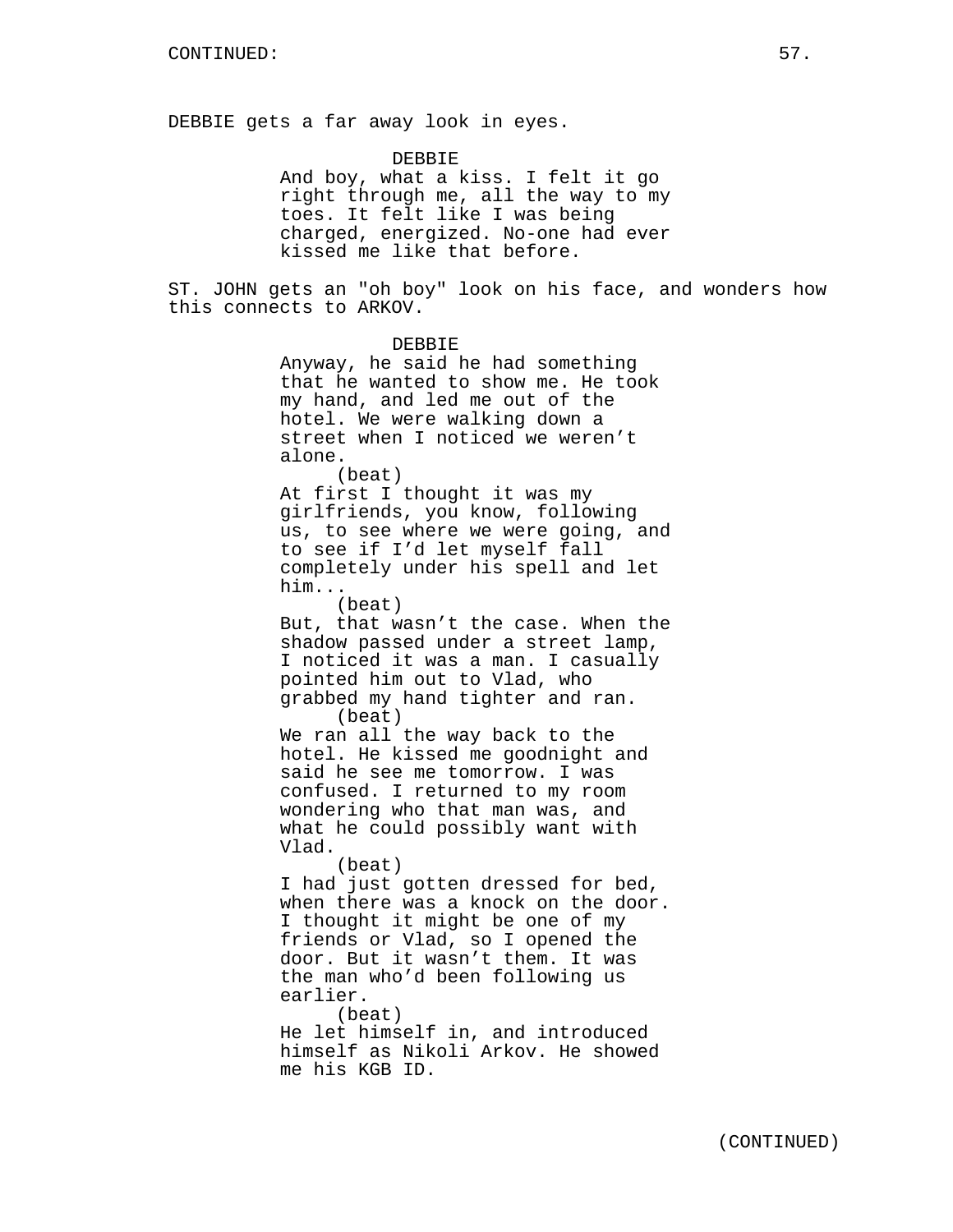CONTINUED:

DEBBIE gets a far away look in eyes.

DEBBIE
And boy, what a kiss. I felt it go right through me, all the way to my toes. It felt like I was being charged, energized. No-one had ever kissed me like that before.

ST. JOHN gets an "oh boy" look on his face, and wonders how this connects to ARKOV.

DEBBIE
Anyway, he said he had something that he wanted to show me. He took my hand, and led me out of the hotel. We were walking down a street when I noticed we weren't alone.
(beat)
At first I thought it was my girlfriends, you know, following us, to see where we were going, and to see if I'd let myself fall completely under his spell and let him...
(beat)
But, that wasn't the case. When the shadow passed under a street lamp, I noticed it was a man. I casually pointed him out to Vlad, who grabbed my hand tighter and ran.
(beat)
We ran all the way back to the hotel. He kissed me goodnight and said he see me tomorrow. I was confused. I returned to my room wondering who that man was, and what he could possibly want with Vlad.
(beat)
I had just gotten dressed for bed, when there was a knock on the door. I thought it might be one of my friends or Vlad, so I opened the door. But it wasn't them. It was the man who'd been following us earlier.
(beat)
He let himself in, and introduced himself as Nikoli Arkov. He showed me his KGB ID.

(CONTINUED)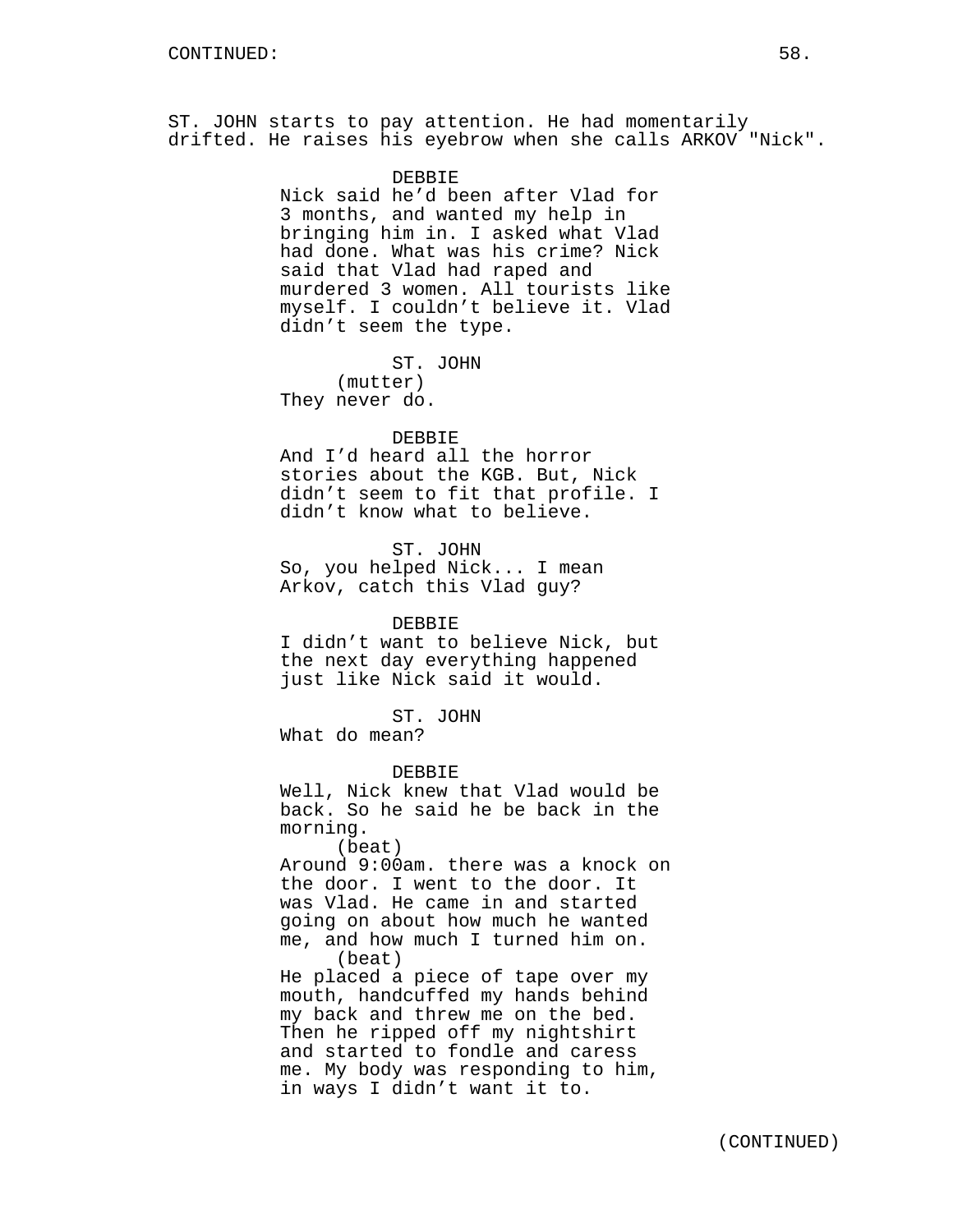CONTINUED:

ST. JOHN starts to pay attention. He had momentarily drifted. He raises his eyebrow when she calls ARKOV "Nick".

DEBBIE
Nick said he'd been after Vlad for 3 months, and wanted my help in bringing him in. I asked what Vlad had done. What was his crime? Nick said that Vlad had raped and murdered 3 women. All tourists like myself. I couldn't believe it. Vlad didn't seem the type.

ST. JOHN
(mutter)
They never do.

DEBBIE
And I'd heard all the horror stories about the KGB. But, Nick didn't seem to fit that profile. I didn't know what to believe.

ST. JOHN
So, you helped Nick... I mean Arkov, catch this Vlad guy?

DEBBIE
I didn't want to believe Nick, but the next day everything happened just like Nick said it would.

ST. JOHN
What do mean?

DEBBIE
Well, Nick knew that Vlad would be back. So he said he be back in the morning.
(beat)
Around 9:00am. there was a knock on the door. I went to the door. It was Vlad. He came in and started going on about how much he wanted me, and how much I turned him on.
(beat)
He placed a piece of tape over my mouth, handcuffed my hands behind my back and threw me on the bed. Then he ripped off my nightshirt and started to fondle and caress me. My body was responding to him, in ways I didn't want it to.

(CONTINUED)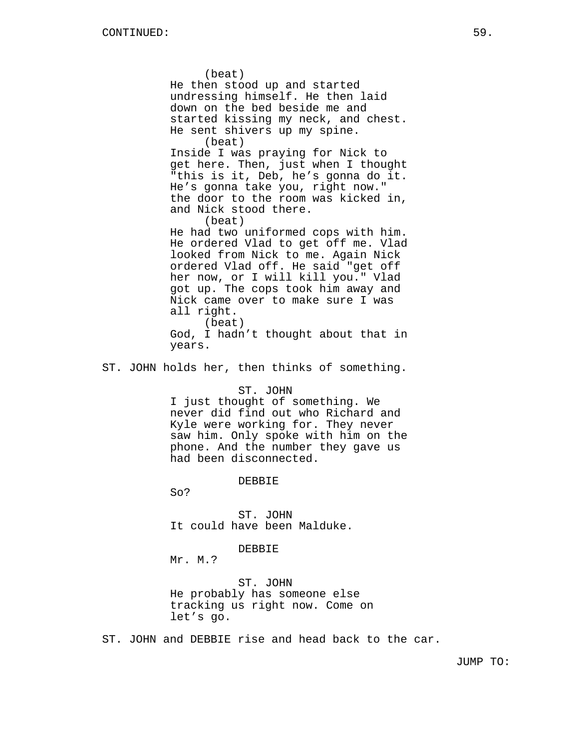CONTINUED:

(beat)
He then stood up and started undressing himself. He then laid down on the bed beside me and started kissing my neck, and chest. He sent shivers up my spine.
(beat)
Inside I was praying for Nick to get here. Then, just when I thought "this is it, Deb, he’s gonna do it. He’s gonna take you, right now." the door to the room was kicked in, and Nick stood there.
(beat)
He had two uniformed cops with him. He ordered Vlad to get off me. Vlad looked from Nick to me. Again Nick ordered Vlad off. He said "get off her now, or I will kill you." Vlad got up. The cops took him away and Nick came over to make sure I was all right.
(beat)
God, I hadn’t thought about that in years.

ST. JOHN holds her, then thinks of something.

ST. JOHN
I just thought of something. We never did find out who Richard and Kyle were working for. They never saw him. Only spoke with him on the phone. And the number they gave us had been disconnected.

DEBBIE
So?

ST. JOHN
It could have been Malduke.

DEBBIE
Mr. M.?

ST. JOHN
He probably has someone else tracking us right now. Come on let’s go.

ST. JOHN and DEBBIE rise and head back to the car.

JUMP TO: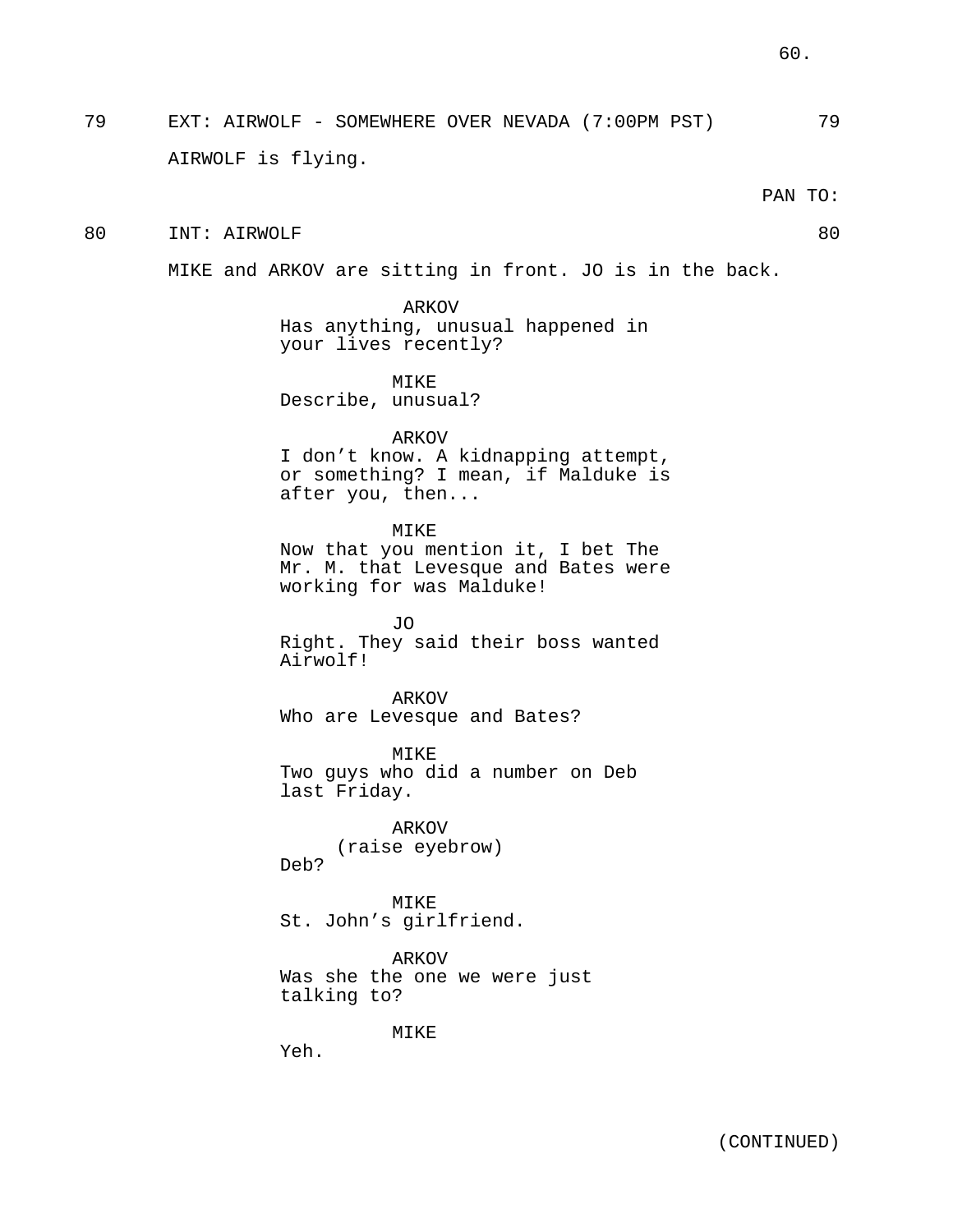79 EXT: AIRWOLF - SOMEWHERE OVER NEVADA (7:00PM PST) 79

AIRWOLF is flying.

PAN TO:

80 INT: AIRWOLF 80

MIKE and ARKOV are sitting in front. JO is in the back.

ARKOV
Has anything, unusual happened in your lives recently?

MIKE
Describe, unusual?

ARKOV
I don't know. A kidnapping attempt, or something? I mean, if Malduke is after you, then...

MIKE
Now that you mention it, I bet The Mr. M. that Levesque and Bates were working for was Malduke!

JO
Right. They said their boss wanted Airwolf!

ARKOV
Who are Levesque and Bates?

MIKE
Two guys who did a number on Deb last Friday.

ARKOV
(raise eyebrow)
Deb?

MIKE
St. John's girlfriend.

ARKOV
Was she the one we were just talking to?

MIKE
Yeh.

(CONTINUED)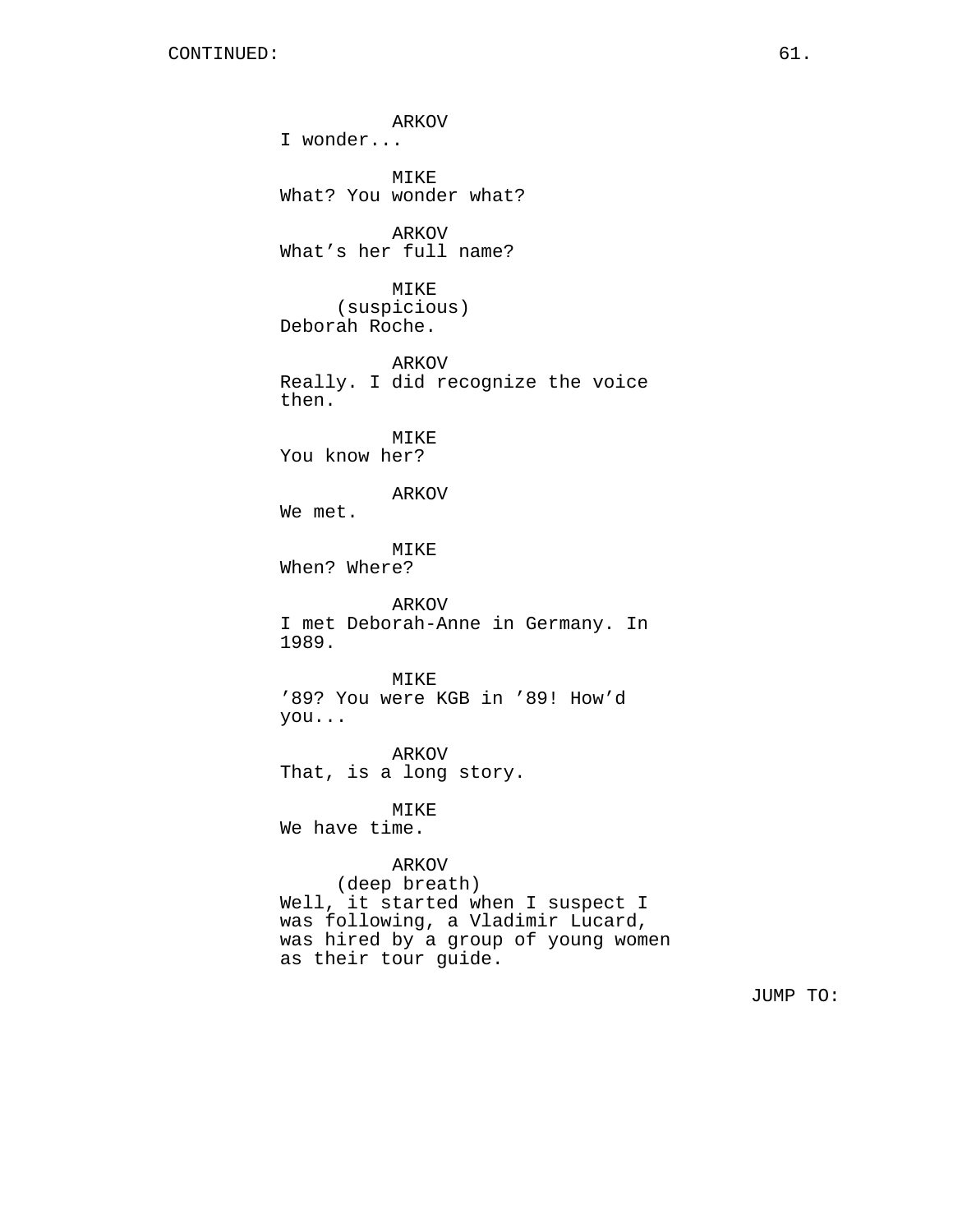ARKOV
I wonder...

MIKE
What? You wonder what?

ARKOV
What’s her full name?

MIKE
(suspicious)
Deborah Roche.

ARKOV
Really. I did recognize the voice then.

MIKE
You know her?

ARKOV
We met.

MIKE
When? Where?

ARKOV
I met Deborah-Anne in Germany. In 1989.

MIKE
’89? You were KGB in ’89! How’d you...

ARKOV
That, is a long story.

MIKE
We have time.

ARKOV
(deep breath)
Well, it started when I suspect I was following, a Vladimir Lucard, was hired by a group of young women as their tour guide.

JUMP TO: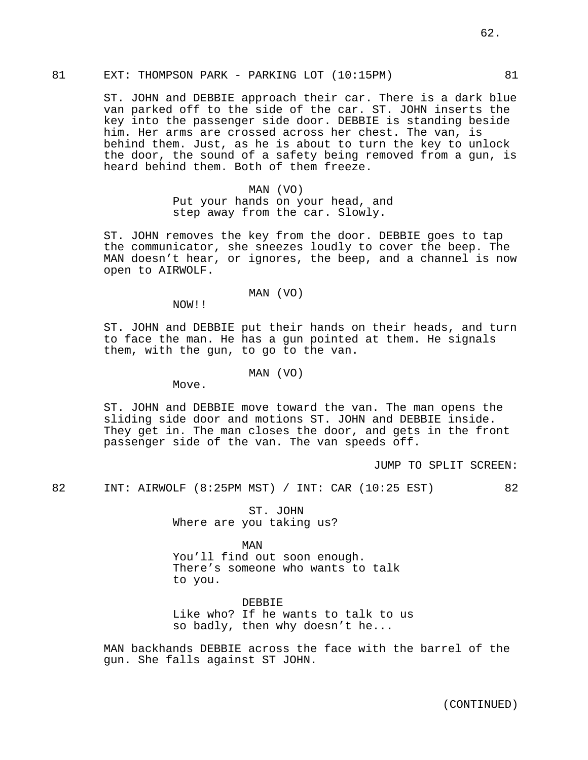81 EXT: THOMPSON PARK - PARKING LOT (10:15PM) 81

ST. JOHN and DEBBIE approach their car. There is a dark blue van parked off to the side of the car. ST. JOHN inserts the key into the passenger side door. DEBBIE is standing beside him. Her arms are crossed across her chest. The van, is behind them. Just, as he is about to turn the key to unlock the door, the sound of a safety being removed from a gun, is heard behind them. Both of them freeze.

MAN (VO)
Put your hands on your head, and step away from the car. Slowly.

ST. JOHN removes the key from the door. DEBBIE goes to tap the communicator, she sneezes loudly to cover the beep. The MAN doesn't hear, or ignores, the beep, and a channel is now open to AIRWOLF.

MAN (VO)
NOW!!

ST. JOHN and DEBBIE put their hands on their heads, and turn to face the man. He has a gun pointed at them. He signals them, with the gun, to go to the van.

MAN (VO)
Move.

ST. JOHN and DEBBIE move toward the van. The man opens the sliding side door and motions ST. JOHN and DEBBIE inside. They get in. The man closes the door, and gets in the front passenger side of the van. The van speeds off.

JUMP TO SPLIT SCREEN:

82 INT: AIRWOLF (8:25PM MST) / INT: CAR (10:25 EST) 82

ST. JOHN
Where are you taking us?

MAN
You'll find out soon enough. There's someone who wants to talk to you.

DEBBIE
Like who? If he wants to talk to us so badly, then why doesn't he...

MAN backhands DEBBIE across the face with the barrel of the gun. She falls against ST JOHN.

(CONTINUED)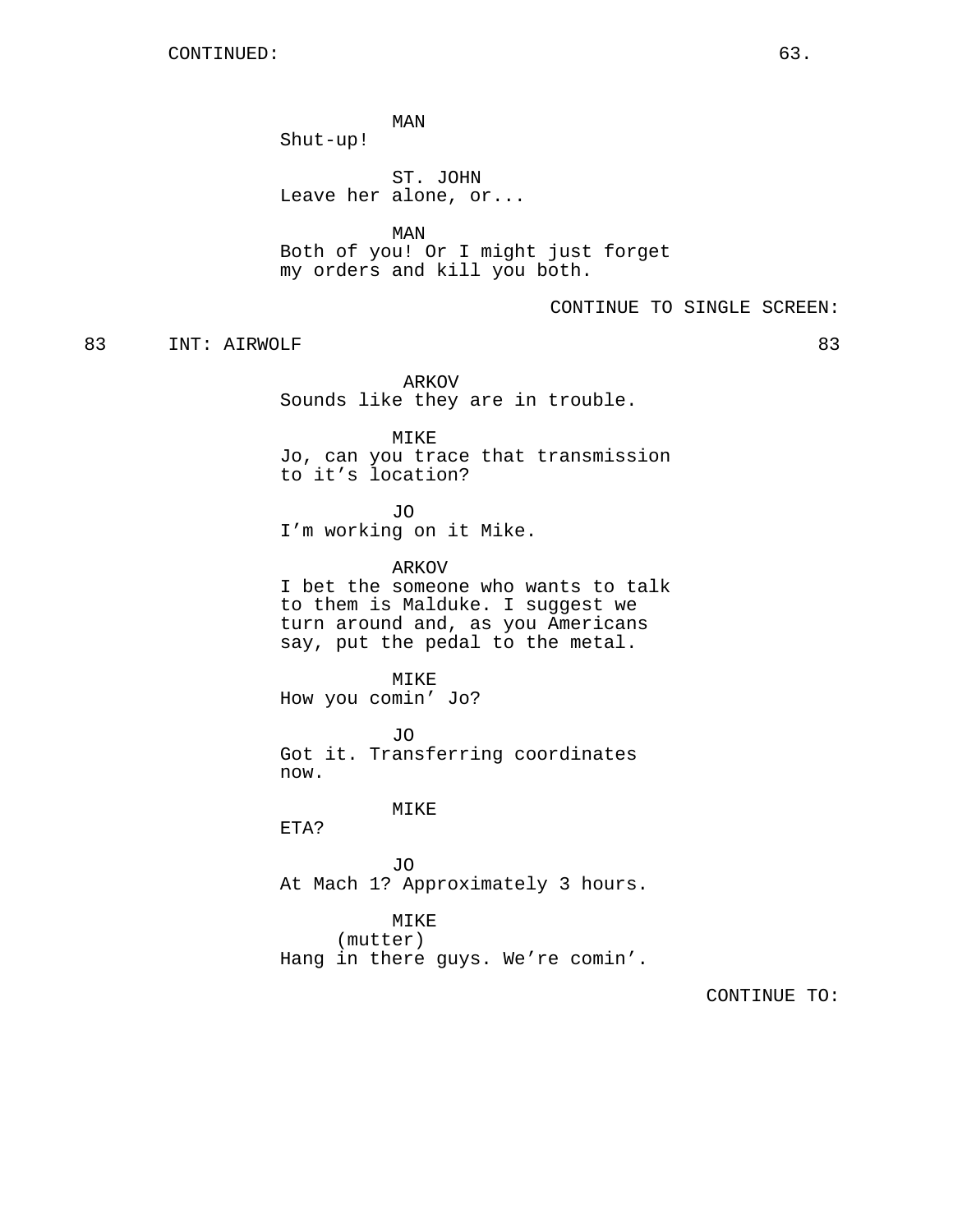CONTINUED:

MAN
Shut-up!

ST. JOHN
Leave her alone, or...

MAN
Both of you! Or I might just forget my orders and kill you both.

CONTINUE TO SINGLE SCREEN:

83 INT: AIRWOLF 83

ARKOV
Sounds like they are in trouble.

MIKE
Jo, can you trace that transmission to it’s location?

JO
I’m working on it Mike.

ARKOV
I bet the someone who wants to talk to them is Malduke. I suggest we turn around and, as you Americans say, put the pedal to the metal.

MIKE
How you comin’ Jo?

JO
Got it. Transferring coordinates now.

MIKE
ETA?

JO
At Mach 1? Approximately 3 hours.

MIKE
(mutter)
Hang in there guys. We’re comin’.

CONTINUE TO: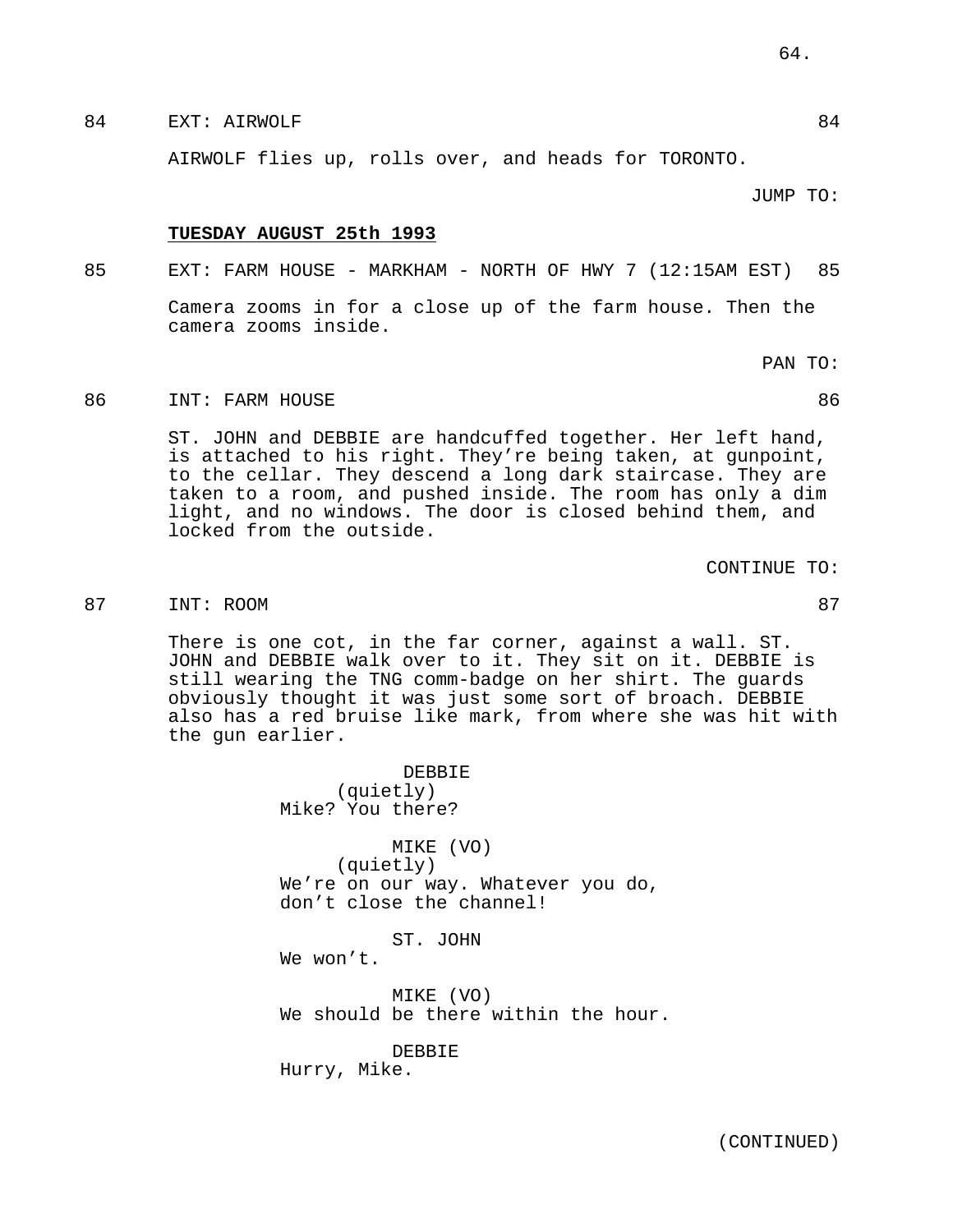84 EXT: AIRWOLF 84

AIRWOLF flies up, rolls over, and heads for TORONTO.

JUMP TO:

**TUESDAY AUGUST 25th 1993**

85 EXT: FARM HOUSE - MARKHAM - NORTH OF HWY 7 (12:15AM EST) 85

Camera zooms in for a close up of the farm house. Then the camera zooms inside.

PAN TO:

86 INT: FARM HOUSE 86

ST. JOHN and DEBBIE are handcuffed together. Her left hand, is attached to his right. They're being taken, at gunpoint, to the cellar. They descend a long dark staircase. They are taken to a room, and pushed inside. The room has only a dim light, and no windows. The door is closed behind them, and locked from the outside.

CONTINUE TO:

87 INT: ROOM 87

There is one cot, in the far corner, against a wall. ST. JOHN and DEBBIE walk over to it. They sit on it. DEBBIE is still wearing the TNG comm-badge on her shirt. The guards obviously thought it was just some sort of broach. DEBBIE also has a red bruise like mark, from where she was hit with the gun earlier.

DEBBIE
(quietly)
Mike? You there?

MIKE (VO)
(quietly)
We're on our way. Whatever you do, don't close the channel!

ST. JOHN
We won't.

MIKE (VO)
We should be there within the hour.

DEBBIE
Hurry, Mike.

(CONTINUED)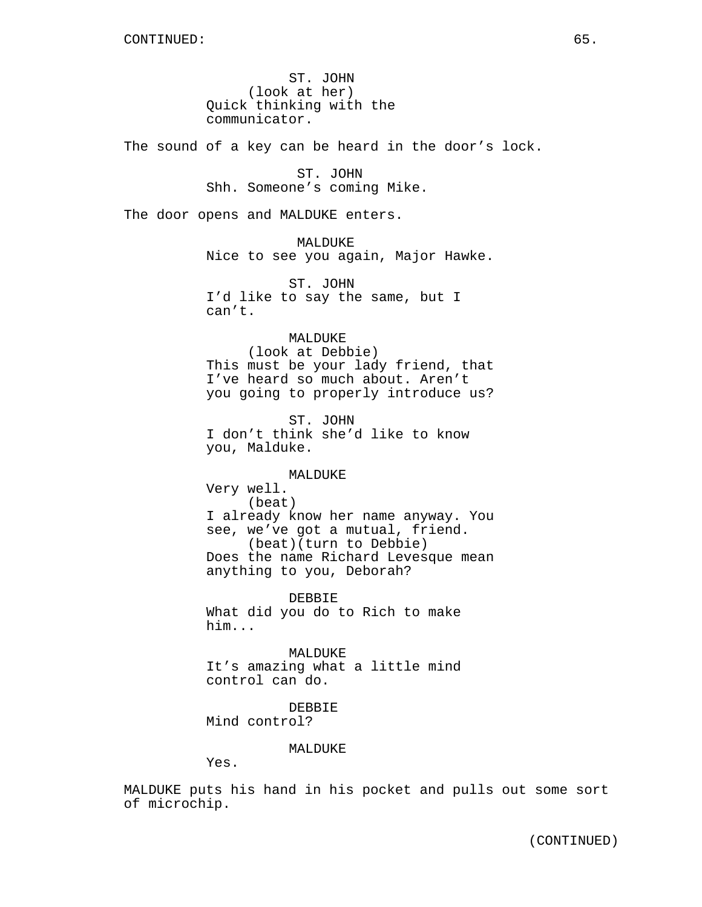CONTINUED:

ST. JOHN
(look at her)
Quick thinking with the communicator.

The sound of a key can be heard in the door's lock.

ST. JOHN
Shh. Someone's coming Mike.

The door opens and MALDUKE enters.

MALDUKE
Nice to see you again, Major Hawke.

ST. JOHN
I'd like to say the same, but I can't.

MALDUKE
(look at Debbie)
This must be your lady friend, that I've heard so much about. Aren't you going to properly introduce us?

ST. JOHN
I don't think she'd like to know you, Malduke.

MALDUKE
Very well.
(beat)
I already know her name anyway. You see, we've got a mutual, friend.
(beat)(turn to Debbie)
Does the name Richard Levesque mean anything to you, Deborah?

DEBBIE
What did you do to Rich to make him...

MALDUKE
It's amazing what a little mind control can do.

DEBBIE
Mind control?

MALDUKE
Yes.

MALDUKE puts his hand in his pocket and pulls out some sort of microchip.

(CONTINUED)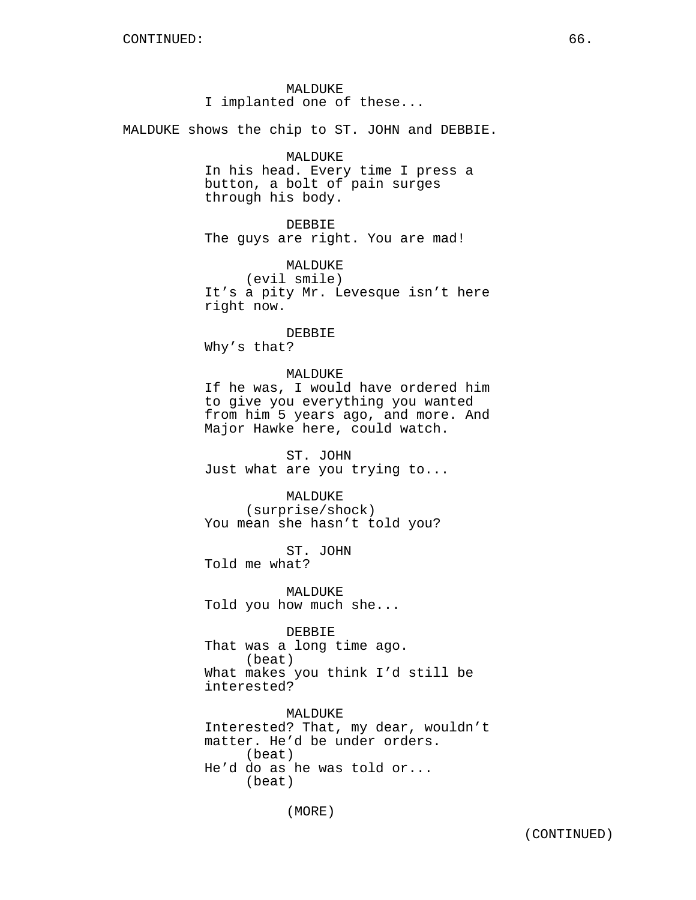CONTINUED:

MALDUKE
I implanted one of these...

MALDUKE shows the chip to ST. JOHN and DEBBIE.

MALDUKE
In his head. Every time I press a button, a bolt of pain surges through his body.

DEBBIE
The guys are right. You are mad!

MALDUKE
(evil smile)
It's a pity Mr. Levesque isn't here right now.

DEBBIE
Why's that?

MALDUKE
If he was, I would have ordered him to give you everything you wanted from him 5 years ago, and more. And Major Hawke here, could watch.

ST. JOHN
Just what are you trying to...

MALDUKE
(surprise/shock)
You mean she hasn't told you?

ST. JOHN
Told me what?

MALDUKE
Told you how much she...

DEBBIE
That was a long time ago.
(beat)
What makes you think I'd still be interested?

MALDUKE
Interested? That, my dear, wouldn't matter. He'd be under orders.
(beat)
He'd do as he was told or...
(beat)

(MORE)

(CONTINUED)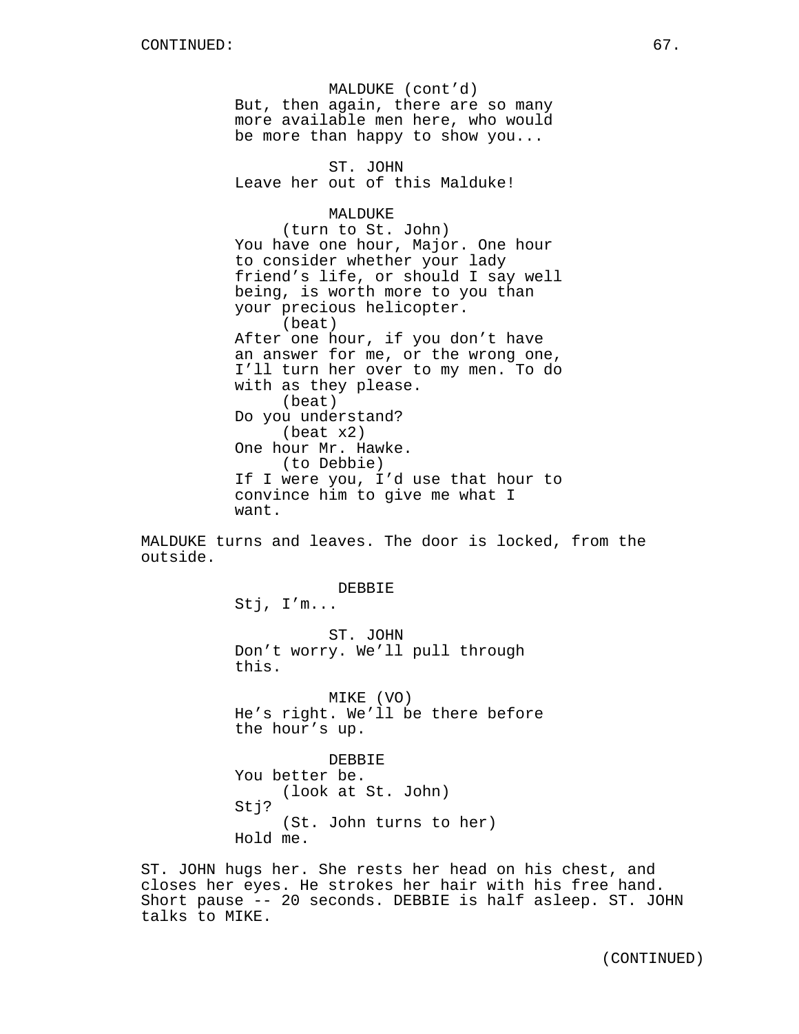MALDUKE (cont'd)
But, then again, there are so many more available men here, who would be more than happy to show you...

ST. JOHN
Leave her out of this Malduke!

MALDUKE
(turn to St. John)
You have one hour, Major. One hour to consider whether your lady friend's life, or should I say well being, is worth more to you than your precious helicopter.
(beat)
After one hour, if you don't have an answer for me, or the wrong one, I'll turn her over to my men. To do with as they please.
(beat)
Do you understand?
(beat x2)
One hour Mr. Hawke.
(to Debbie)
If I were you, I'd use that hour to convince him to give me what I want.

MALDUKE turns and leaves. The door is locked, from the outside.

DEBBIE
Stj, I'm...

ST. JOHN
Don't worry. We'll pull through this.

MIKE (VO)
He's right. We'll be there before the hour's up.

DEBBIE
You better be.
(look at St. John)
Stj?
(St. John turns to her)
Hold me.

ST. JOHN hugs her. She rests her head on his chest, and closes her eyes. He strokes her hair with his free hand. Short pause -- 20 seconds. DEBBIE is half asleep. ST. JOHN talks to MIKE.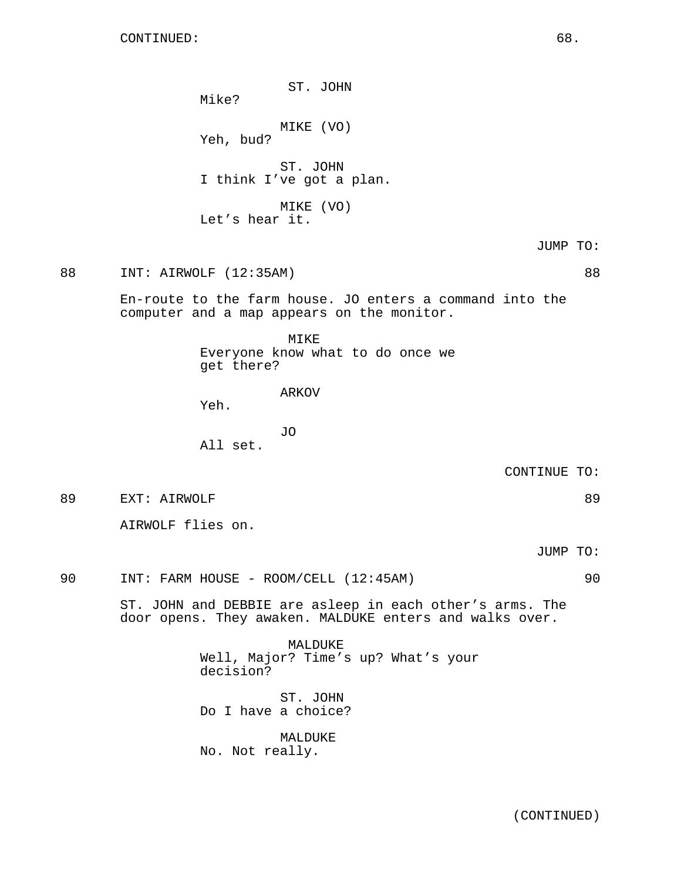CONTINUED:

ST. JOHN
Mike?

MIKE (VO)
Yeh, bud?

ST. JOHN
I think I've got a plan.

MIKE (VO)
Let's hear it.

JUMP TO:

88 INT: AIRWOLF (12:35AM) 88

En-route to the farm house. JO enters a command into the computer and a map appears on the monitor.

MIKE
Everyone know what to do once we get there?

ARKOV
Yeh.

JO
All set.

CONTINUE TO:

89 EXT: AIRWOLF 89

AIRWOLF flies on.

JUMP TO:

90 INT: FARM HOUSE - ROOM/CELL (12:45AM) 90

ST. JOHN and DEBBIE are asleep in each other's arms. The door opens. They awaken. MALDUKE enters and walks over.

MALDUKE
Well, Major? Time's up? What's your decision?

ST. JOHN
Do I have a choice?

MALDUKE
No. Not really.

(CONTINUED)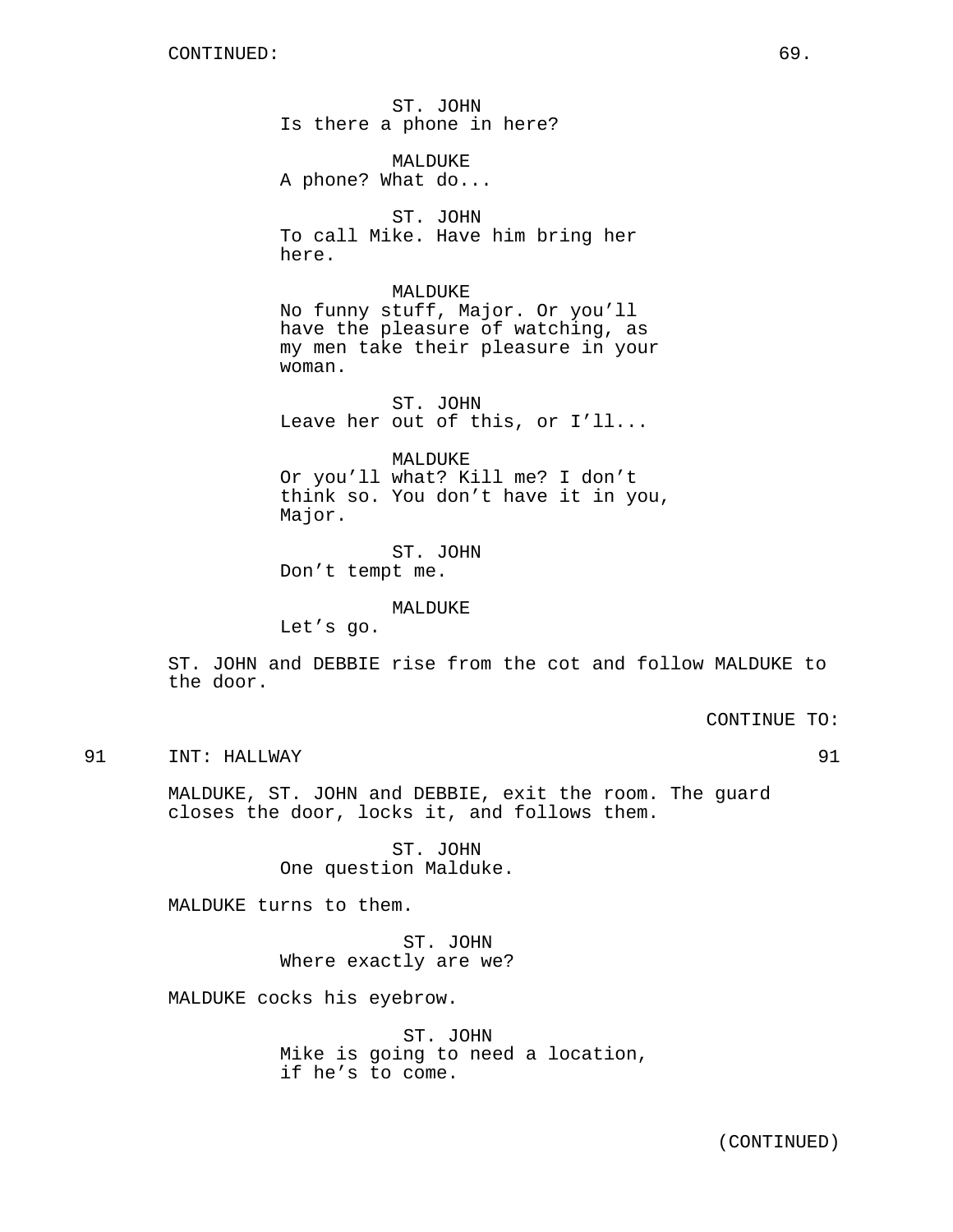CONTINUED:

ST. JOHN
Is there a phone in here?

MALDUKE
A phone? What do...

ST. JOHN
To call Mike. Have him bring her here.

MALDUKE
No funny stuff, Major. Or you'll have the pleasure of watching, as my men take their pleasure in your woman.

ST. JOHN
Leave her out of this, or I'll...

MALDUKE
Or you'll what? Kill me? I don't think so. You don't have it in you, Major.

ST. JOHN
Don't tempt me.

MALDUKE
Let's go.

ST. JOHN and DEBBIE rise from the cot and follow MALDUKE to the door.

CONTINUE TO:

91 INT: HALLWAY 91

MALDUKE, ST. JOHN and DEBBIE, exit the room. The guard closes the door, locks it, and follows them.

ST. JOHN
One question Malduke.

MALDUKE turns to them.

ST. JOHN
Where exactly are we?

MALDUKE cocks his eyebrow.

ST. JOHN
Mike is going to need a location, if he's to come.

(CONTINUED)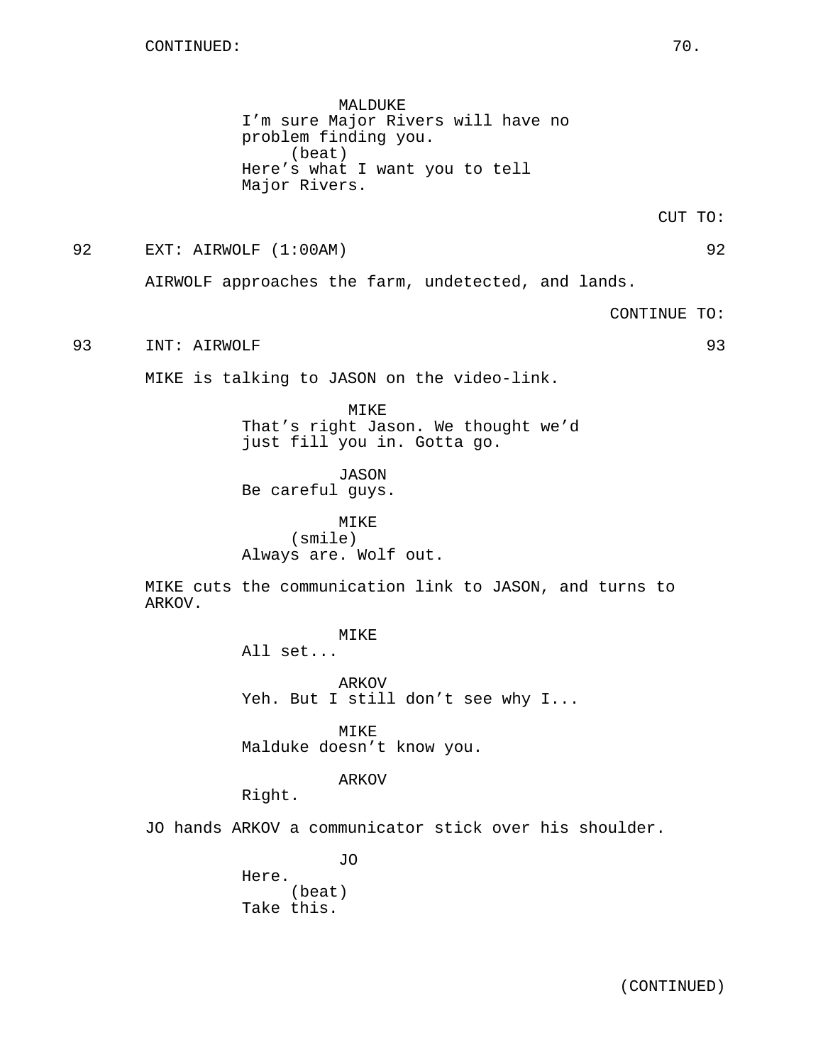CONTINUED:

MALDUKE
I'm sure Major Rivers will have no problem finding you.
(beat)
Here's what I want you to tell Major Rivers.

CUT TO:

92 EXT: AIRWOLF (1:00AM) 92

AIRWOLF approaches the farm, undetected, and lands.

CONTINUE TO:

93 INT: AIRWOLF 93

MIKE is talking to JASON on the video-link.

MIKE
That's right Jason. We thought we'd just fill you in. Gotta go.

JASON
Be careful guys.

MIKE
(smile)
Always are. Wolf out.

MIKE cuts the communication link to JASON, and turns to ARKOV.

MIKE
All set...

ARKOV
Yeh. But I still don't see why I...

MIKE
Malduke doesn't know you.

ARKOV
Right.

JO hands ARKOV a communicator stick over his shoulder.

JO
Here.
(beat)
Take this.

(CONTINUED)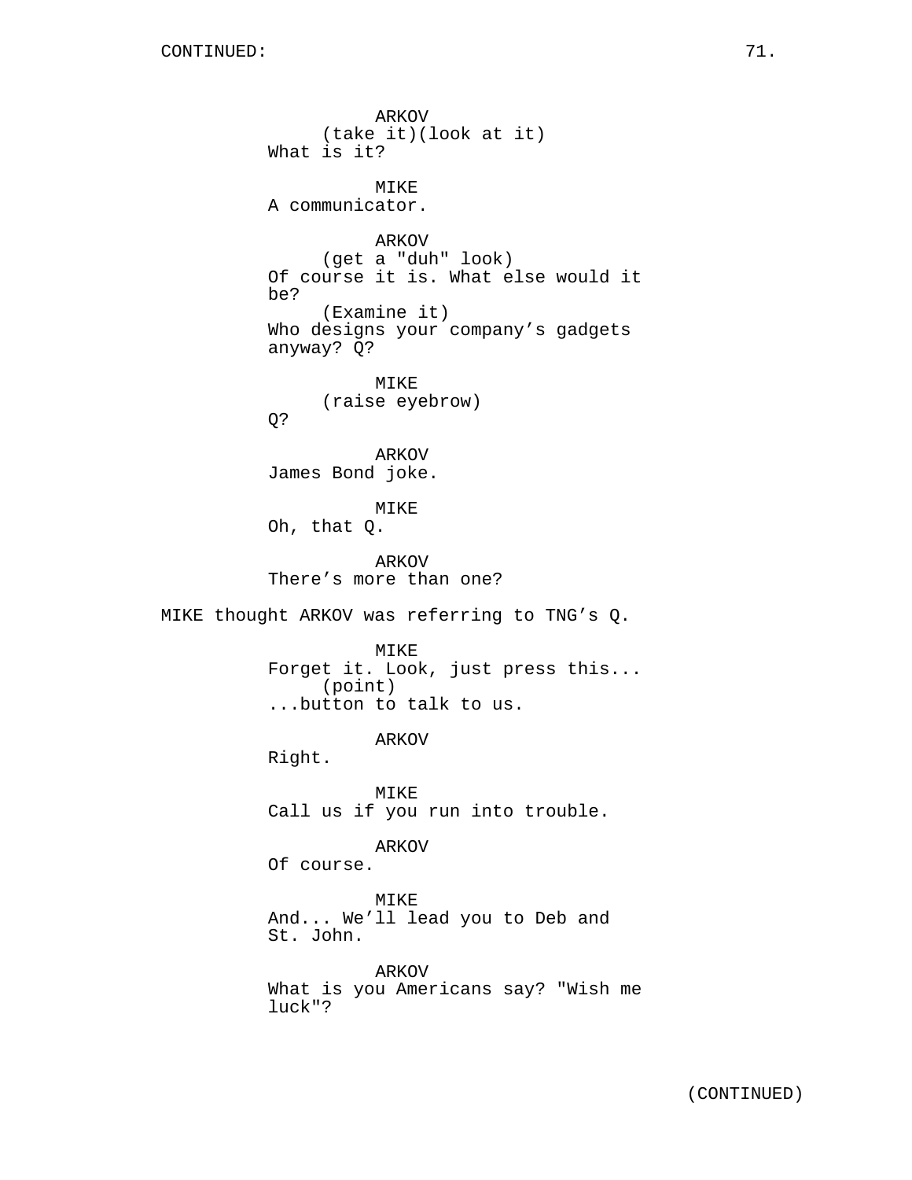CONTINUED:

ARKOV
(take it)(look at it)
What is it?

MIKE
A communicator.

ARKOV
(get a "duh" look)
Of course it is. What else would it be?
(Examine it)
Who designs your company’s gadgets anyway? Q?

MIKE
(raise eyebrow)
Q?

ARKOV
James Bond joke.

MIKE
Oh, that Q.

ARKOV
There’s more than one?

MIKE thought ARKOV was referring to TNG’s Q.

MIKE
Forget it. Look, just press this...
(point)
...button to talk to us.

ARKOV
Right.

MIKE
Call us if you run into trouble.

ARKOV
Of course.

MIKE
And... We’ll lead you to Deb and St. John.

ARKOV
What is you Americans say? "Wish me luck"?

(CONTINUED)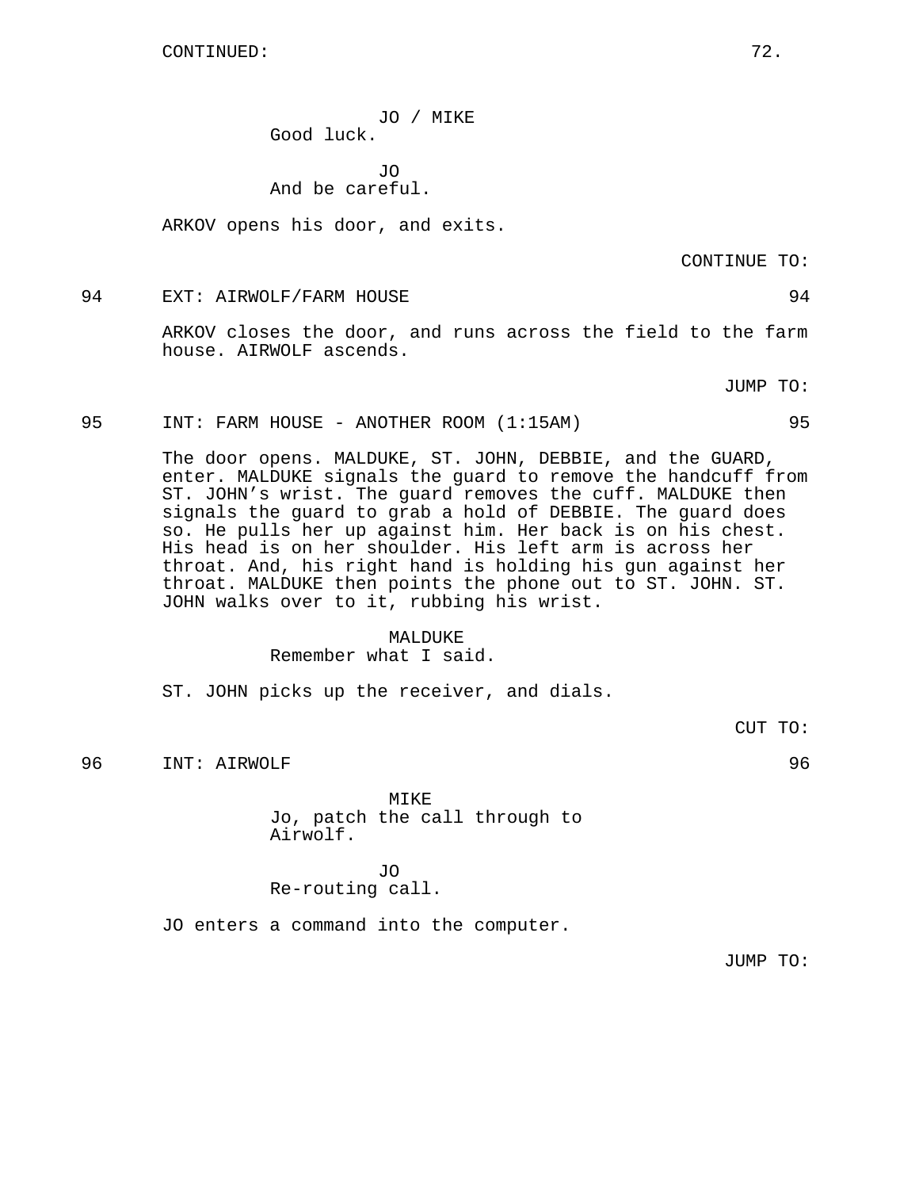CONTINUED:

JO / MIKE
Good luck.

JO
And be careful.

ARKOV opens his door, and exits.

CONTINUE TO:

94 EXT: AIRWOLF/FARM HOUSE 94

ARKOV closes the door, and runs across the field to the farm house. AIRWOLF ascends.

JUMP TO:

95 INT: FARM HOUSE - ANOTHER ROOM (1:15AM) 95

The door opens. MALDUKE, ST. JOHN, DEBBIE, and the GUARD, enter. MALDUKE signals the guard to remove the handcuff from ST. JOHN's wrist. The guard removes the cuff. MALDUKE then signals the guard to grab a hold of DEBBIE. The guard does so. He pulls her up against him. Her back is on his chest. His head is on her shoulder. His left arm is across her throat. And, his right hand is holding his gun against her throat. MALDUKE then points the phone out to ST. JOHN. ST. JOHN walks over to it, rubbing his wrist.

MALDUKE
Remember what I said.

ST. JOHN picks up the receiver, and dials.

CUT TO:

96 INT: AIRWOLF 96

MIKE
Jo, patch the call through to Airwolf.

JO
Re-routing call.

JO enters a command into the computer.

JUMP TO: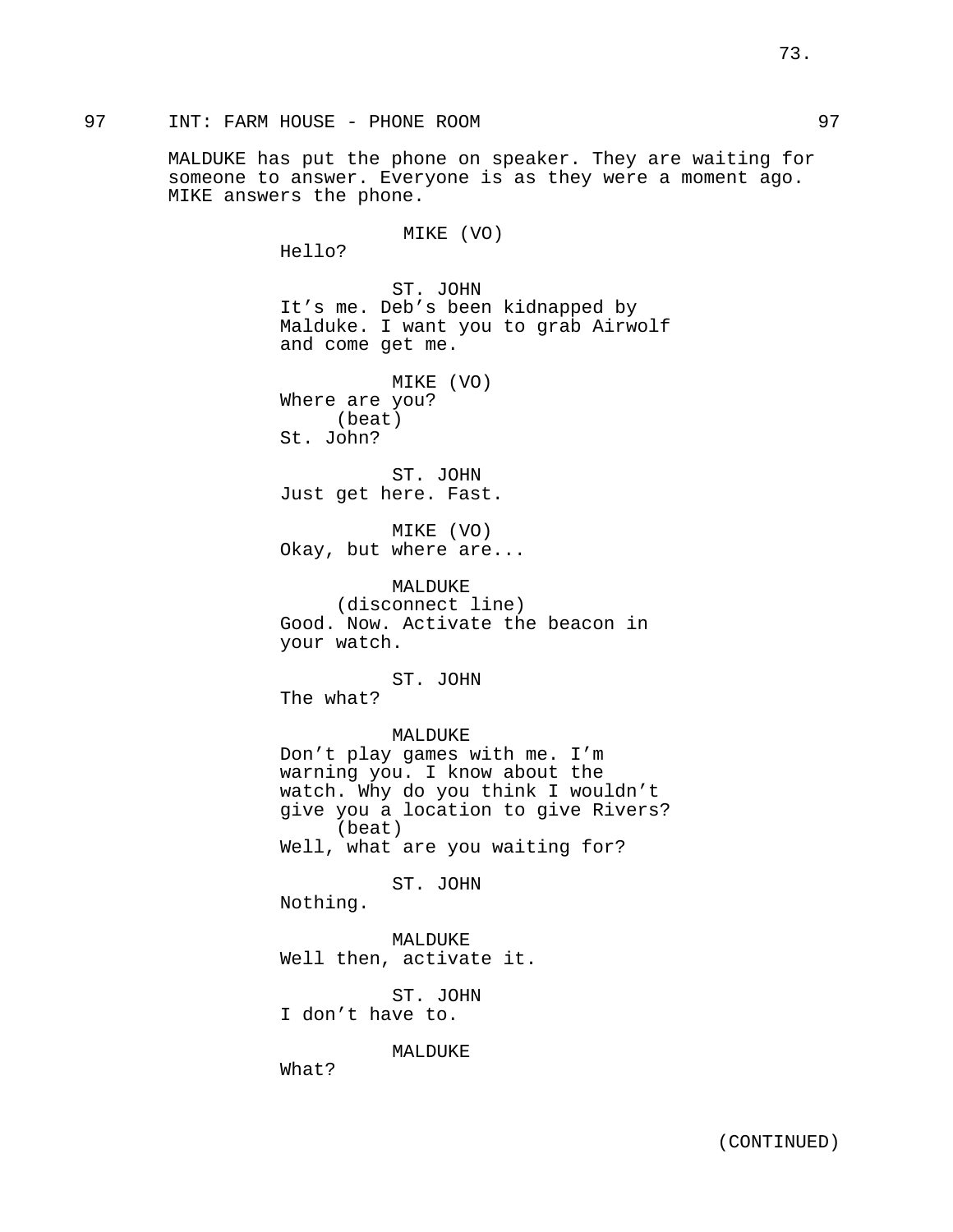97 INT: FARM HOUSE - PHONE ROOM 97

MALDUKE has put the phone on speaker. They are waiting for someone to answer. Everyone is as they were a moment ago. MIKE answers the phone.

MIKE (VO)
Hello?

ST. JOHN
It's me. Deb's been kidnapped by Malduke. I want you to grab Airwolf and come get me.

MIKE (VO)
Where are you?
(beat)
St. John?

ST. JOHN
Just get here. Fast.

MIKE (VO)
Okay, but where are...

MALDUKE
(disconnect line)
Good. Now. Activate the beacon in your watch.

ST. JOHN
The what?

MALDUKE
Don't play games with me. I'm warning you. I know about the watch. Why do you think I wouldn't give you a location to give Rivers?
(beat)
Well, what are you waiting for?

ST. JOHN
Nothing.

MALDUKE
Well then, activate it.

ST. JOHN
I don't have to.

MALDUKE
What?

(CONTINUED)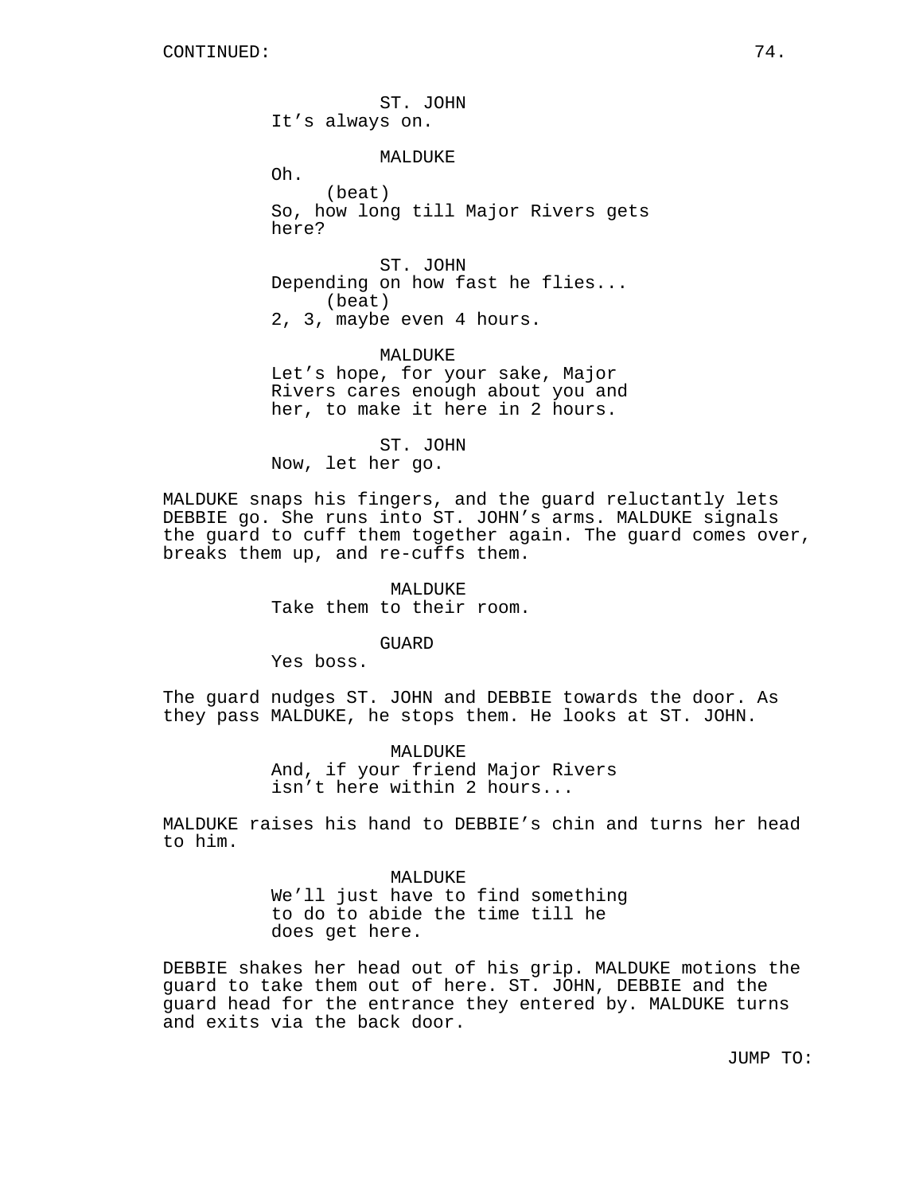ST. JOHN
It's always on.

MALDUKE
Oh.
(beat)
So, how long till Major Rivers gets here?

ST. JOHN
Depending on how fast he flies...
(beat)
2, 3, maybe even 4 hours.

MALDUKE
Let's hope, for your sake, Major Rivers cares enough about you and her, to make it here in 2 hours.

ST. JOHN
Now, let her go.

MALDUKE snaps his fingers, and the guard reluctantly lets DEBBIE go. She runs into ST. JOHN's arms. MALDUKE signals the guard to cuff them together again. The guard comes over, breaks them up, and re-cuffs them.

MALDUKE
Take them to their room.

GUARD
Yes boss.

The guard nudges ST. JOHN and DEBBIE towards the door. As they pass MALDUKE, he stops them. He looks at ST. JOHN.

MALDUKE
And, if your friend Major Rivers isn't here within 2 hours...

MALDUKE raises his hand to DEBBIE's chin and turns her head to him.

MALDUKE
We'll just have to find something to do to abide the time till he does get here.

DEBBIE shakes her head out of his grip. MALDUKE motions the guard to take them out of here. ST. JOHN, DEBBIE and the guard head for the entrance they entered by. MALDUKE turns and exits via the back door.

JUMP TO: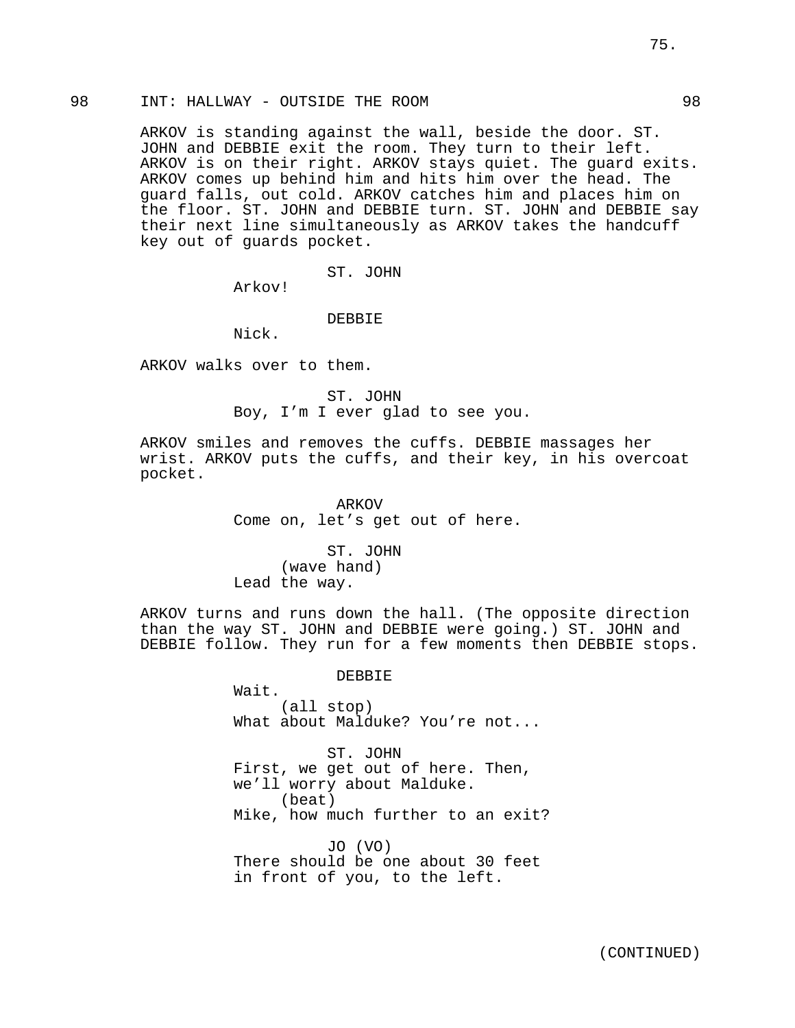98 INT: HALLWAY - OUTSIDE THE ROOM 98

ARKOV is standing against the wall, beside the door. ST. JOHN and DEBBIE exit the room. They turn to their left. ARKOV is on their right. ARKOV stays quiet. The guard exits. ARKOV comes up behind him and hits him over the head. The guard falls, out cold. ARKOV catches him and places him on the floor. ST. JOHN and DEBBIE turn. ST. JOHN and DEBBIE say their next line simultaneously as ARKOV takes the handcuff key out of guards pocket.

ST. JOHN
Arkov!

DEBBIE
Nick.

ARKOV walks over to them.

ST. JOHN
Boy, I'm I ever glad to see you.

ARKOV smiles and removes the cuffs. DEBBIE massages her wrist. ARKOV puts the cuffs, and their key, in his overcoat pocket.

ARKOV
Come on, let's get out of here.

ST. JOHN
(wave hand)
Lead the way.

ARKOV turns and runs down the hall. (The opposite direction than the way ST. JOHN and DEBBIE were going.) ST. JOHN and DEBBIE follow. They run for a few moments then DEBBIE stops.

DEBBIE
Wait.
(all stop)
What about Malduke? You're not...

ST. JOHN
First, we get out of here. Then, we'll worry about Malduke.
(beat)
Mike, how much further to an exit?

JO (VO)
There should be one about 30 feet in front of you, to the left.

(CONTINUED)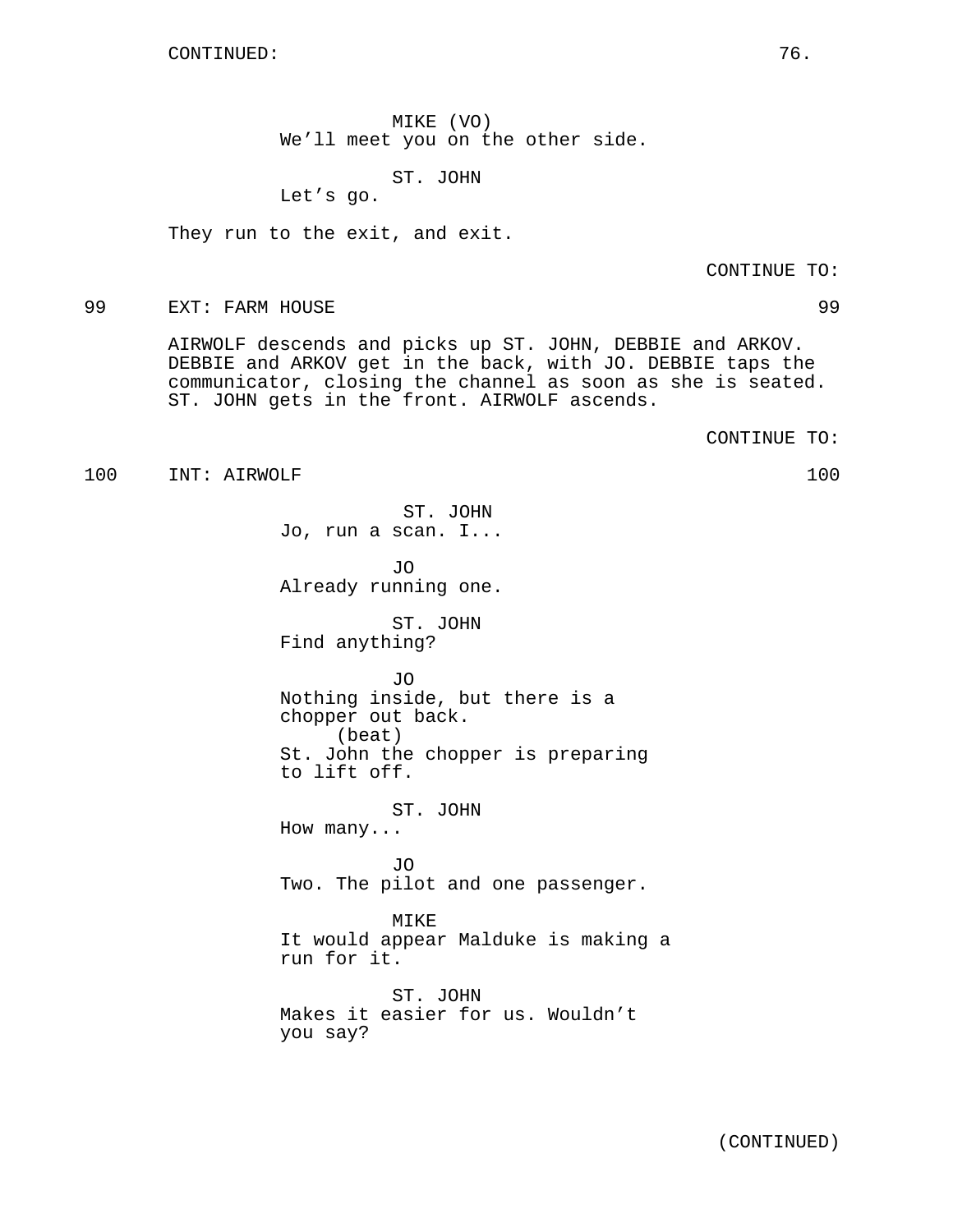CONTINUED:

MIKE (VO)
We'll meet you on the other side.

ST. JOHN
Let's go.

They run to the exit, and exit.

CONTINUE TO:

99 EXT: FARM HOUSE 99

AIRWOLF descends and picks up ST. JOHN, DEBBIE and ARKOV. DEBBIE and ARKOV get in the back, with JO. DEBBIE taps the communicator, closing the channel as soon as she is seated. ST. JOHN gets in the front. AIRWOLF ascends.

CONTINUE TO:

100 INT: AIRWOLF 100

ST. JOHN
Jo, run a scan. I...

JO
Already running one.

ST. JOHN
Find anything?

JO
Nothing inside, but there is a chopper out back.
(beat)
St. John the chopper is preparing to lift off.

ST. JOHN
How many...

JO
Two. The pilot and one passenger.

MIKE
It would appear Malduke is making a run for it.

ST. JOHN
Makes it easier for us. Wouldn't you say?

(CONTINUED)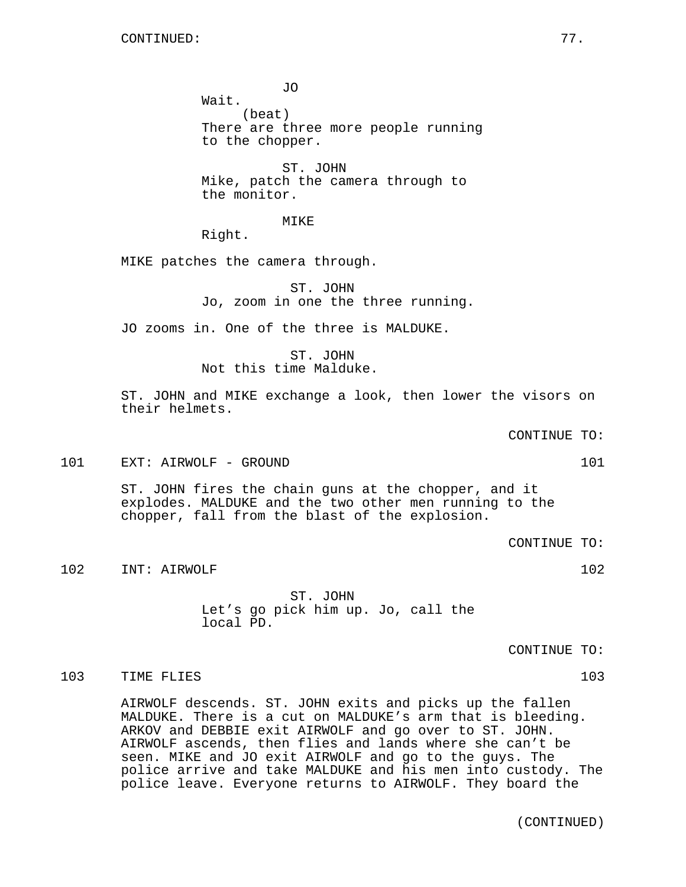CONTINUED:

JO
Wait.
(beat)
There are three more people running to the chopper.

ST. JOHN
Mike, patch the camera through to the monitor.

MIKE
Right.

MIKE patches the camera through.

ST. JOHN
Jo, zoom in one the three running.

JO zooms in. One of the three is MALDUKE.

ST. JOHN
Not this time Malduke.

ST. JOHN and MIKE exchange a look, then lower the visors on their helmets.

CONTINUE TO:

101 EXT: AIRWOLF - GROUND 101

ST. JOHN fires the chain guns at the chopper, and it explodes. MALDUKE and the two other men running to the chopper, fall from the blast of the explosion.

CONTINUE TO:

102 INT: AIRWOLF 102

ST. JOHN
Let's go pick him up. Jo, call the local PD.

CONTINUE TO:

103 TIME FLIES 103

AIRWOLF descends. ST. JOHN exits and picks up the fallen MALDUKE. There is a cut on MALDUKE's arm that is bleeding. ARKOV and DEBBIE exit AIRWOLF and go over to ST. JOHN. AIRWOLF ascends, then flies and lands where she can't be seen. MIKE and JO exit AIRWOLF and go to the guys. The police arrive and take MALDUKE and his men into custody. The police leave. Everyone returns to AIRWOLF. They board the

(CONTINUED)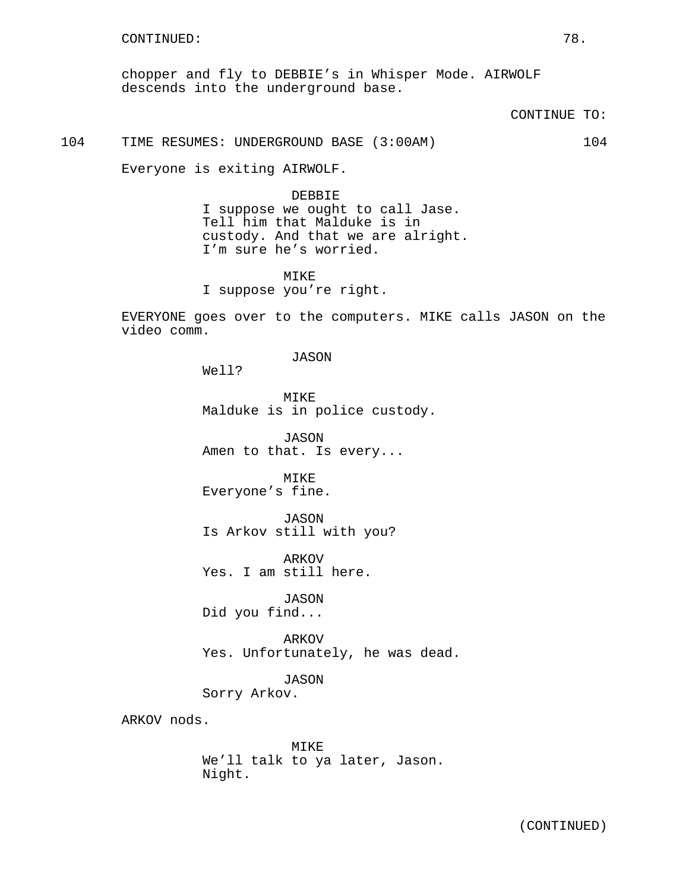chopper and fly to DEBBIE's in Whisper Mode. AIRWOLF descends into the underground base.

CONTINUE TO:

104 TIME RESUMES: UNDERGROUND BASE (3:00AM) 104

Everyone is exiting AIRWOLF.

DEBBIE
I suppose we ought to call Jase. Tell him that Malduke is in custody. And that we are alright. I'm sure he's worried.

MIKE
I suppose you're right.

EVERYONE goes over to the computers. MIKE calls JASON on the video comm.

JASON
Well?

MIKE
Malduke is in police custody.

JASON
Amen to that. Is every...

MIKE
Everyone's fine.

JASON
Is Arkov still with you?

ARKOV
Yes. I am still here.

JASON
Did you find...

ARKOV
Yes. Unfortunately, he was dead.

JASON
Sorry Arkov.

ARKOV nods.

MIKE
We'll talk to ya later, Jason. Night.

(CONTINUED)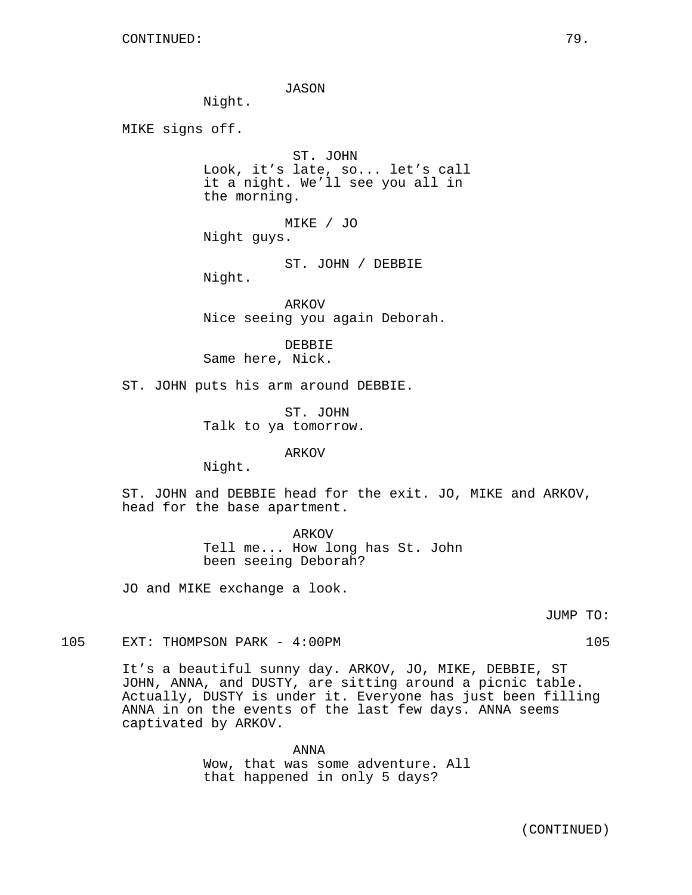CONTINUED:

JASON
Night.

MIKE signs off.

ST. JOHN
Look, it's late, so... let's call it a night. We'll see you all in the morning.

MIKE / JO
Night guys.

ST. JOHN / DEBBIE
Night.

ARKOV
Nice seeing you again Deborah.

DEBBIE
Same here, Nick.

ST. JOHN puts his arm around DEBBIE.

ST. JOHN
Talk to ya tomorrow.

ARKOV
Night.

ST. JOHN and DEBBIE head for the exit. JO, MIKE and ARKOV, head for the base apartment.

ARKOV
Tell me... How long has St. John been seeing Deborah?

JO and MIKE exchange a look.

JUMP TO:

105 EXT: THOMPSON PARK - 4:00PM 105

It's a beautiful sunny day. ARKOV, JO, MIKE, DEBBIE, ST JOHN, ANNA, and DUSTY, are sitting around a picnic table. Actually, DUSTY is under it. Everyone has just been filling ANNA in on the events of the last few days. ANNA seems captivated by ARKOV.

ANNA
Wow, that was some adventure. All that happened in only 5 days?

(CONTINUED)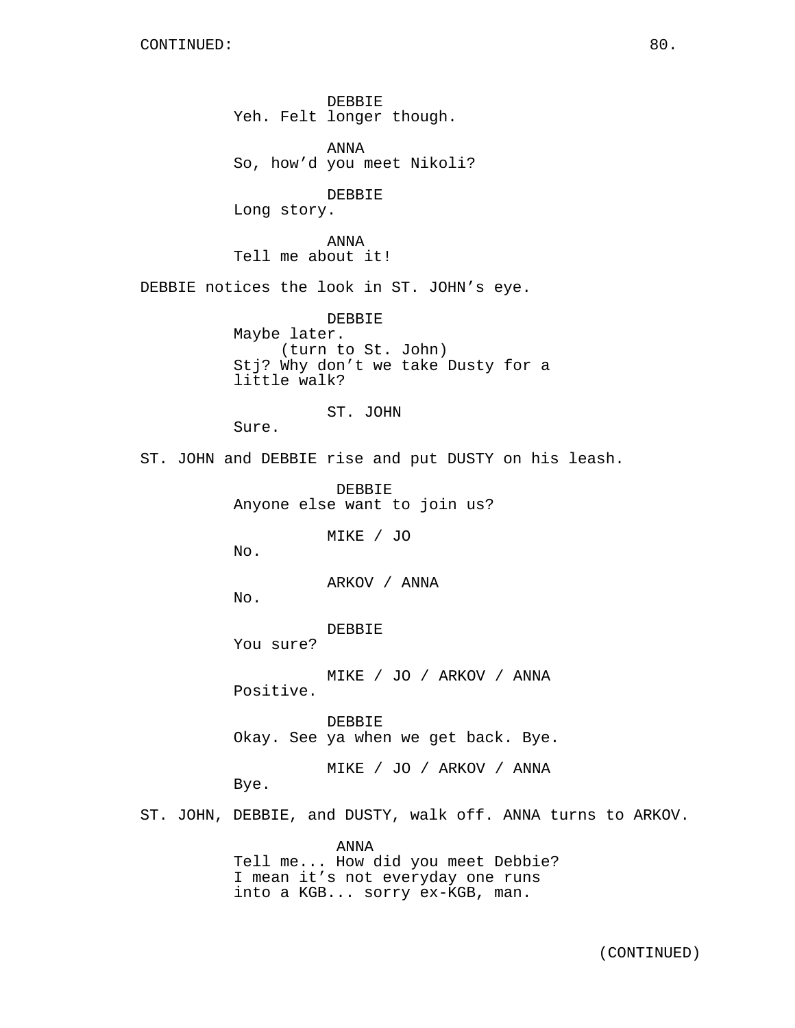DEBBIE
Yeh. Felt longer though.

ANNA
So, how'd you meet Nikoli?

DEBBIE
Long story.

ANNA
Tell me about it!

DEBBIE notices the look in ST. JOHN's eye.

DEBBIE
Maybe later.
(turn to St. John)
Stj? Why don't we take Dusty for a little walk?

ST. JOHN
Sure.

ST. JOHN and DEBBIE rise and put DUSTY on his leash.

DEBBIE
Anyone else want to join us?

MIKE / JO
No.

ARKOV / ANNA
No.

DEBBIE
You sure?

MIKE / JO / ARKOV / ANNA
Positive.

DEBBIE
Okay. See ya when we get back. Bye.

MIKE / JO / ARKOV / ANNA
Bye.

ST. JOHN, DEBBIE, and DUSTY, walk off. ANNA turns to ARKOV.

ANNA
Tell me... How did you meet Debbie? I mean it's not everyday one runs into a KGB... sorry ex-KGB, man.

(CONTINUED)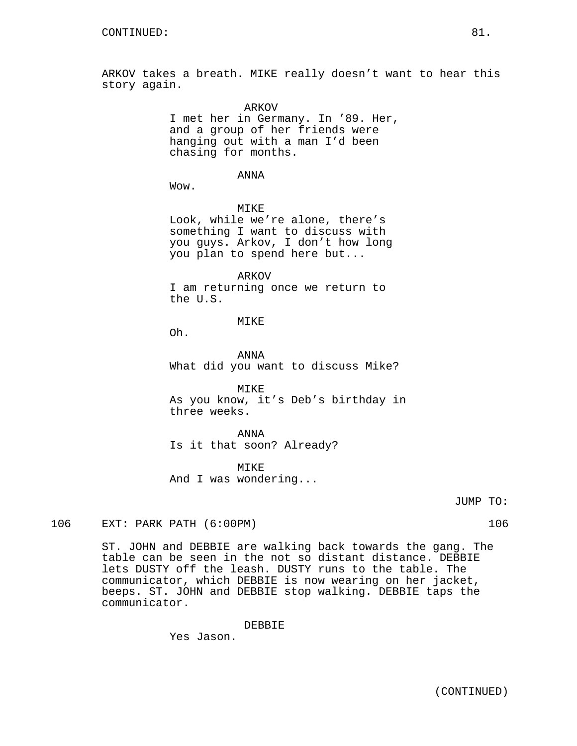ARKOV takes a breath. MIKE really doesn't want to hear this story again.

ARKOV
I met her in Germany. In '89. Her, and a group of her friends were hanging out with a man I'd been chasing for months.

ANNA
Wow.

MIKE
Look, while we're alone, there's something I want to discuss with you guys. Arkov, I don't how long you plan to spend here but...

ARKOV
I am returning once we return to the U.S.

MIKE
Oh.

ANNA
What did you want to discuss Mike?

MIKE
As you know, it's Deb's birthday in three weeks.

ANNA
Is it that soon? Already?

MIKE
And I was wondering...

JUMP TO:

106 EXT: PARK PATH (6:00PM) 106

ST. JOHN and DEBBIE are walking back towards the gang. The table can be seen in the not so distant distance. DEBBIE lets DUSTY off the leash. DUSTY runs to the table. The communicator, which DEBBIE is now wearing on her jacket, beeps. ST. JOHN and DEBBIE stop walking. DEBBIE taps the communicator.

DEBBIE
Yes Jason.

(CONTINUED)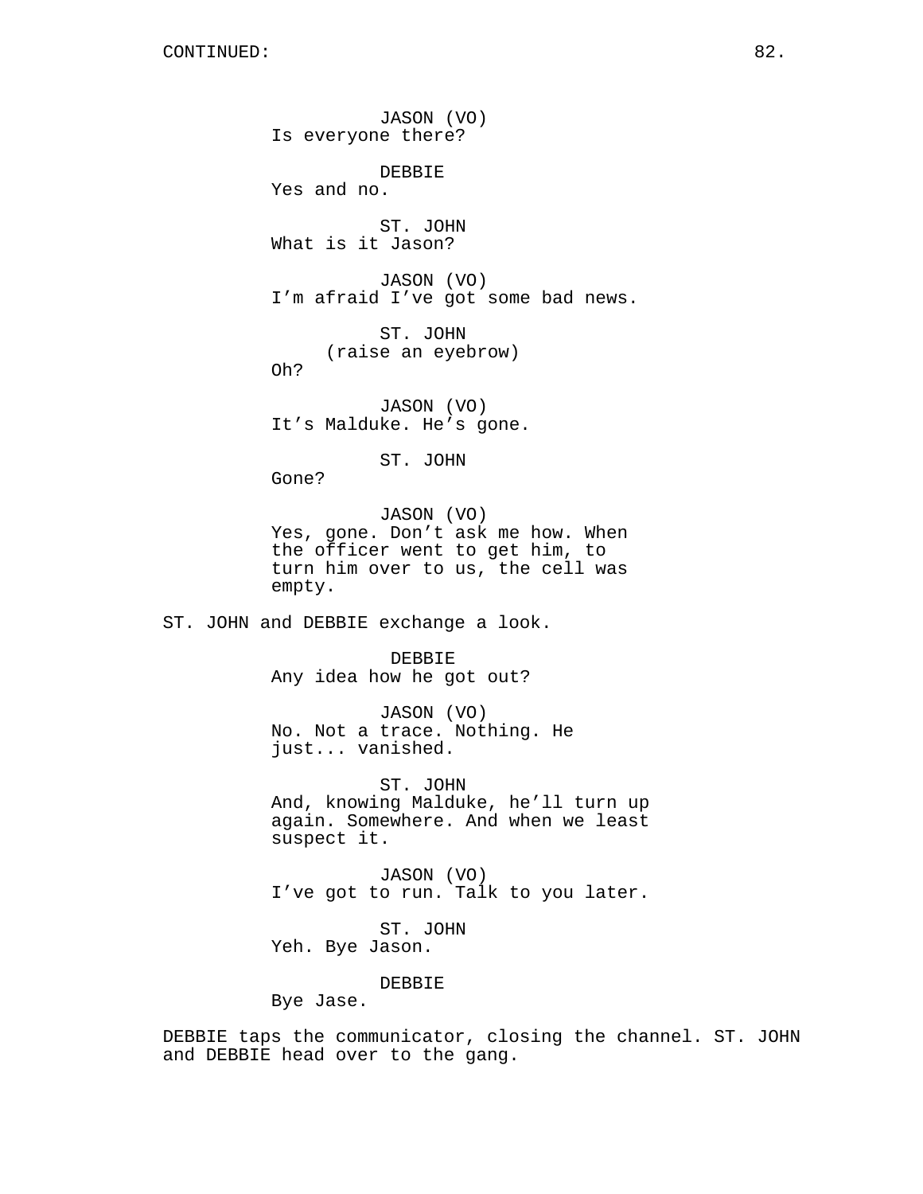CONTINUED:

JASON (VO)
Is everyone there?

DEBBIE
Yes and no.

ST. JOHN
What is it Jason?

JASON (VO)
I'm afraid I've got some bad news.

ST. JOHN
(raise an eyebrow)
Oh?

JASON (VO)
It's Malduke. He's gone.

ST. JOHN
Gone?

JASON (VO)
Yes, gone. Don't ask me how. When the officer went to get him, to turn him over to us, the cell was empty.

ST. JOHN and DEBBIE exchange a look.

DEBBIE
Any idea how he got out?

JASON (VO)
No. Not a trace. Nothing. He just... vanished.

ST. JOHN
And, knowing Malduke, he'll turn up again. Somewhere. And when we least suspect it.

JASON (VO)
I've got to run. Talk to you later.

ST. JOHN
Yeh. Bye Jason.

DEBBIE
Bye Jase.

DEBBIE taps the communicator, closing the channel. ST. JOHN and DEBBIE head over to the gang.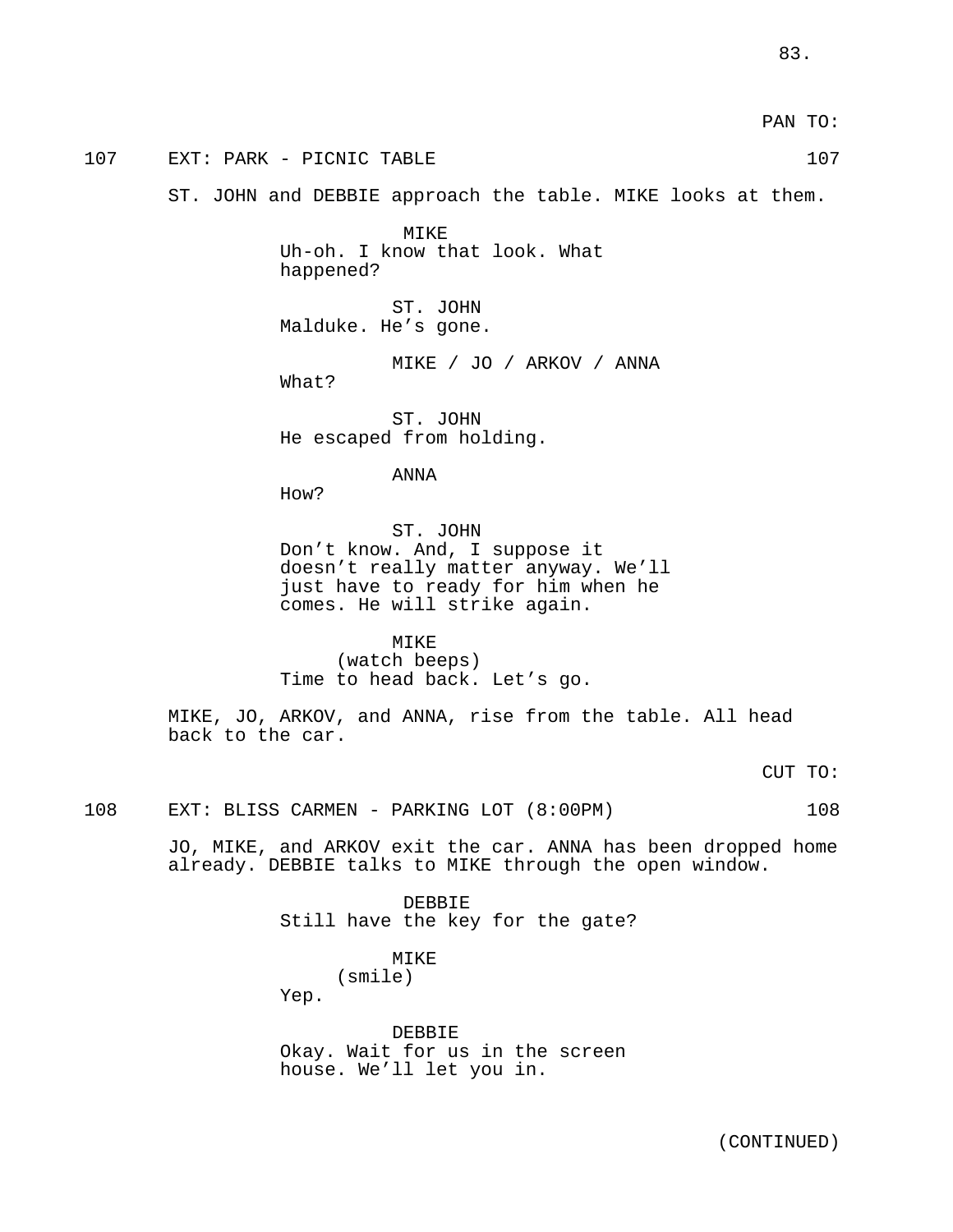PAN TO:

107 EXT: PARK - PICNIC TABLE 107

ST. JOHN and DEBBIE approach the table. MIKE looks at them.

MIKE
Uh-oh. I know that look. What happened?

ST. JOHN
Malduke. He's gone.

MIKE / JO / ARKOV / ANNA
What?

ST. JOHN
He escaped from holding.

ANNA
How?

ST. JOHN
Don't know. And, I suppose it doesn't really matter anyway. We'll just have to ready for him when he comes. He will strike again.

MIKE
(watch beeps)
Time to head back. Let's go.

MIKE, JO, ARKOV, and ANNA, rise from the table. All head back to the car.

CUT TO:

108 EXT: BLISS CARMEN - PARKING LOT (8:00PM) 108

JO, MIKE, and ARKOV exit the car. ANNA has been dropped home already. DEBBIE talks to MIKE through the open window.

DEBBIE
Still have the key for the gate?

MIKE
(smile)
Yep.

DEBBIE
Okay. Wait for us in the screen house. We'll let you in.

(CONTINUED)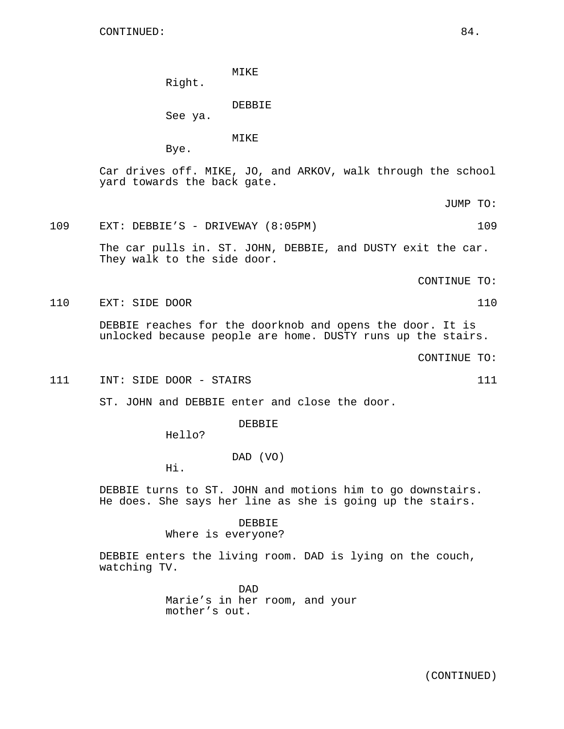CONTINUED:

MIKE
Right.

DEBBIE
See ya.

MIKE
Bye.

Car drives off. MIKE, JO, and ARKOV, walk through the school yard towards the back gate.

JUMP TO:

109 EXT: DEBBIE'S - DRIVEWAY (8:05PM) 109

The car pulls in. ST. JOHN, DEBBIE, and DUSTY exit the car. They walk to the side door.

CONTINUE TO:

110 EXT: SIDE DOOR 110

DEBBIE reaches for the doorknob and opens the door. It is unlocked because people are home. DUSTY runs up the stairs.

CONTINUE TO:

111 INT: SIDE DOOR - STAIRS 111

ST. JOHN and DEBBIE enter and close the door.

DEBBIE
Hello?

DAD (VO)
Hi.

DEBBIE turns to ST. JOHN and motions him to go downstairs. He does. She says her line as she is going up the stairs.

DEBBIE
Where is everyone?

DEBBIE enters the living room. DAD is lying on the couch, watching TV.

DAD
Marie's in her room, and your mother's out.

(CONTINUED)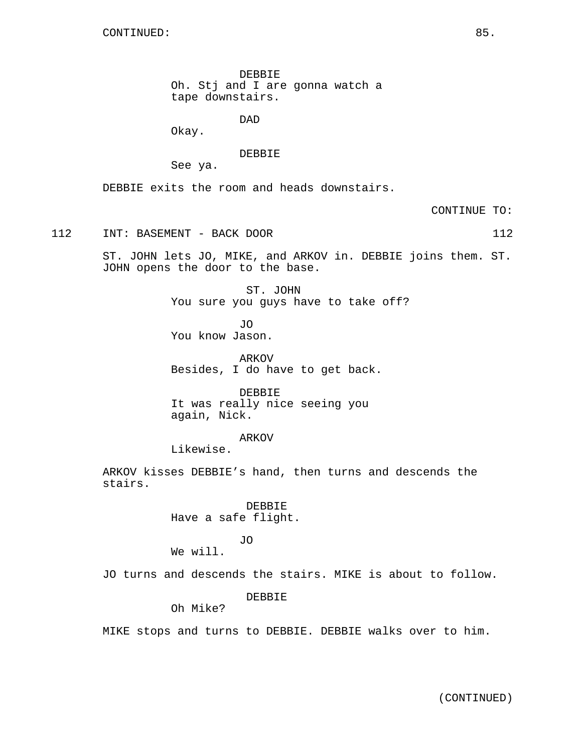CONTINUED:

DEBBIE
Oh. Stj and I are gonna watch a tape downstairs.

DAD
Okay.

DEBBIE
See ya.

DEBBIE exits the room and heads downstairs.

CONTINUE TO:

112 INT: BASEMENT - BACK DOOR 112

ST. JOHN lets JO, MIKE, and ARKOV in. DEBBIE joins them. ST. JOHN opens the door to the base.

ST. JOHN
You sure you guys have to take off?

JO
You know Jason.

ARKOV
Besides, I do have to get back.

DEBBIE
It was really nice seeing you again, Nick.

ARKOV
Likewise.

ARKOV kisses DEBBIE's hand, then turns and descends the stairs.

DEBBIE
Have a safe flight.

JO
We will.

JO turns and descends the stairs. MIKE is about to follow.

DEBBIE
Oh Mike?

MIKE stops and turns to DEBBIE. DEBBIE walks over to him.

(CONTINUED)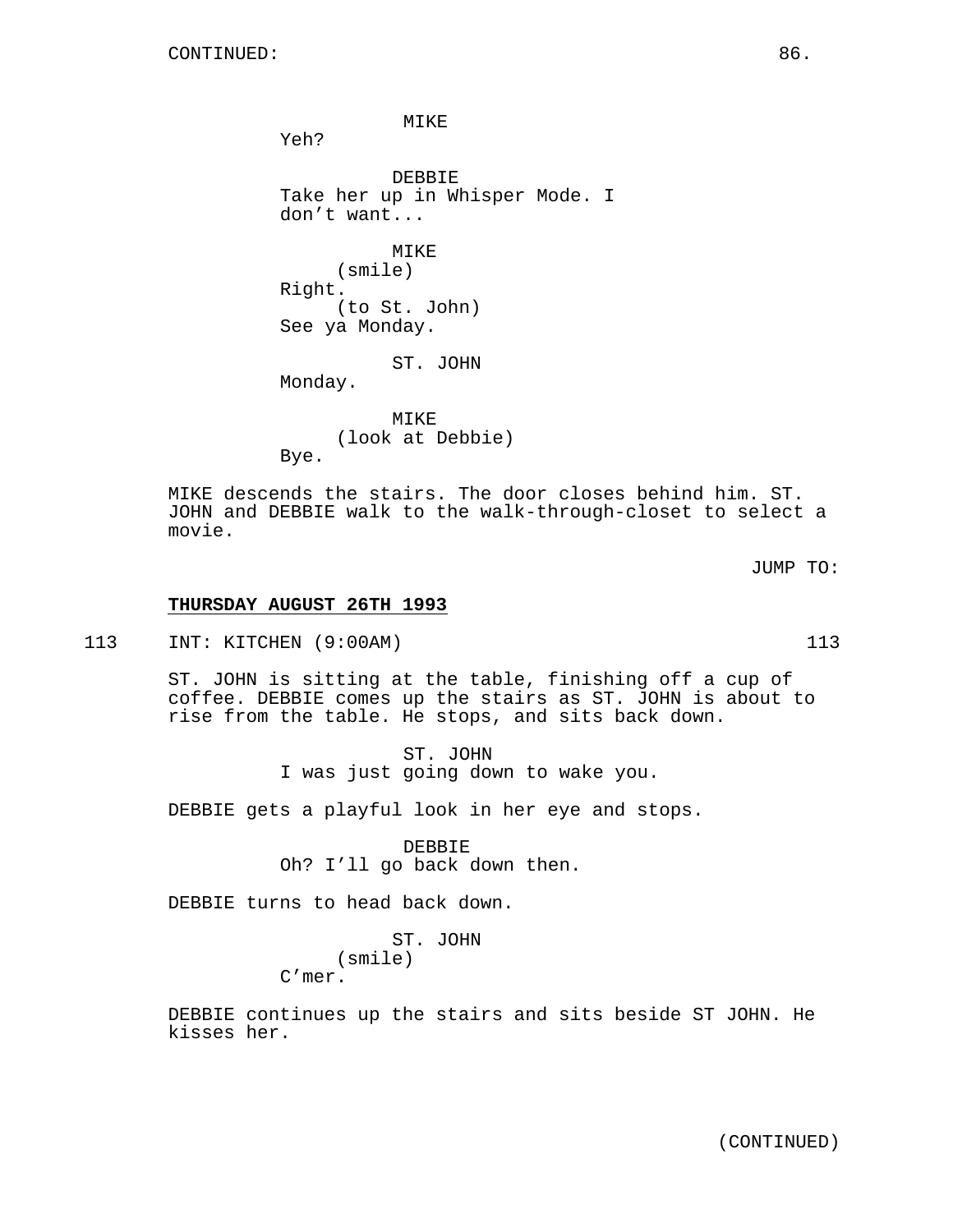CONTINUED:

MIKE
Yeh?

DEBBIE
Take her up in Whisper Mode. I don't want...

MIKE
(smile)
Right.
(to St. John)
See ya Monday.

ST. JOHN
Monday.

MIKE
(look at Debbie)
Bye.

MIKE descends the stairs. The door closes behind him. ST. JOHN and DEBBIE walk to the walk-through-closet to select a movie.

JUMP TO:

**THURSDAY AUGUST 26TH 1993**

113 INT: KITCHEN (9:00AM) 113

ST. JOHN is sitting at the table, finishing off a cup of coffee. DEBBIE comes up the stairs as ST. JOHN is about to rise from the table. He stops, and sits back down.

ST. JOHN
I was just going down to wake you.

DEBBIE gets a playful look in her eye and stops.

DEBBIE
Oh? I'll go back down then.

DEBBIE turns to head back down.

ST. JOHN
(smile)
C'mer.

DEBBIE continues up the stairs and sits beside ST JOHN. He kisses her.

(CONTINUED)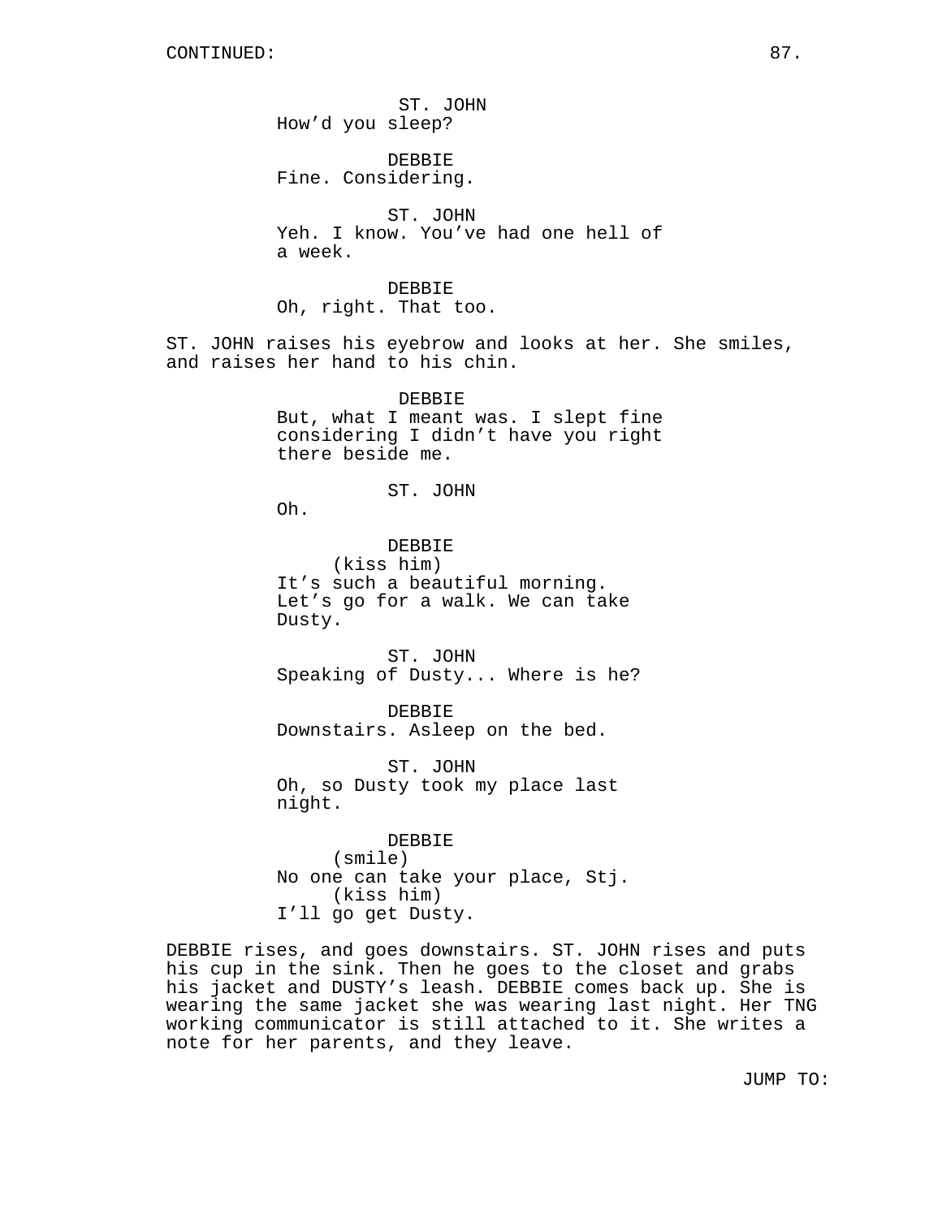CONTINUED:

ST. JOHN
How'd you sleep?

DEBBIE
Fine. Considering.

ST. JOHN
Yeh. I know. You've had one hell of a week.

DEBBIE
Oh, right. That too.

ST. JOHN raises his eyebrow and looks at her. She smiles, and raises her hand to his chin.

DEBBIE
But, what I meant was. I slept fine considering I didn't have you right there beside me.

ST. JOHN
Oh.

DEBBIE
(kiss him)
It's such a beautiful morning. Let's go for a walk. We can take Dusty.

ST. JOHN
Speaking of Dusty... Where is he?

DEBBIE
Downstairs. Asleep on the bed.

ST. JOHN
Oh, so Dusty took my place last night.

DEBBIE
(smile)
No one can take your place, Stj.
(kiss him)
I'll go get Dusty.

DEBBIE rises, and goes downstairs. ST. JOHN rises and puts his cup in the sink. Then he goes to the closet and grabs his jacket and DUSTY's leash. DEBBIE comes back up. She is wearing the same jacket she was wearing last night. Her TNG working communicator is still attached to it. She writes a note for her parents, and they leave.

JUMP TO: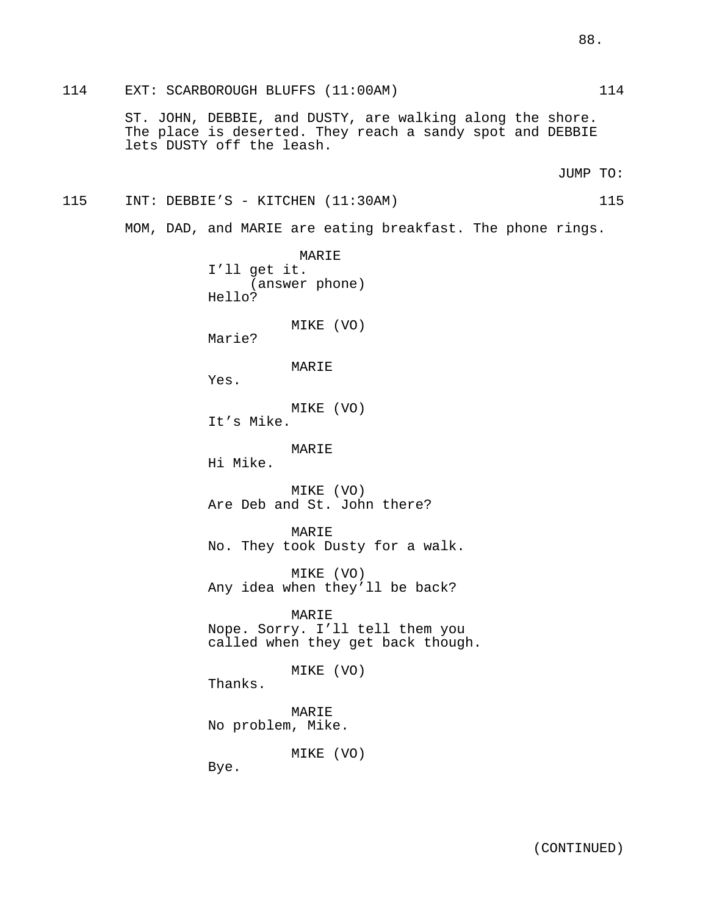114 EXT: SCARBOROUGH BLUFFS (11:00AM) 114

ST. JOHN, DEBBIE, and DUSTY, are walking along the shore. The place is deserted. They reach a sandy spot and DEBBIE lets DUSTY off the leash.

JUMP TO:

115 INT: DEBBIE'S - KITCHEN (11:30AM) 115

MOM, DAD, and MARIE are eating breakfast. The phone rings.

MARIE
I'll get it.
(answer phone)
Hello?

MIKE (VO)
Marie?

MARIE
Yes.

MIKE (VO)
It's Mike.

MARIE
Hi Mike.

MIKE (VO)
Are Deb and St. John there?

MARIE
No. They took Dusty for a walk.

MIKE (VO)
Any idea when they'll be back?

MARIE
Nope. Sorry. I'll tell them you called when they get back though.

MIKE (VO)
Thanks.

MARIE
No problem, Mike.

MIKE (VO)
Bye.

(CONTINUED)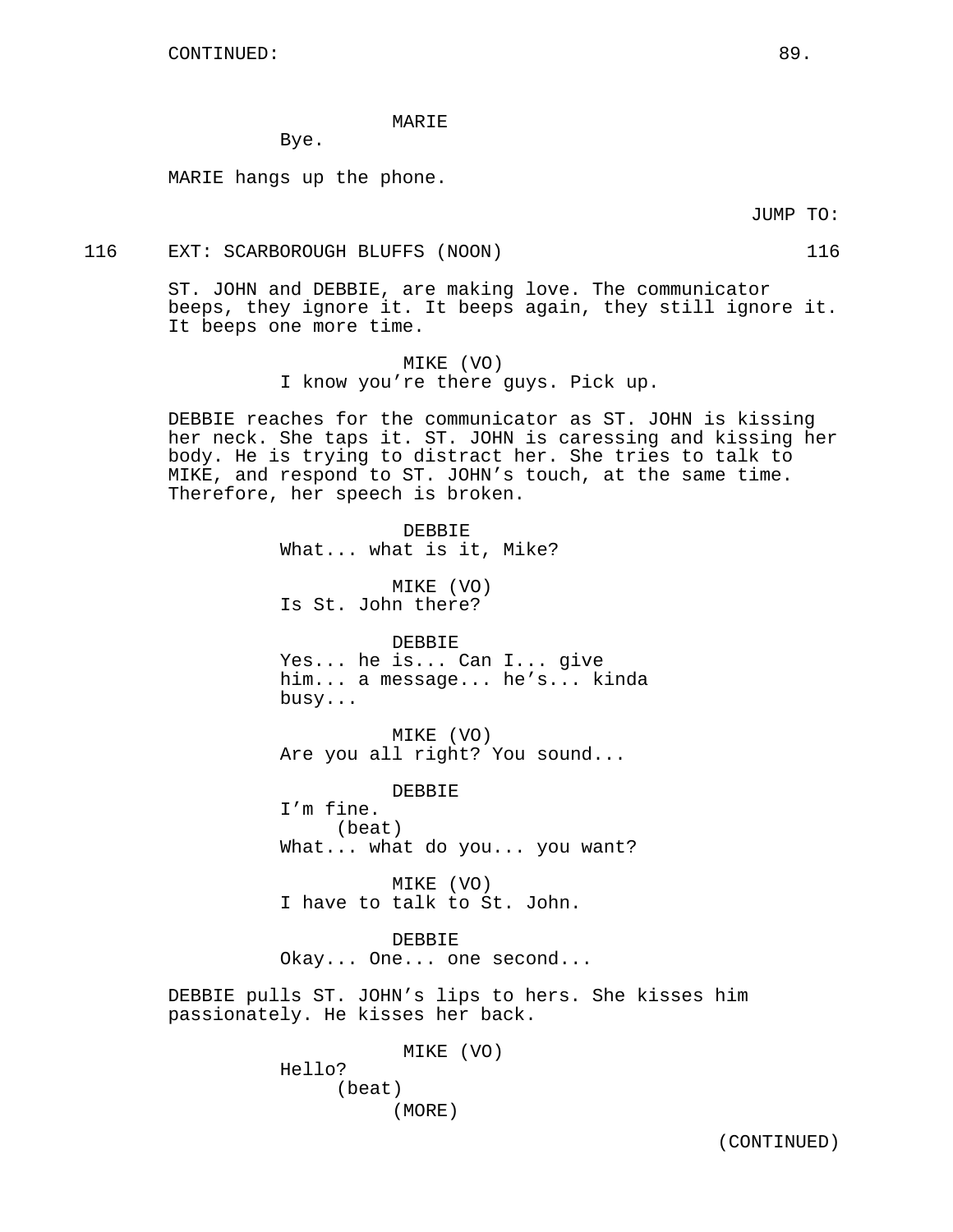MARIE
Bye.

MARIE hangs up the phone.

JUMP TO:

116 EXT: SCARBOROUGH BLUFFS (NOON) 116

ST. JOHN and DEBBIE, are making love. The communicator beeps, they ignore it. It beeps again, they still ignore it. It beeps one more time.

MIKE (VO)
I know you're there guys. Pick up.

DEBBIE reaches for the communicator as ST. JOHN is kissing her neck. She taps it. ST. JOHN is caressing and kissing her body. He is trying to distract her. She tries to talk to MIKE, and respond to ST. JOHN's touch, at the same time. Therefore, her speech is broken.

DEBBIE
What... what is it, Mike?

MIKE (VO)
Is St. John there?

DEBBIE
Yes... he is... Can I... give him... a message... he's... kinda busy...

MIKE (VO)
Are you all right? You sound...

DEBBIE
I'm fine.
(beat)
What... what do you... you want?

MIKE (VO)
I have to talk to St. John.

DEBBIE
Okay... One... one second...

DEBBIE pulls ST. JOHN's lips to hers. She kisses him passionately. He kisses her back.

MIKE (VO)
Hello?
(beat)
(MORE)

(CONTINUED)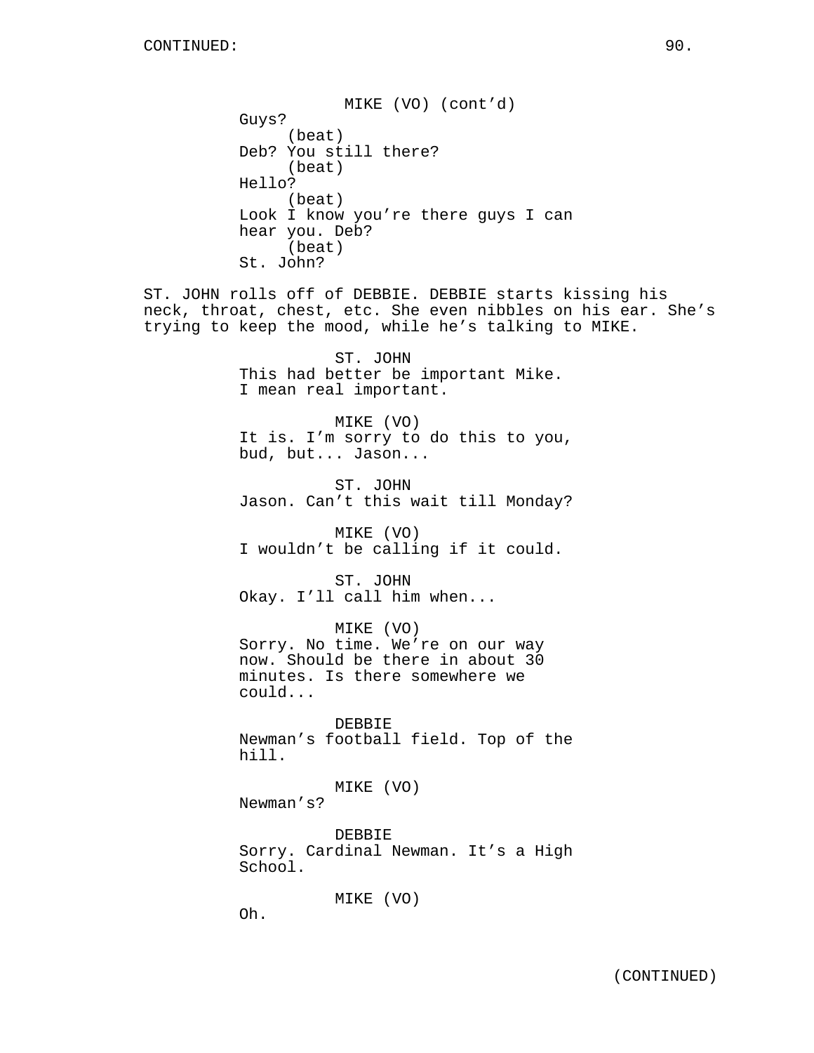MIKE (VO) (cont'd)
Guys?
(beat)
Deb? You still there?
(beat)
Hello?
(beat)
Look I know you're there guys I can hear you. Deb?
(beat)
St. John?

ST. JOHN rolls off of DEBBIE. DEBBIE starts kissing his neck, throat, chest, etc. She even nibbles on his ear. She's trying to keep the mood, while he's talking to MIKE.

ST. JOHN
This had better be important Mike. I mean real important.

MIKE (VO)
It is. I'm sorry to do this to you, bud, but... Jason...

ST. JOHN
Jason. Can't this wait till Monday?

MIKE (VO)
I wouldn't be calling if it could.

ST. JOHN
Okay. I'll call him when...

MIKE (VO)
Sorry. No time. We're on our way now. Should be there in about 30 minutes. Is there somewhere we could...

DEBBIE
Newman's football field. Top of the hill.

MIKE (VO)
Newman's?

DEBBIE
Sorry. Cardinal Newman. It's a High School.

MIKE (VO)
Oh.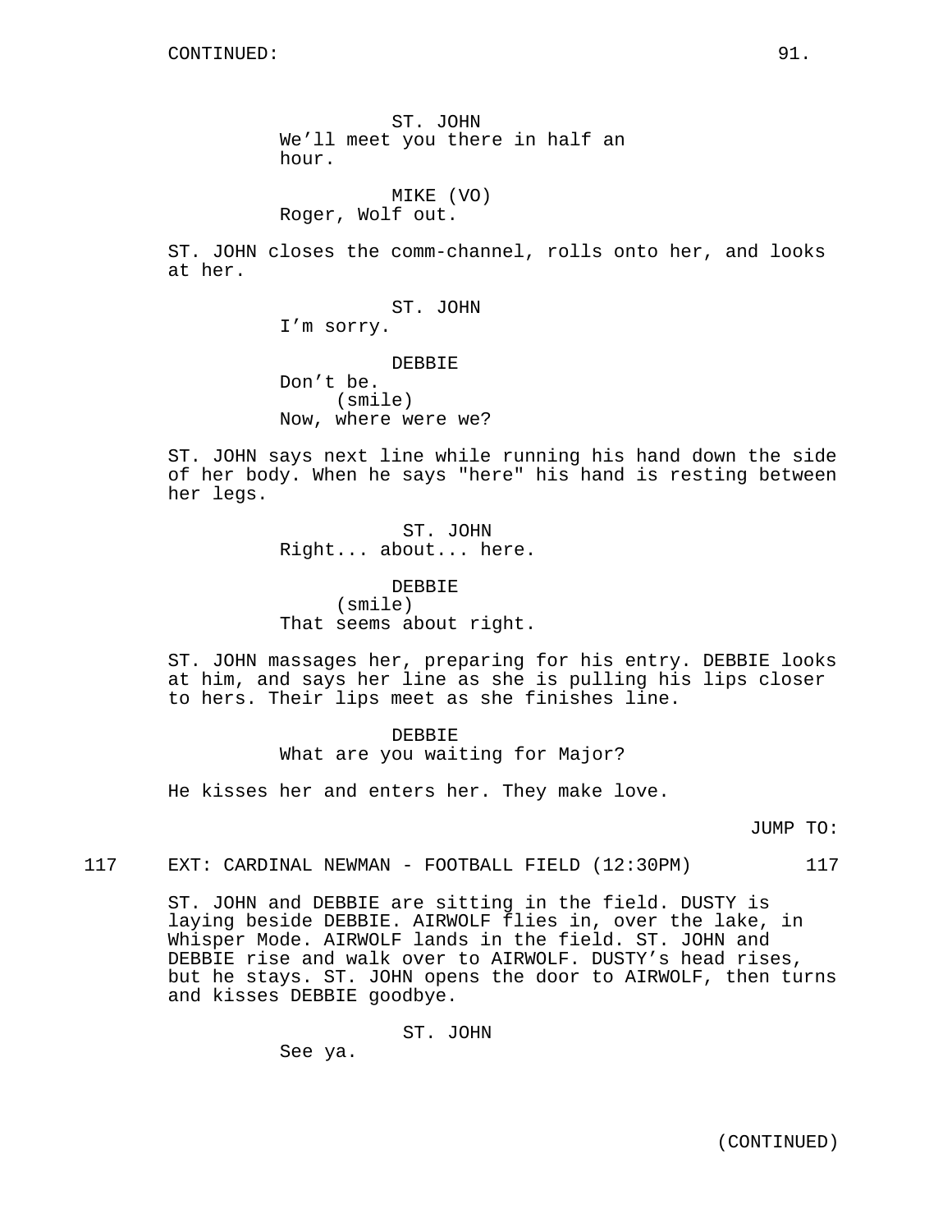CONTINUED:

ST. JOHN
We'll meet you there in half an hour.

MIKE (VO)
Roger, Wolf out.

ST. JOHN closes the comm-channel, rolls onto her, and looks at her.

ST. JOHN
I'm sorry.

DEBBIE
Don't be.
(smile)
Now, where were we?

ST. JOHN says next line while running his hand down the side of her body. When he says "here" his hand is resting between her legs.

ST. JOHN
Right... about... here.

DEBBIE
(smile)
That seems about right.

ST. JOHN massages her, preparing for his entry. DEBBIE looks at him, and says her line as she is pulling his lips closer to hers. Their lips meet as she finishes line.

DEBBIE
What are you waiting for Major?

He kisses her and enters her. They make love.

JUMP TO:

117 EXT: CARDINAL NEWMAN - FOOTBALL FIELD (12:30PM) 117

ST. JOHN and DEBBIE are sitting in the field. DUSTY is laying beside DEBBIE. AIRWOLF flies in, over the lake, in Whisper Mode. AIRWOLF lands in the field. ST. JOHN and DEBBIE rise and walk over to AIRWOLF. DUSTY's head rises, but he stays. ST. JOHN opens the door to AIRWOLF, then turns and kisses DEBBIE goodbye.

ST. JOHN
See ya.

(CONTINUED)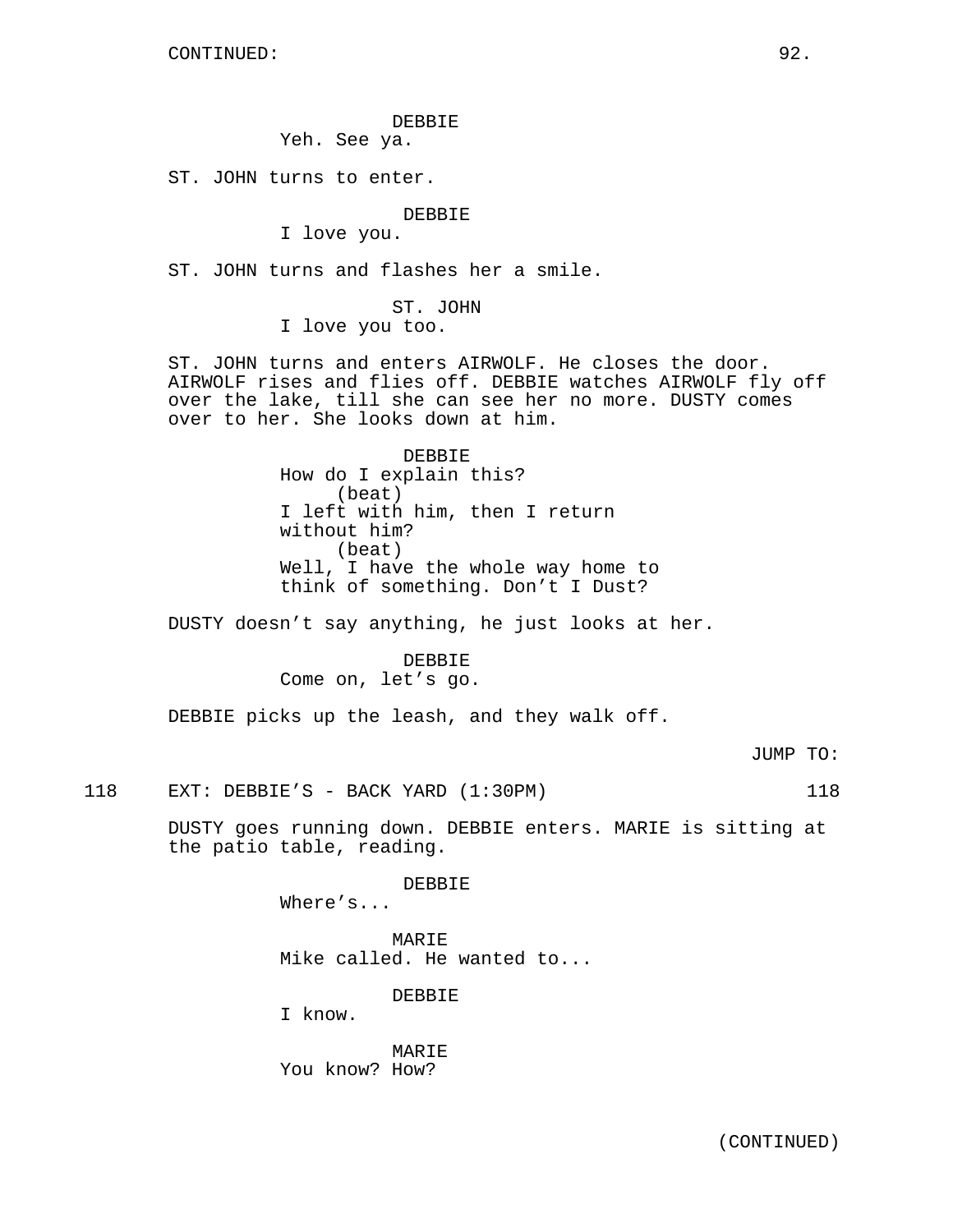CONTINUED:

DEBBIE
Yeh. See ya.

ST. JOHN turns to enter.

DEBBIE
I love you.

ST. JOHN turns and flashes her a smile.

ST. JOHN
I love you too.

ST. JOHN turns and enters AIRWOLF. He closes the door. AIRWOLF rises and flies off. DEBBIE watches AIRWOLF fly off over the lake, till she can see her no more. DUSTY comes over to her. She looks down at him.

DEBBIE
How do I explain this?
(beat)
I left with him, then I return without him?
(beat)
Well, I have the whole way home to think of something. Don't I Dust?

DUSTY doesn't say anything, he just looks at her.

DEBBIE
Come on, let's go.

DEBBIE picks up the leash, and they walk off.

JUMP TO:

118 EXT: DEBBIE'S - BACK YARD (1:30PM) 118

DUSTY goes running down. DEBBIE enters. MARIE is sitting at the patio table, reading.

DEBBIE
Where's...

MARIE
Mike called. He wanted to...

DEBBIE
I know.

MARIE
You know? How?

(CONTINUED)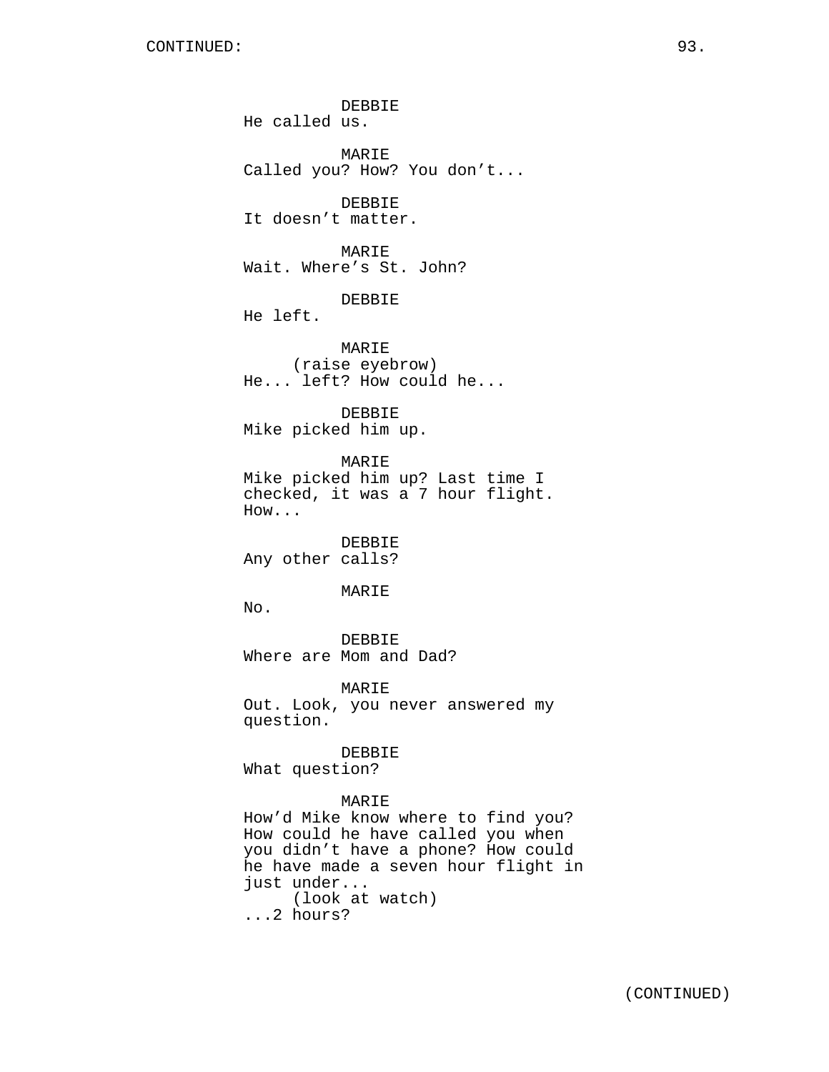CONTINUED:

DEBBIE
He called us.

MARIE
Called you? How? You don't...

DEBBIE
It doesn't matter.

MARIE
Wait. Where's St. John?

DEBBIE
He left.

MARIE
(raise eyebrow)
He... left? How could he...

DEBBIE
Mike picked him up.

MARIE
Mike picked him up? Last time I checked, it was a 7 hour flight. How...

DEBBIE
Any other calls?

MARIE
No.

DEBBIE
Where are Mom and Dad?

MARIE
Out. Look, you never answered my question.

DEBBIE
What question?

MARIE
How'd Mike know where to find you? How could he have called you when you didn't have a phone? How could he have made a seven hour flight in just under...
(look at watch)
...2 hours?

(CONTINUED)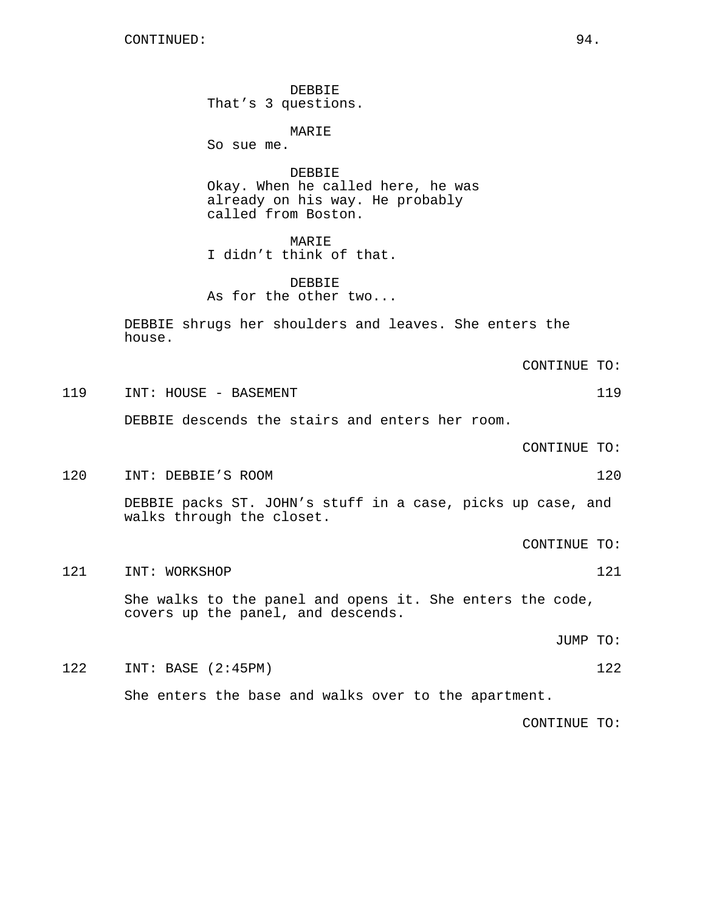DEBBIE
That’s 3 questions.

MARIE
So sue me.

DEBBIE
Okay. When he called here, he was already on his way. He probably called from Boston.

MARIE
I didn’t think of that.

DEBBIE
As for the other two...

DEBBIE shrugs her shoulders and leaves. She enters the house.

CONTINUE TO:

119 INT: HOUSE - BASEMENT 119

DEBBIE descends the stairs and enters her room.

CONTINUE TO:

120 INT: DEBBIE’S ROOM 120

DEBBIE packs ST. JOHN’s stuff in a case, picks up case, and walks through the closet.

CONTINUE TO:

121 INT: WORKSHOP 121

She walks to the panel and opens it. She enters the code, covers up the panel, and descends.

JUMP TO:

122 INT: BASE (2:45PM) 122

She enters the base and walks over to the apartment.

CONTINUE TO: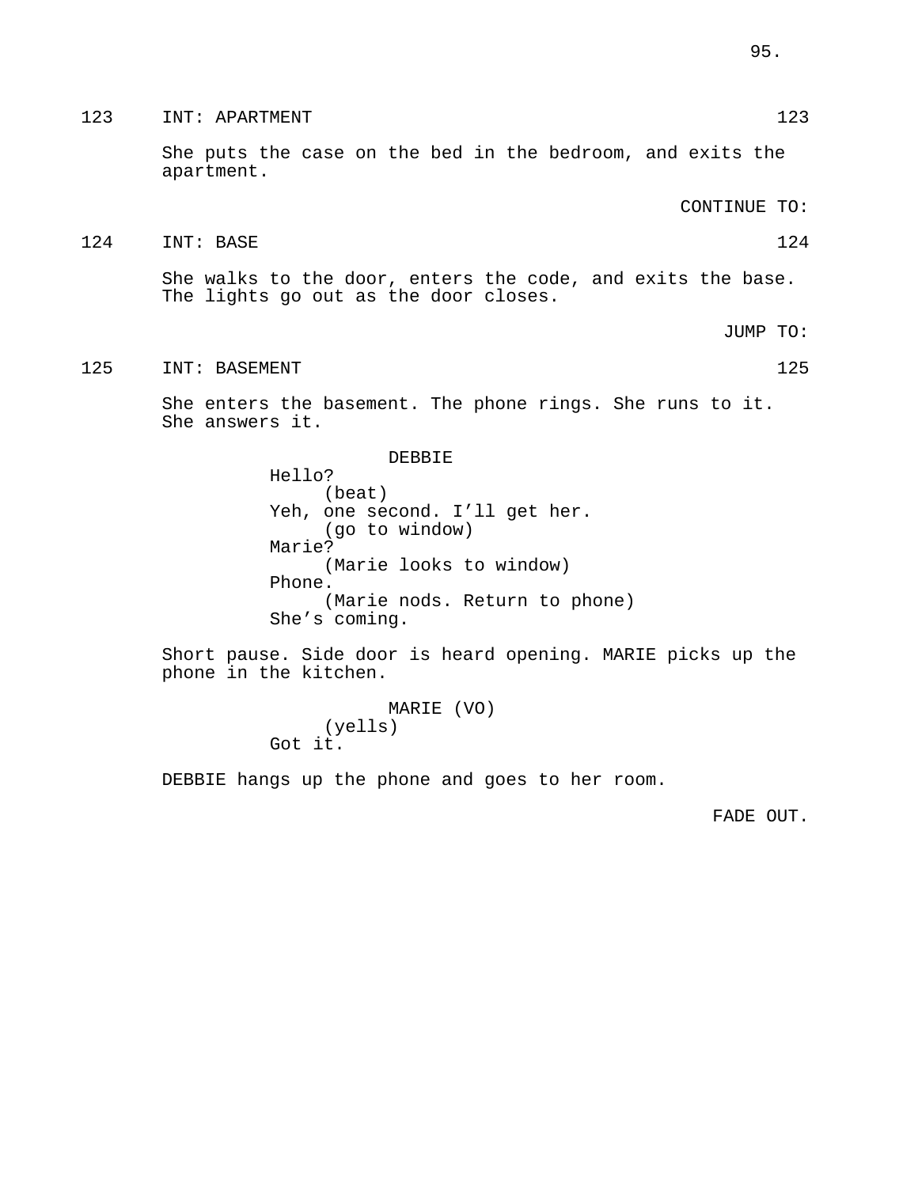123 INT: APARTMENT 123

She puts the case on the bed in the bedroom, and exits the apartment.

CONTINUE TO:

124 INT: BASE 124

She walks to the door, enters the code, and exits the base. The lights go out as the door closes.

JUMP TO:

125 INT: BASEMENT 125

She enters the basement. The phone rings. She runs to it. She answers it.

DEBBIE
Hello?
(beat)
Yeh, one second. I'll get her.
(go to window)
Marie?
(Marie looks to window)
Phone.
(Marie nods. Return to phone)
She's coming.

Short pause. Side door is heard opening. MARIE picks up the phone in the kitchen.

MARIE (VO)
(yells)
Got it.

DEBBIE hangs up the phone and goes to her room.

FADE OUT.